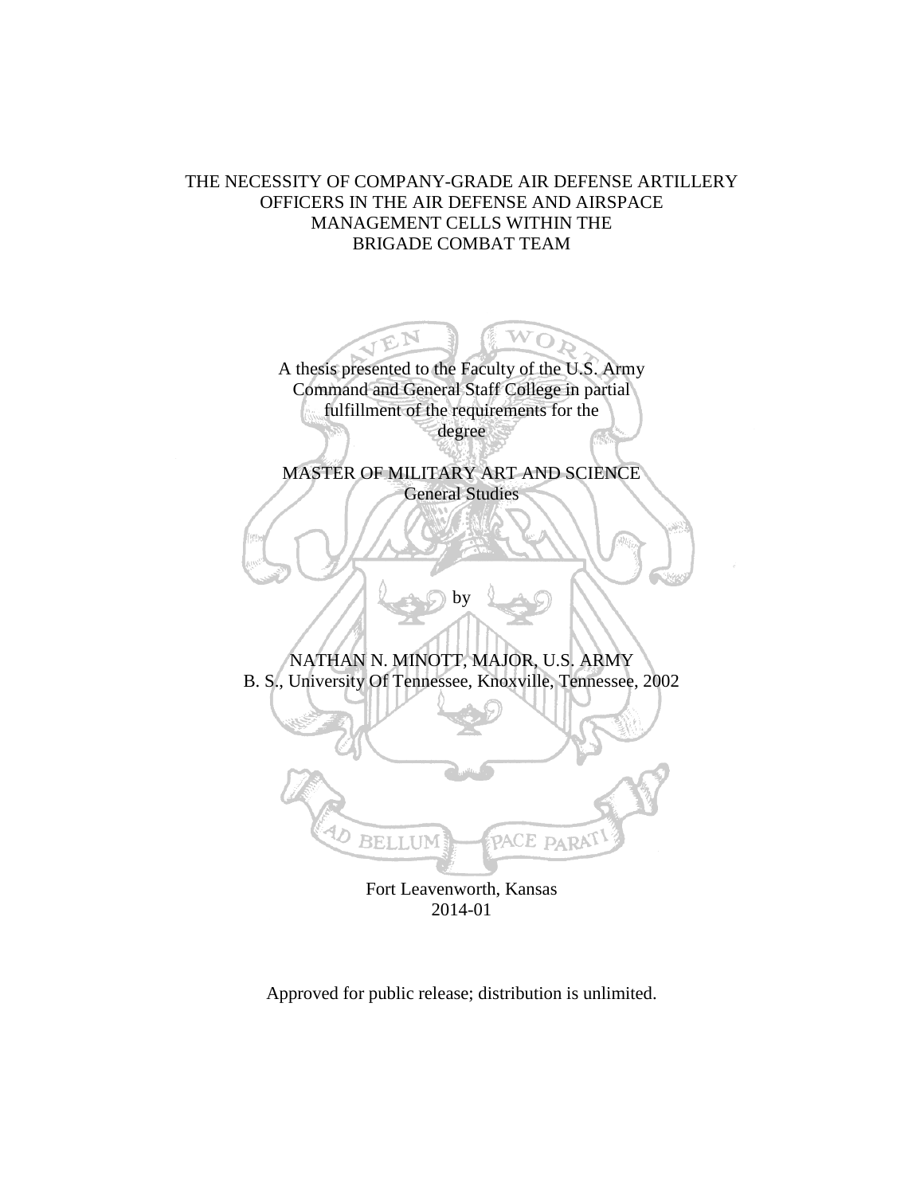# THE NECESSITY OF COMPANY-GRADE AIR DEFENSE ARTILLERY OFFICERS IN THE AIR DEFENSE AND AIRSPACE MANAGEMENT CELLS WITHIN THE BRIGADE COMBAT TEAM

A thesis presented to the Faculty of the U.S. Army Command and General Staff College in partial fulfillment of the requirements for the degree

MASTER OF MILITARY ART AND SCIENCE
General Studies

by

NATHAN N. MINOTT, MAJOR, U.S. ARMY
B. S., University Of Tennessee, Knoxville, Tennessee, 2002

AD BELLUM PACE PARATI

Fort Leavenworth, Kansas
2014-01

Approved for public release; distribution is unlimited.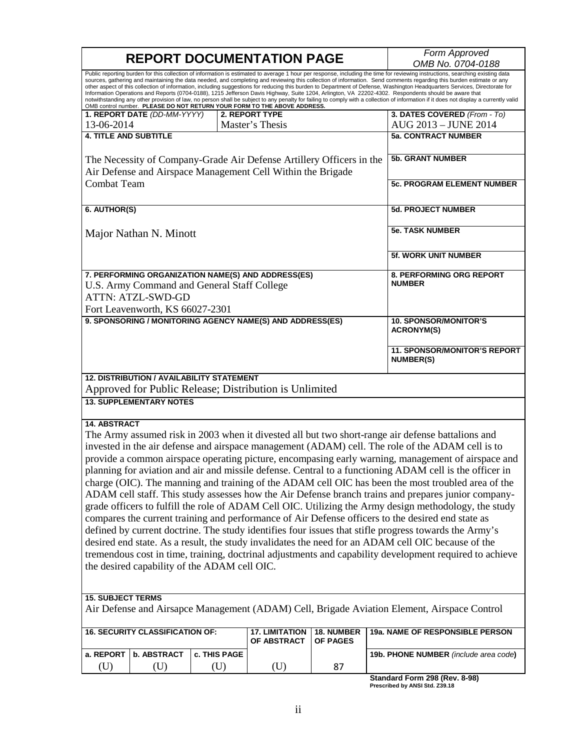# REPORT DOCUMENTATION PAGE

*Form Approved*
*OMB No. 0704-0188*

Public reporting burden for this collection of information is estimated to average 1 hour per response, including the time for reviewing instructions, searching existing data sources, gathering and maintaining the data needed, and completing and reviewing this collection of information. Send comments regarding this burden estimate or any other aspect of this collection of information, including suggestions for reducing this burden to Department of Defense, Washington Headquarters Services, Directorate for Information Operations and Reports (0704-0188), 1215 Jefferson Davis Highway, Suite 1204, Arlington, VA 22202-4302. Respondents should be aware that notwithstanding any other provision of law, no person shall be subject to any penalty for failing to comply with a collection of information if it does not display a currently valid OMB control number. **PLEASE DO NOT RETURN YOUR FORM TO THE ABOVE ADDRESS.**

| **1. REPORT DATE** *(DD-MM-YYYY)* | **2. REPORT TYPE** | **3. DATES COVERED** *(From - To)* |
|---|---|---|
| 13-06-2014 | Master's Thesis | AUG 2013 – JUNE 2014 |

**4. TITLE AND SUBTITLE**

The Necessity of Company-Grade Air Defense Artillery Officers in the Air Defense and Airspace Management Cell Within the Brigade Combat Team

**5a. CONTRACT NUMBER**

**5b. GRANT NUMBER**

**5c. PROGRAM ELEMENT NUMBER**

**6. AUTHOR(S)**

Major Nathan N. Minott

**5d. PROJECT NUMBER**

**5e. TASK NUMBER**

**5f. WORK UNIT NUMBER**

**7. PERFORMING ORGANIZATION NAME(S) AND ADDRESS(ES)**

U.S. Army Command and General Staff College
ATTN: ATZL-SWD-GD
Fort Leavenworth, KS 66027-2301

**8. PERFORMING ORG REPORT NUMBER**

**9. SPONSORING / MONITORING AGENCY NAME(S) AND ADDRESS(ES)**

**10. SPONSOR/MONITOR'S ACRONYM(S)**

**11. SPONSOR/MONITOR'S REPORT NUMBER(S)**

**12. DISTRIBUTION / AVAILABILITY STATEMENT**

Approved for Public Release; Distribution is Unlimited

**13. SUPPLEMENTARY NOTES**

**14. ABSTRACT**

The Army assumed risk in 2003 when it divested all but two short-range air defense battalions and invested in the air defense and airspace management (ADAM) cell. The role of the ADAM cell is to provide a common airspace operating picture, encompasing early warning, management of airspace and planning for aviation and air and missile defense. Central to a functioning ADAM cell is the officer in charge (OIC). The manning and training of the ADAM cell OIC has been the most troubled area of the ADAM cell staff. This study assesses how the Air Defense branch trains and prepares junior company-grade officers to fulfill the role of ADAM Cell OIC. Utilizing the Army design methodology, the study compares the current training and performance of Air Defense officers to the desired end state as defined by current doctrine. The study identifies four issues that stifle progress towards the Army's desired end state. As a result, the study invalidates the need for an ADAM cell OIC because of the tremendous cost in time, training, doctrinal adjustments and capability development required to achieve the desired capability of the ADAM cell OIC.

**15. SUBJECT TERMS**

Air Defense and Airsapce Management (ADAM) Cell, Brigade Aviation Element, Airspace Control

| **16. SECURITY CLASSIFICATION OF:** | | | **17. LIMITATION OF ABSTRACT** | **18. NUMBER OF PAGES** | **19a. NAME OF RESPONSIBLE PERSON** |
|---|---|---|---|---|---|
| **a. REPORT** | **b. ABSTRACT** | **c. THIS PAGE** | | | **19b. PHONE NUMBER** *(include area code)* |
| (U) | (U) | (U) | (U) | 87 | |

**Standard Form 298 (Rev. 8-98)**
**Prescribed by ANSI Std. Z39.18**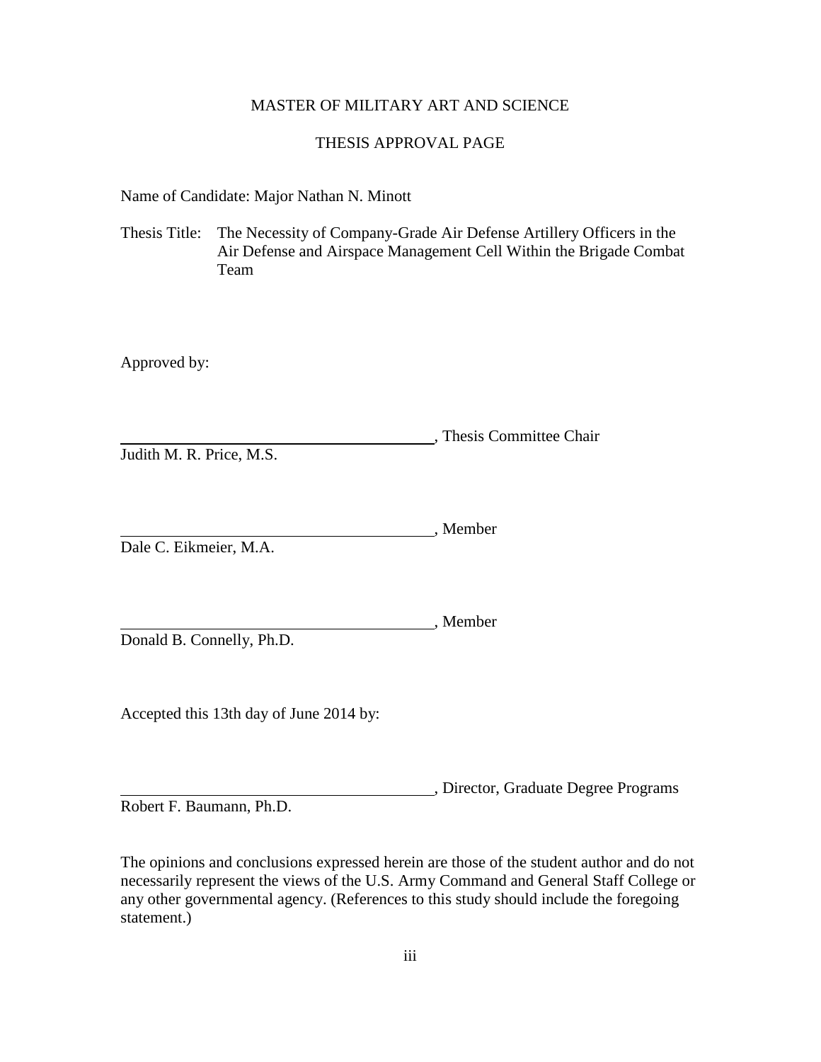# MASTER OF MILITARY ART AND SCIENCE

## THESIS APPROVAL PAGE

Name of Candidate: Major Nathan N. Minott

Thesis Title: The Necessity of Company-Grade Air Defense Artillery Officers in the Air Defense and Airspace Management Cell Within the Brigade Combat Team

Approved by:

\_\_\_\_\_\_\_\_\_\_\_\_\_\_\_\_\_\_\_\_\_\_\_\_\_\_\_\_\_\_\_\_\_\_\_\_, Thesis Committee Chair
Judith M. R. Price, M.S.

\_\_\_\_\_\_\_\_\_\_\_\_\_\_\_\_\_\_\_\_\_\_\_\_\_\_\_\_\_\_\_\_\_\_\_\_, Member
Dale C. Eikmeier, M.A.

\_\_\_\_\_\_\_\_\_\_\_\_\_\_\_\_\_\_\_\_\_\_\_\_\_\_\_\_\_\_\_\_\_\_\_\_, Member
Donald B. Connelly, Ph.D.

Accepted this 13th day of June 2014 by:

\_\_\_\_\_\_\_\_\_\_\_\_\_\_\_\_\_\_\_\_\_\_\_\_\_\_\_\_\_\_\_\_\_\_\_\_, Director, Graduate Degree Programs
Robert F. Baumann, Ph.D.

The opinions and conclusions expressed herein are those of the student author and do not necessarily represent the views of the U.S. Army Command and General Staff College or any other governmental agency. (References to this study should include the foregoing statement.)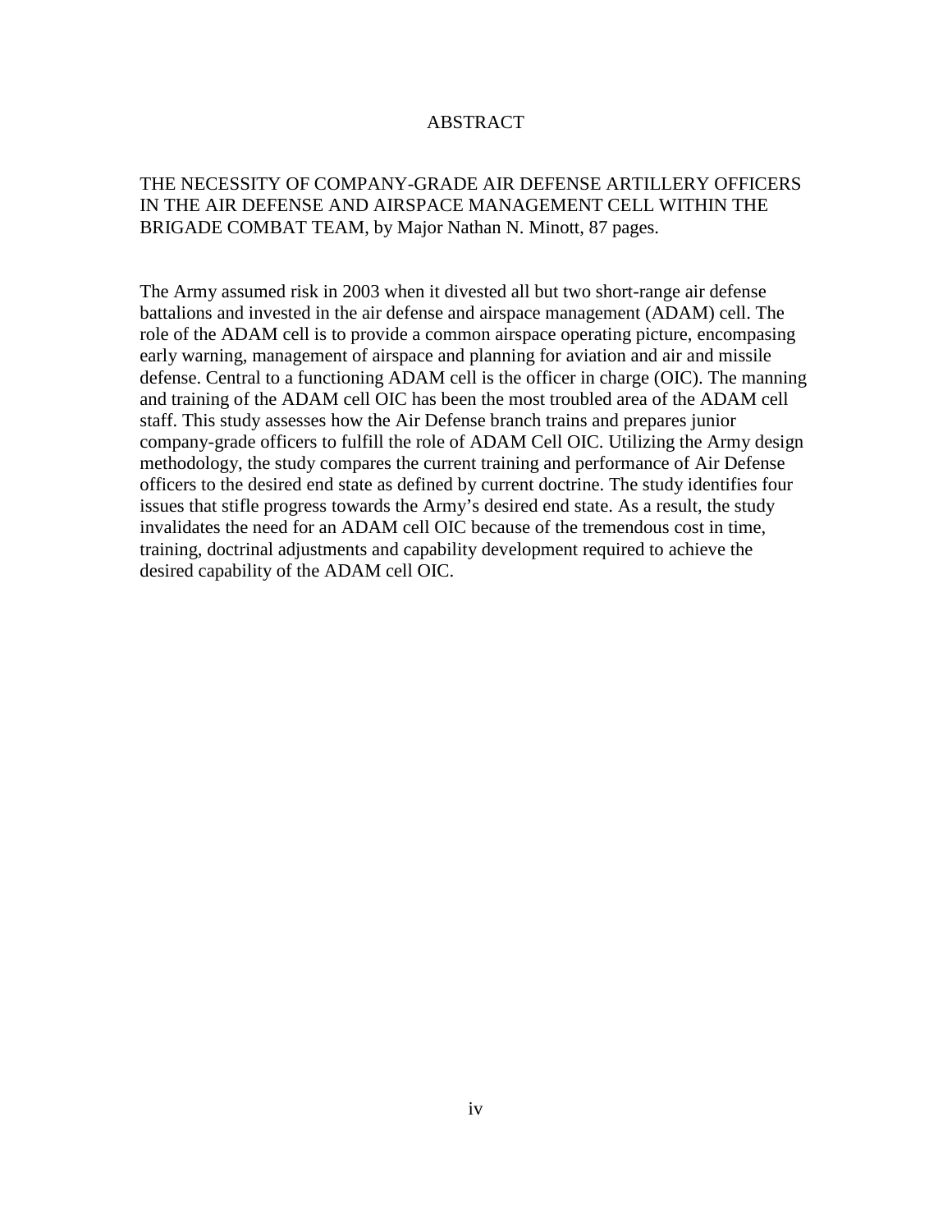# ABSTRACT

THE NECESSITY OF COMPANY-GRADE AIR DEFENSE ARTILLERY OFFICERS IN THE AIR DEFENSE AND AIRSPACE MANAGEMENT CELL WITHIN THE BRIGADE COMBAT TEAM, by Major Nathan N. Minott, 87 pages.

The Army assumed risk in 2003 when it divested all but two short-range air defense battalions and invested in the air defense and airspace management (ADAM) cell. The role of the ADAM cell is to provide a common airspace operating picture, encompasing early warning, management of airspace and planning for aviation and air and missile defense. Central to a functioning ADAM cell is the officer in charge (OIC). The manning and training of the ADAM cell OIC has been the most troubled area of the ADAM cell staff. This study assesses how the Air Defense branch trains and prepares junior company-grade officers to fulfill the role of ADAM Cell OIC. Utilizing the Army design methodology, the study compares the current training and performance of Air Defense officers to the desired end state as defined by current doctrine. The study identifies four issues that stifle progress towards the Army's desired end state. As a result, the study invalidates the need for an ADAM cell OIC because of the tremendous cost in time, training, doctrinal adjustments and capability development required to achieve the desired capability of the ADAM cell OIC.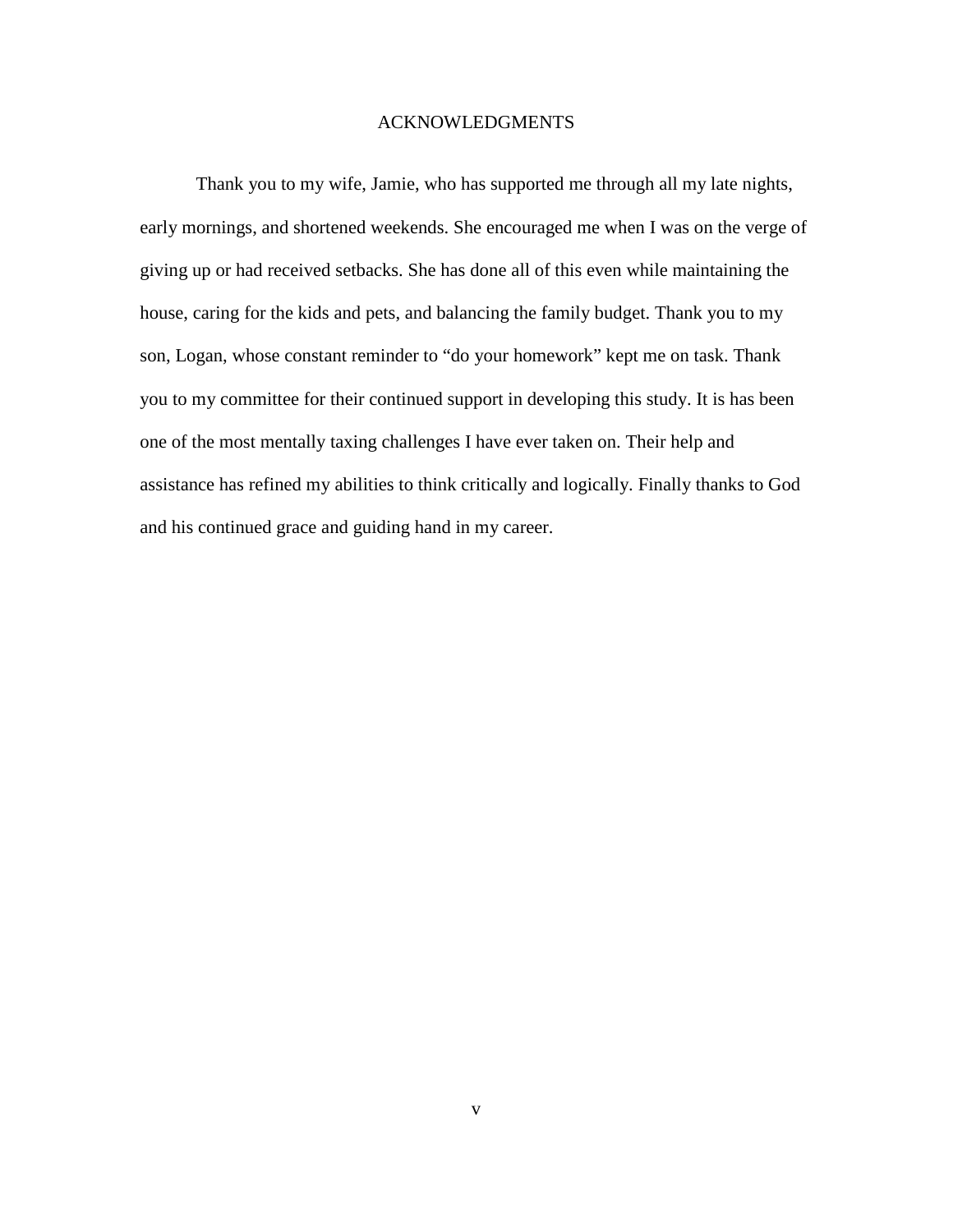# ACKNOWLEDGMENTS

Thank you to my wife, Jamie, who has supported me through all my late nights, early mornings, and shortened weekends. She encouraged me when I was on the verge of giving up or had received setbacks. She has done all of this even while maintaining the house, caring for the kids and pets, and balancing the family budget. Thank you to my son, Logan, whose constant reminder to "do your homework" kept me on task. Thank you to my committee for their continued support in developing this study. It is has been one of the most mentally taxing challenges I have ever taken on. Their help and assistance has refined my abilities to think critically and logically. Finally thanks to God and his continued grace and guiding hand in my career.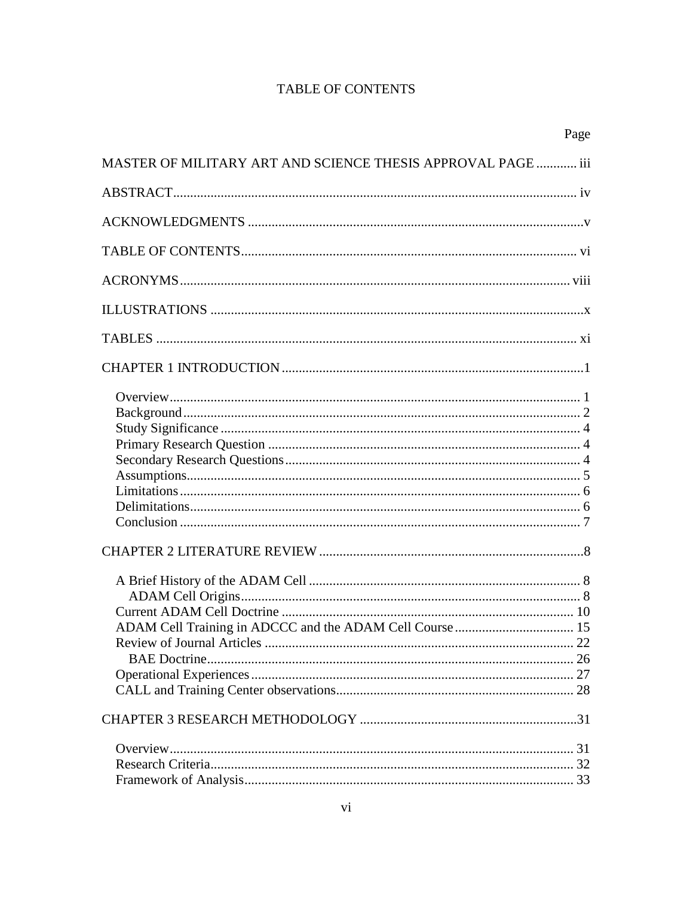# TABLE OF CONTENTS

Page

MASTER OF MILITARY ART AND SCIENCE THESIS APPROVAL PAGE ............ iii

ABSTRACT ...................................................................................................................... iv

ACKNOWLEDGMENTS ..................................................................................................v

TABLE OF CONTENTS ................................................................................................... vi

ACRONYMS ................................................................................................................... viii

ILLUSTRATIONS .............................................................................................................x

TABLES ........................................................................................................................... xi

CHAPTER 1 INTRODUCTION .........................................................................................1

- Overview ........................................................................................................................ 1
- Background .................................................................................................................... 2
- Study Significance ......................................................................................................... 4
- Primary Research Question ........................................................................................... 4
- Secondary Research Questions ...................................................................................... 4
- Assumptions .................................................................................................................. 5
- Limitations ..................................................................................................................... 6
- Delimitations .................................................................................................................. 6
- Conclusion ..................................................................................................................... 7

CHAPTER 2 LITERATURE REVIEW ..............................................................................8

- A Brief History of the ADAM Cell ............................................................................... 8
  - ADAM Cell Origins .................................................................................................. 8
- Current ADAM Cell Doctrine ..................................................................................... 10
- ADAM Cell Training in ADCCC and the ADAM Cell Course ................................... 15
- Review of Journal Articles .......................................................................................... 22
  - BAE Doctrine ........................................................................................................... 26
- Operational Experiences .............................................................................................. 27
- CALL and Training Center observations..................................................................... 28

CHAPTER 3 RESEARCH METHODOLOGY ................................................................31

- Overview ...................................................................................................................... 31
- Research Criteria .......................................................................................................... 32
- Framework of Analysis ................................................................................................ 33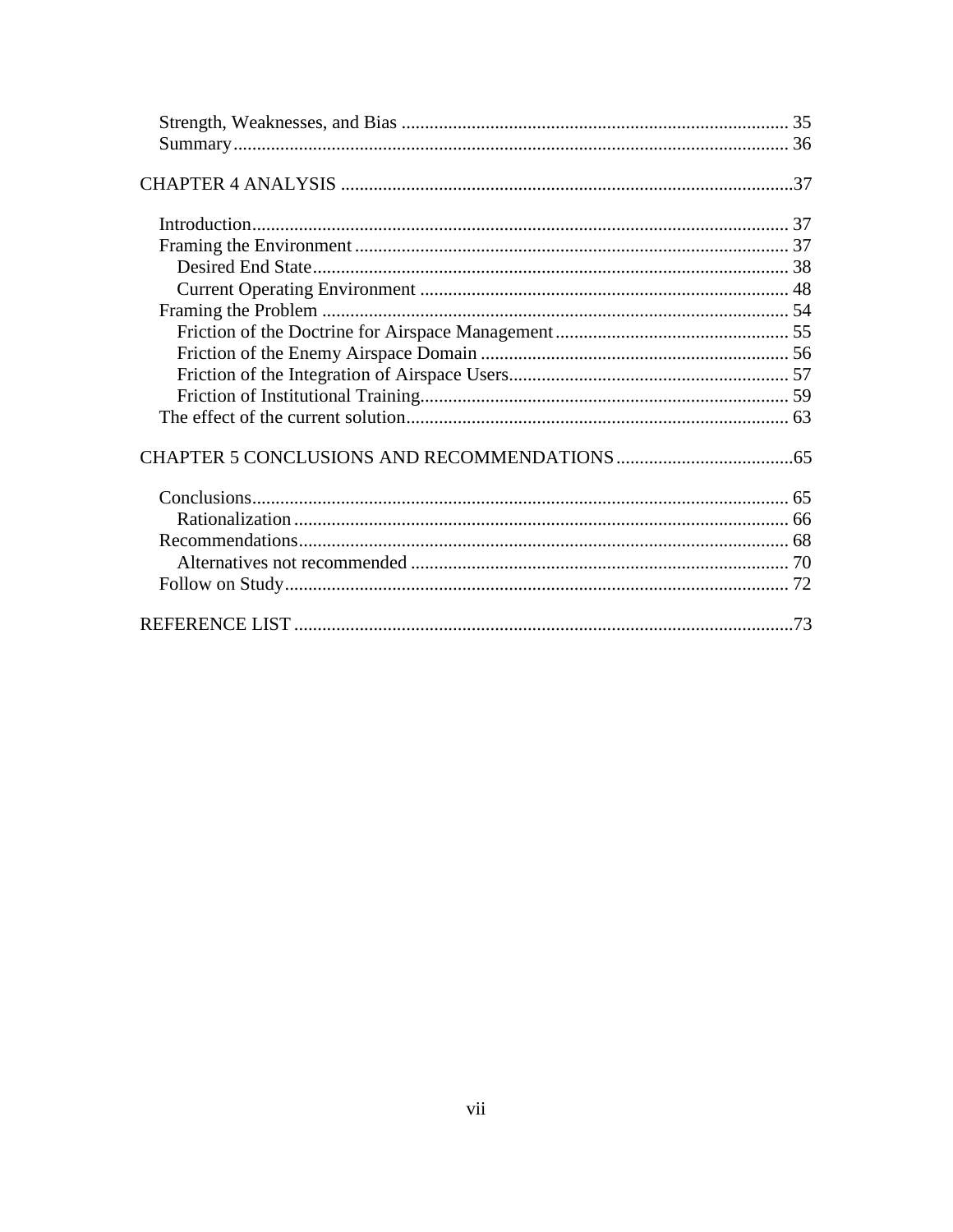Strength, Weaknesses, and Bias .................................................................................. 35
Summary...................................................................................................................... 36

CHAPTER 4 ANALYSIS ................................................................................................37

Introduction.................................................................................................................. 37
Framing the Environment ............................................................................................ 37
Desired End State..................................................................................................... 38
Current Operating Environment .............................................................................. 48
Framing the Problem ................................................................................................... 54
Friction of the Doctrine for Airspace Management.................................................. 55
Friction of the Enemy Airspace Domain .................................................................. 56
Friction of the Integration of Airspace Users............................................................ 57
Friction of Institutional Training............................................................................... 59
The effect of the current solution................................................................................. 63

CHAPTER 5 CONCLUSIONS AND RECOMMENDATIONS......................................65

Conclusions.................................................................................................................. 65
Rationalization ......................................................................................................... 66
Recommendations........................................................................................................ 68
Alternatives not recommended ................................................................................ 70
Follow on Study........................................................................................................... 72

REFERENCE LIST ..........................................................................................................73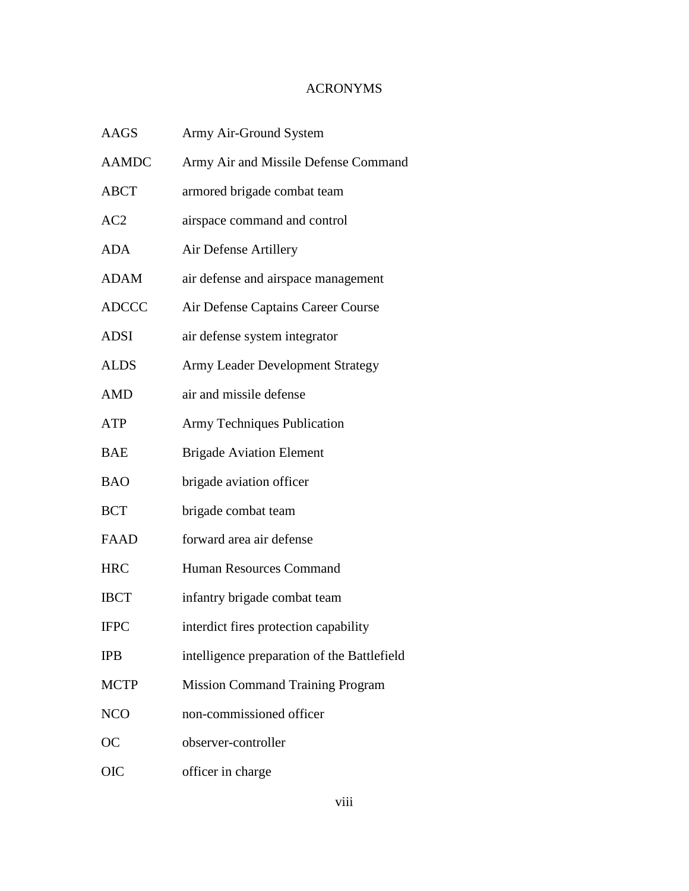# ACRONYMS

| | |
|---|---|
| AAGS | Army Air-Ground System |
| AAMDC | Army Air and Missile Defense Command |
| ABCT | armored brigade combat team |
| AC2 | airspace command and control |
| ADA | Air Defense Artillery |
| ADAM | air defense and airspace management |
| ADCCC | Air Defense Captains Career Course |
| ADSI | air defense system integrator |
| ALDS | Army Leader Development Strategy |
| AMD | air and missile defense |
| ATP | Army Techniques Publication |
| BAE | Brigade Aviation Element |
| BAO | brigade aviation officer |
| BCT | brigade combat team |
| FAAD | forward area air defense |
| HRC | Human Resources Command |
| IBCT | infantry brigade combat team |
| IFPC | interdict fires protection capability |
| IPB | intelligence preparation of the Battlefield |
| MCTP | Mission Command Training Program |
| NCO | non-commissioned officer |
| OC | observer-controller |
| OIC | officer in charge |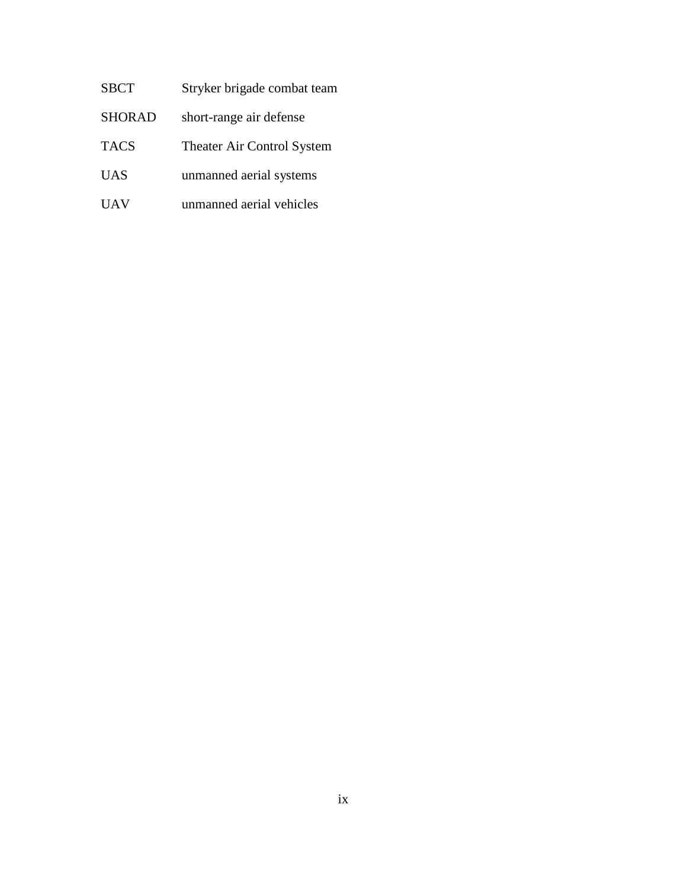| | |
|---|---|
| SBCT | Stryker brigade combat team |
| SHORAD | short-range air defense |
| TACS | Theater Air Control System |
| UAS | unmanned aerial systems |
| UAV | unmanned aerial vehicles |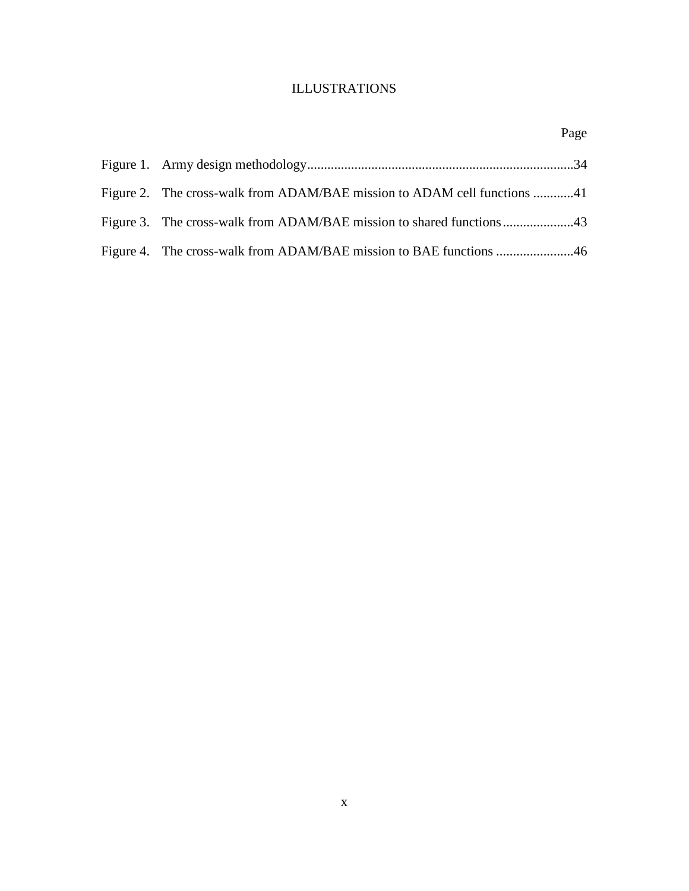# ILLUSTRATIONS

| | Page |
|---|---|
| Figure 1. Army design methodology | 34 |
| Figure 2. The cross-walk from ADAM/BAE mission to ADAM cell functions | 41 |
| Figure 3. The cross-walk from ADAM/BAE mission to shared functions | 43 |
| Figure 4. The cross-walk from ADAM/BAE mission to BAE functions | 46 |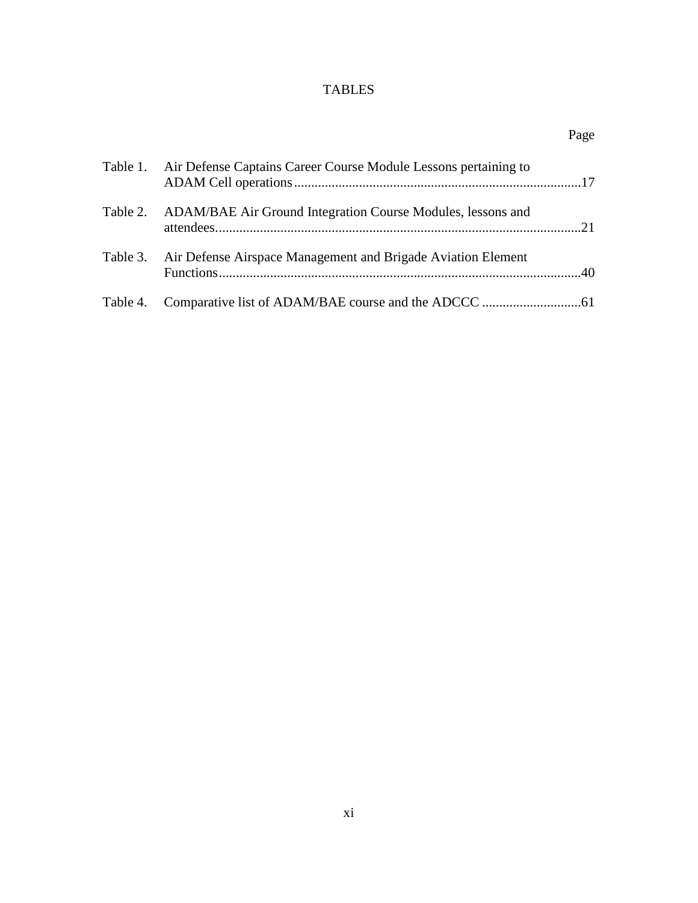# TABLES

| | | Page |
|---|---|---|
| Table 1. | Air Defense Captains Career Course Module Lessons pertaining to ADAM Cell operations | 17 |
| Table 2. | ADAM/BAE Air Ground Integration Course Modules, lessons and attendees | 21 |
| Table 3. | Air Defense Airspace Management and Brigade Aviation Element Functions | 40 |
| Table 4. | Comparative list of ADAM/BAE course and the ADCCC | 61 |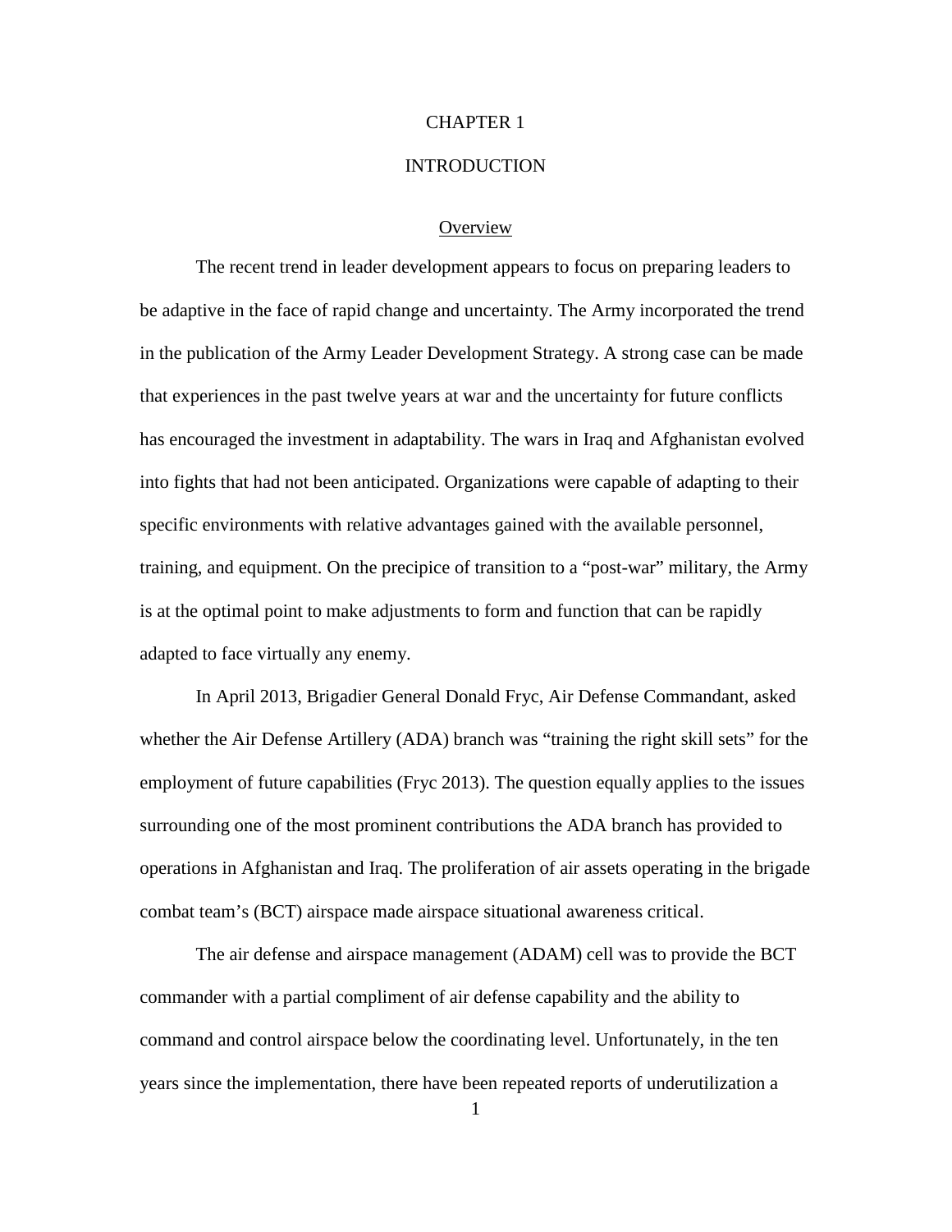# CHAPTER 1

# INTRODUCTION

## Overview

The recent trend in leader development appears to focus on preparing leaders to be adaptive in the face of rapid change and uncertainty. The Army incorporated the trend in the publication of the Army Leader Development Strategy. A strong case can be made that experiences in the past twelve years at war and the uncertainty for future conflicts has encouraged the investment in adaptability. The wars in Iraq and Afghanistan evolved into fights that had not been anticipated. Organizations were capable of adapting to their specific environments with relative advantages gained with the available personnel, training, and equipment. On the precipice of transition to a "post-war" military, the Army is at the optimal point to make adjustments to form and function that can be rapidly adapted to face virtually any enemy.

In April 2013, Brigadier General Donald Fryc, Air Defense Commandant, asked whether the Air Defense Artillery (ADA) branch was "training the right skill sets" for the employment of future capabilities (Fryc 2013). The question equally applies to the issues surrounding one of the most prominent contributions the ADA branch has provided to operations in Afghanistan and Iraq. The proliferation of air assets operating in the brigade combat team's (BCT) airspace made airspace situational awareness critical.

The air defense and airspace management (ADAM) cell was to provide the BCT commander with a partial compliment of air defense capability and the ability to command and control airspace below the coordinating level. Unfortunately, in the ten years since the implementation, there have been repeated reports of underutilization a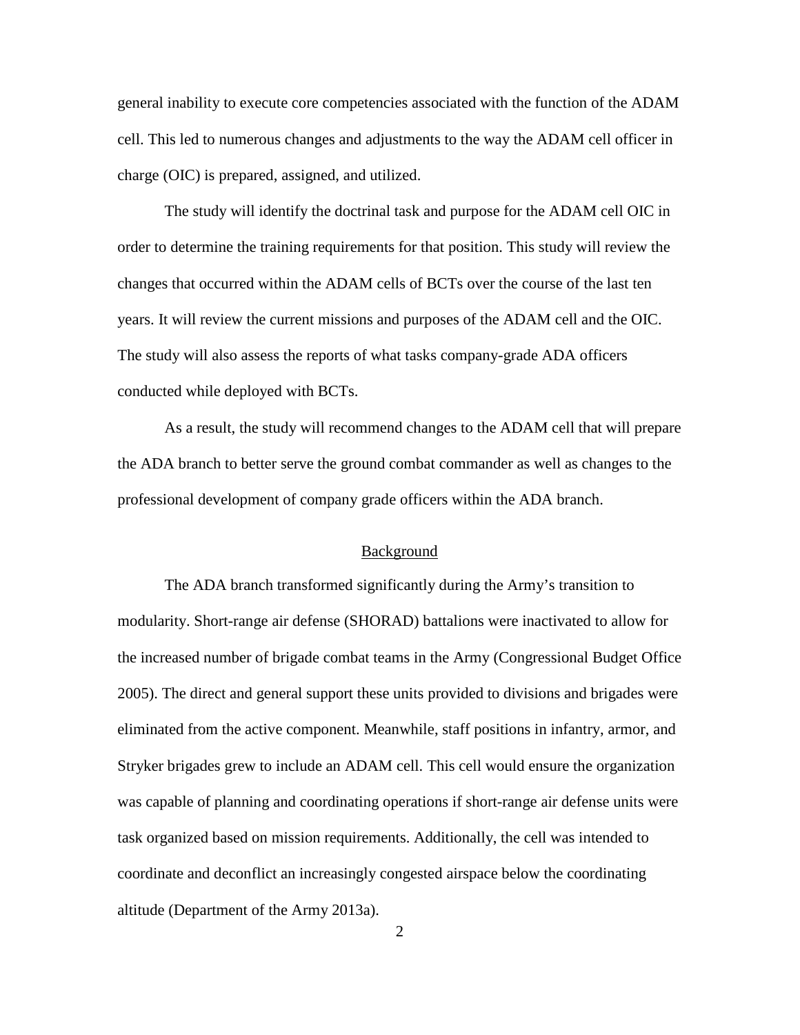general inability to execute core competencies associated with the function of the ADAM cell. This led to numerous changes and adjustments to the way the ADAM cell officer in charge (OIC) is prepared, assigned, and utilized.

The study will identify the doctrinal task and purpose for the ADAM cell OIC in order to determine the training requirements for that position. This study will review the changes that occurred within the ADAM cells of BCTs over the course of the last ten years. It will review the current missions and purposes of the ADAM cell and the OIC. The study will also assess the reports of what tasks company-grade ADA officers conducted while deployed with BCTs.

As a result, the study will recommend changes to the ADAM cell that will prepare the ADA branch to better serve the ground combat commander as well as changes to the professional development of company grade officers within the ADA branch.

## Background

The ADA branch transformed significantly during the Army's transition to modularity. Short-range air defense (SHORAD) battalions were inactivated to allow for the increased number of brigade combat teams in the Army (Congressional Budget Office 2005). The direct and general support these units provided to divisions and brigades were eliminated from the active component. Meanwhile, staff positions in infantry, armor, and Stryker brigades grew to include an ADAM cell. This cell would ensure the organization was capable of planning and coordinating operations if short-range air defense units were task organized based on mission requirements. Additionally, the cell was intended to coordinate and deconflict an increasingly congested airspace below the coordinating altitude (Department of the Army 2013a).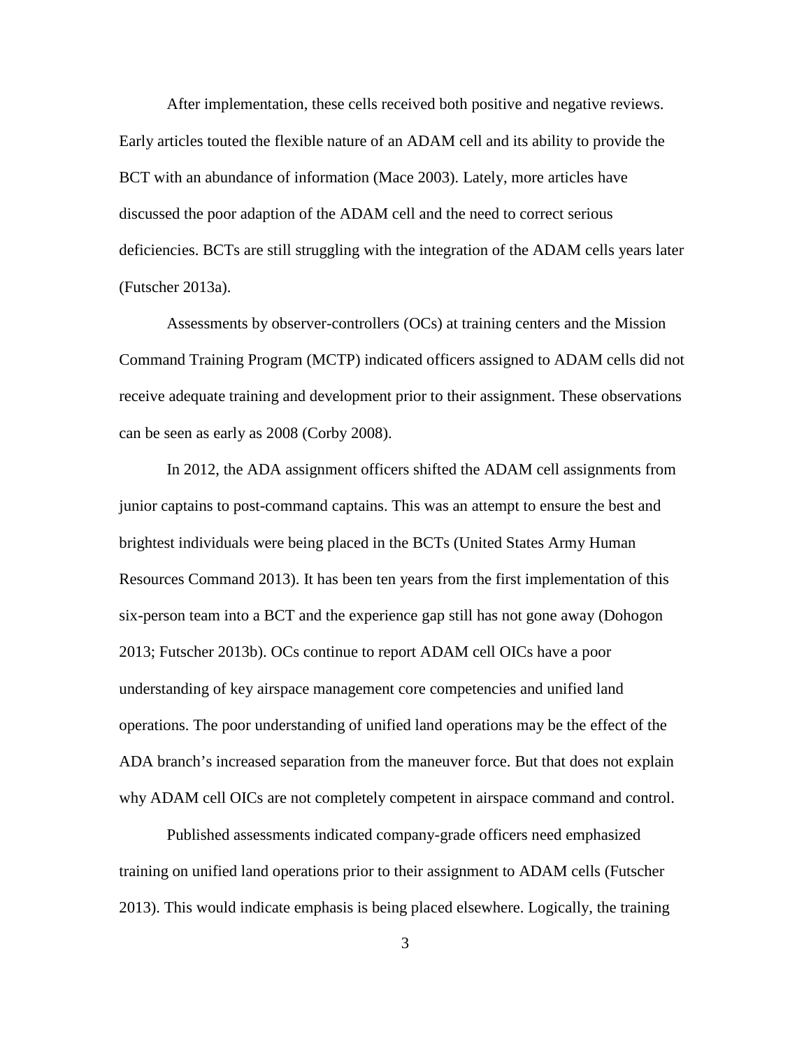After implementation, these cells received both positive and negative reviews. Early articles touted the flexible nature of an ADAM cell and its ability to provide the BCT with an abundance of information (Mace 2003). Lately, more articles have discussed the poor adaption of the ADAM cell and the need to correct serious deficiencies. BCTs are still struggling with the integration of the ADAM cells years later (Futscher 2013a).

Assessments by observer-controllers (OCs) at training centers and the Mission Command Training Program (MCTP) indicated officers assigned to ADAM cells did not receive adequate training and development prior to their assignment. These observations can be seen as early as 2008 (Corby 2008).

In 2012, the ADA assignment officers shifted the ADAM cell assignments from junior captains to post-command captains. This was an attempt to ensure the best and brightest individuals were being placed in the BCTs (United States Army Human Resources Command 2013). It has been ten years from the first implementation of this six-person team into a BCT and the experience gap still has not gone away (Dohogon 2013; Futscher 2013b). OCs continue to report ADAM cell OICs have a poor understanding of key airspace management core competencies and unified land operations. The poor understanding of unified land operations may be the effect of the ADA branch's increased separation from the maneuver force. But that does not explain why ADAM cell OICs are not completely competent in airspace command and control.

Published assessments indicated company-grade officers need emphasized training on unified land operations prior to their assignment to ADAM cells (Futscher 2013). This would indicate emphasis is being placed elsewhere. Logically, the training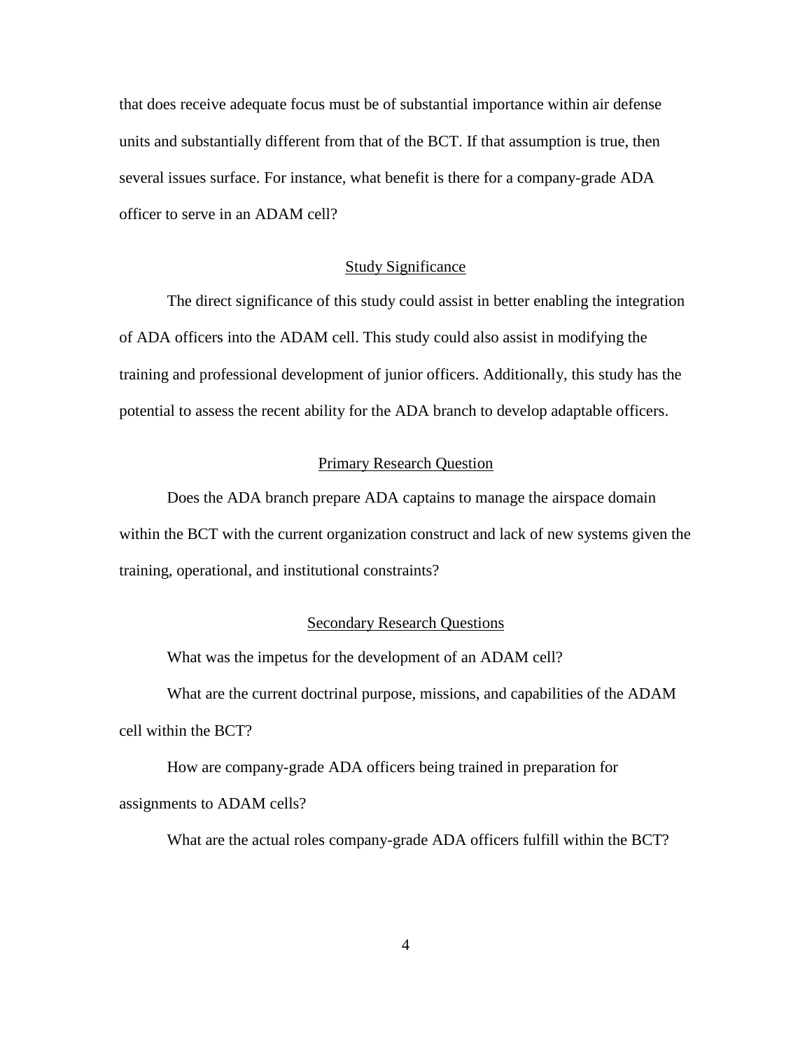that does receive adequate focus must be of substantial importance within air defense units and substantially different from that of the BCT. If that assumption is true, then several issues surface. For instance, what benefit is there for a company-grade ADA officer to serve in an ADAM cell?

## Study Significance

The direct significance of this study could assist in better enabling the integration of ADA officers into the ADAM cell. This study could also assist in modifying the training and professional development of junior officers. Additionally, this study has the potential to assess the recent ability for the ADA branch to develop adaptable officers.

## Primary Research Question

Does the ADA branch prepare ADA captains to manage the airspace domain within the BCT with the current organization construct and lack of new systems given the training, operational, and institutional constraints?

## Secondary Research Questions

What was the impetus for the development of an ADAM cell?

What are the current doctrinal purpose, missions, and capabilities of the ADAM cell within the BCT?

How are company-grade ADA officers being trained in preparation for assignments to ADAM cells?

What are the actual roles company-grade ADA officers fulfill within the BCT?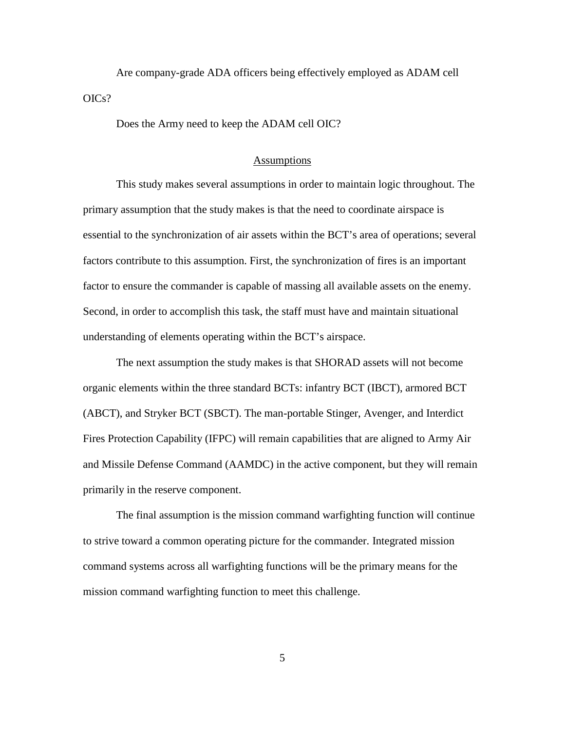Are company-grade ADA officers being effectively employed as ADAM cell OICs?

Does the Army need to keep the ADAM cell OIC?

## Assumptions

This study makes several assumptions in order to maintain logic throughout. The primary assumption that the study makes is that the need to coordinate airspace is essential to the synchronization of air assets within the BCT's area of operations; several factors contribute to this assumption. First, the synchronization of fires is an important factor to ensure the commander is capable of massing all available assets on the enemy. Second, in order to accomplish this task, the staff must have and maintain situational understanding of elements operating within the BCT's airspace.

The next assumption the study makes is that SHORAD assets will not become organic elements within the three standard BCTs: infantry BCT (IBCT), armored BCT (ABCT), and Stryker BCT (SBCT). The man-portable Stinger, Avenger, and Interdict Fires Protection Capability (IFPC) will remain capabilities that are aligned to Army Air and Missile Defense Command (AAMDC) in the active component, but they will remain primarily in the reserve component.

The final assumption is the mission command warfighting function will continue to strive toward a common operating picture for the commander. Integrated mission command systems across all warfighting functions will be the primary means for the mission command warfighting function to meet this challenge.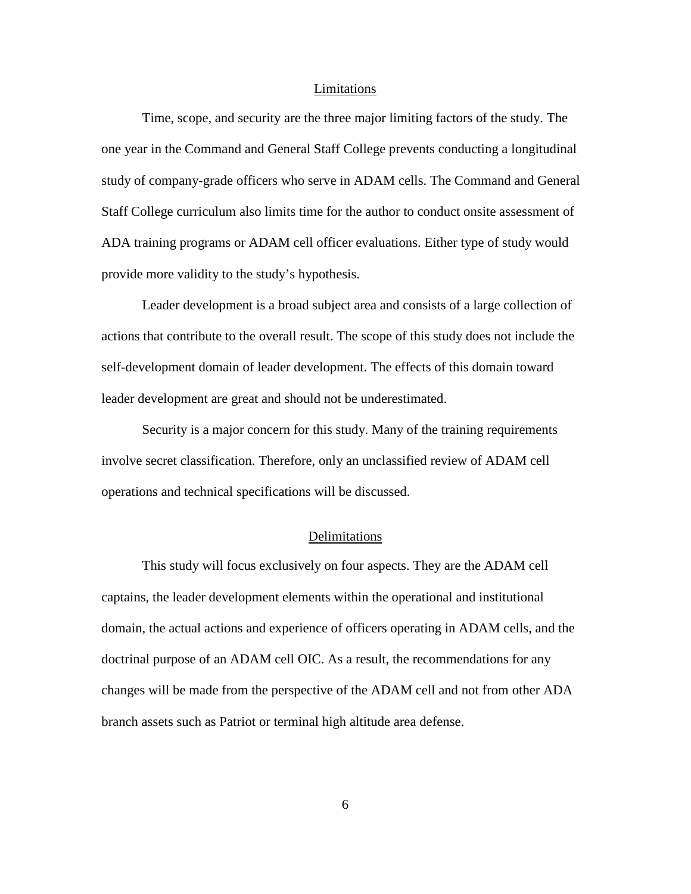## Limitations

Time, scope, and security are the three major limiting factors of the study. The one year in the Command and General Staff College prevents conducting a longitudinal study of company-grade officers who serve in ADAM cells. The Command and General Staff College curriculum also limits time for the author to conduct onsite assessment of ADA training programs or ADAM cell officer evaluations. Either type of study would provide more validity to the study's hypothesis.

Leader development is a broad subject area and consists of a large collection of actions that contribute to the overall result. The scope of this study does not include the self-development domain of leader development. The effects of this domain toward leader development are great and should not be underestimated.

Security is a major concern for this study. Many of the training requirements involve secret classification. Therefore, only an unclassified review of ADAM cell operations and technical specifications will be discussed.

## Delimitations

This study will focus exclusively on four aspects. They are the ADAM cell captains, the leader development elements within the operational and institutional domain, the actual actions and experience of officers operating in ADAM cells, and the doctrinal purpose of an ADAM cell OIC. As a result, the recommendations for any changes will be made from the perspective of the ADAM cell and not from other ADA branch assets such as Patriot or terminal high altitude area defense.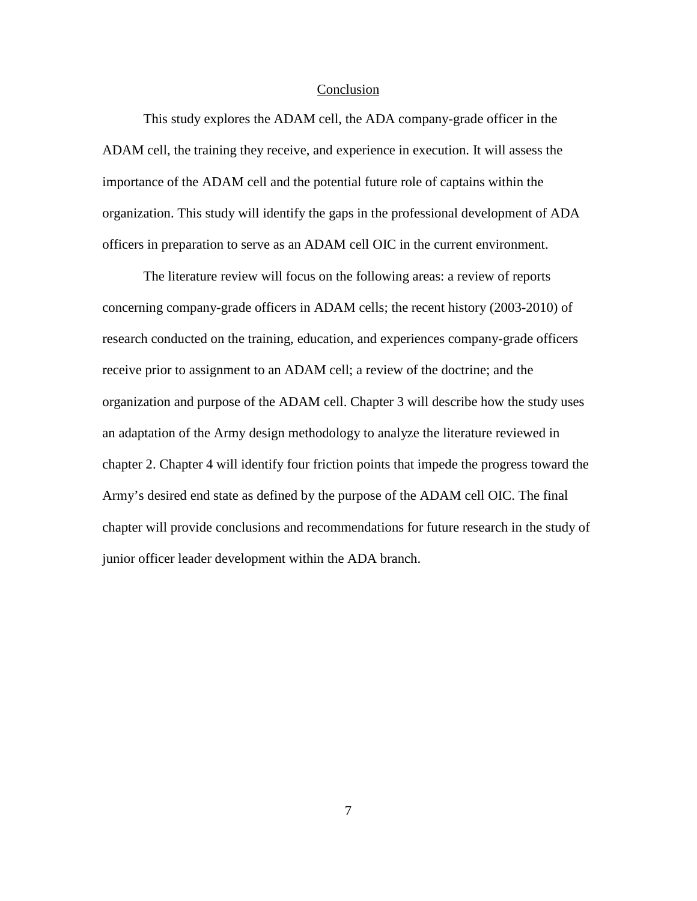## Conclusion

This study explores the ADAM cell, the ADA company-grade officer in the ADAM cell, the training they receive, and experience in execution. It will assess the importance of the ADAM cell and the potential future role of captains within the organization. This study will identify the gaps in the professional development of ADA officers in preparation to serve as an ADAM cell OIC in the current environment.

The literature review will focus on the following areas: a review of reports concerning company-grade officers in ADAM cells; the recent history (2003-2010) of research conducted on the training, education, and experiences company-grade officers receive prior to assignment to an ADAM cell; a review of the doctrine; and the organization and purpose of the ADAM cell. Chapter 3 will describe how the study uses an adaptation of the Army design methodology to analyze the literature reviewed in chapter 2. Chapter 4 will identify four friction points that impede the progress toward the Army's desired end state as defined by the purpose of the ADAM cell OIC. The final chapter will provide conclusions and recommendations for future research in the study of junior officer leader development within the ADA branch.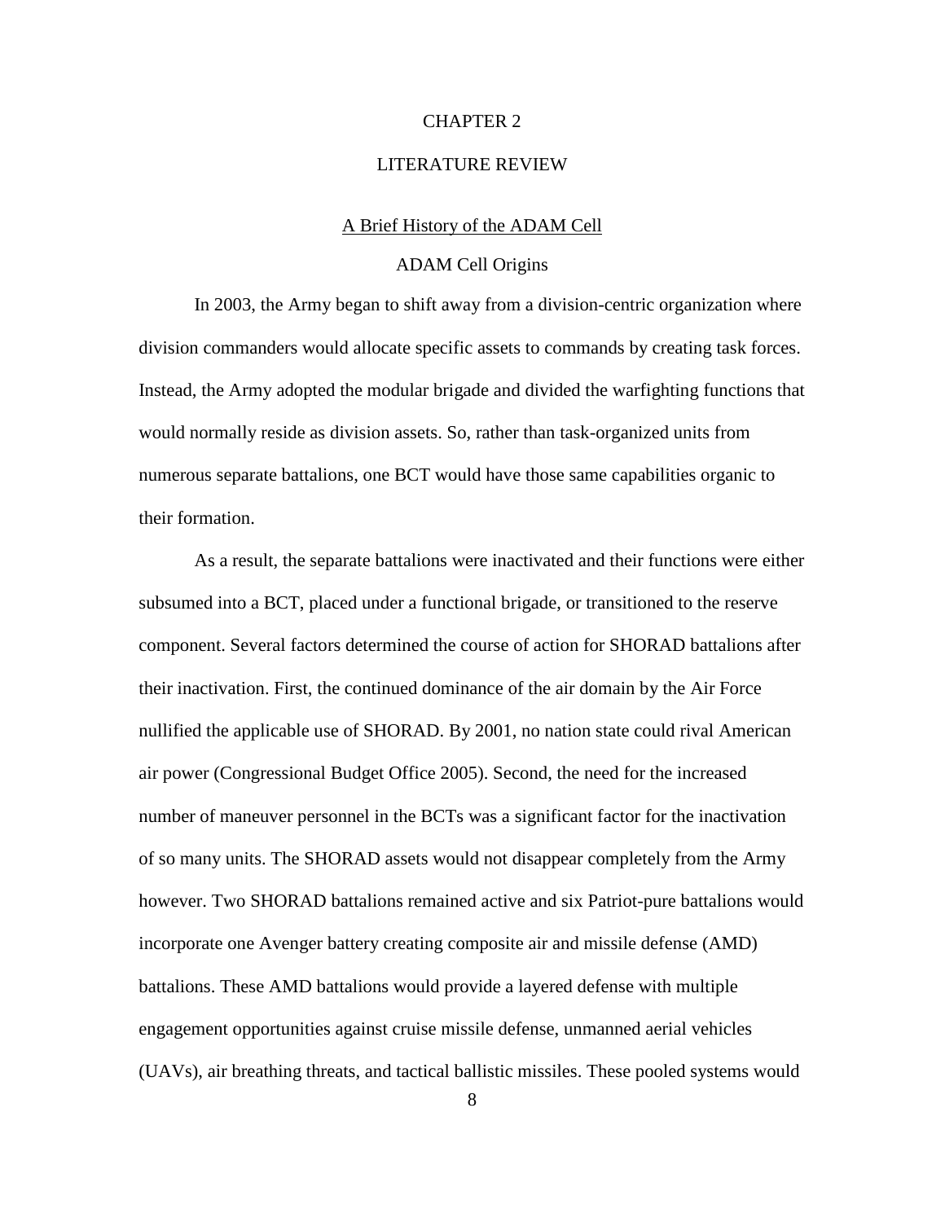# CHAPTER 2

# LITERATURE REVIEW

## A Brief History of the ADAM Cell

### ADAM Cell Origins

In 2003, the Army began to shift away from a division-centric organization where division commanders would allocate specific assets to commands by creating task forces. Instead, the Army adopted the modular brigade and divided the warfighting functions that would normally reside as division assets. So, rather than task-organized units from numerous separate battalions, one BCT would have those same capabilities organic to their formation.

As a result, the separate battalions were inactivated and their functions were either subsumed into a BCT, placed under a functional brigade, or transitioned to the reserve component. Several factors determined the course of action for SHORAD battalions after their inactivation. First, the continued dominance of the air domain by the Air Force nullified the applicable use of SHORAD. By 2001, no nation state could rival American air power (Congressional Budget Office 2005). Second, the need for the increased number of maneuver personnel in the BCTs was a significant factor for the inactivation of so many units. The SHORAD assets would not disappear completely from the Army however. Two SHORAD battalions remained active and six Patriot-pure battalions would incorporate one Avenger battery creating composite air and missile defense (AMD) battalions. These AMD battalions would provide a layered defense with multiple engagement opportunities against cruise missile defense, unmanned aerial vehicles (UAVs), air breathing threats, and tactical ballistic missiles. These pooled systems would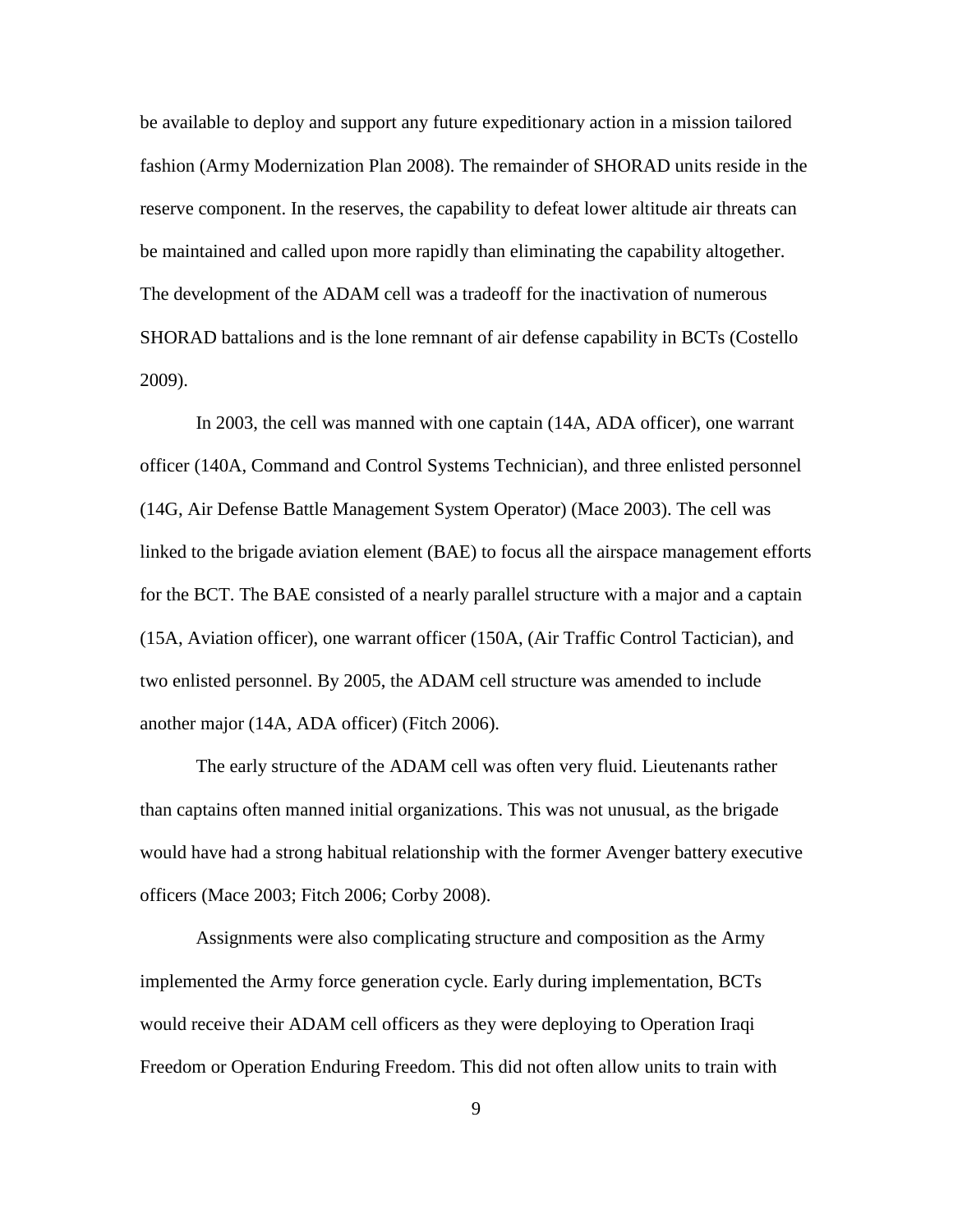be available to deploy and support any future expeditionary action in a mission tailored fashion (Army Modernization Plan 2008). The remainder of SHORAD units reside in the reserve component. In the reserves, the capability to defeat lower altitude air threats can be maintained and called upon more rapidly than eliminating the capability altogether. The development of the ADAM cell was a tradeoff for the inactivation of numerous SHORAD battalions and is the lone remnant of air defense capability in BCTs (Costello 2009).

In 2003, the cell was manned with one captain (14A, ADA officer), one warrant officer (140A, Command and Control Systems Technician), and three enlisted personnel (14G, Air Defense Battle Management System Operator) (Mace 2003). The cell was linked to the brigade aviation element (BAE) to focus all the airspace management efforts for the BCT. The BAE consisted of a nearly parallel structure with a major and a captain (15A, Aviation officer), one warrant officer (150A, (Air Traffic Control Tactician), and two enlisted personnel. By 2005, the ADAM cell structure was amended to include another major (14A, ADA officer) (Fitch 2006).

The early structure of the ADAM cell was often very fluid. Lieutenants rather than captains often manned initial organizations. This was not unusual, as the brigade would have had a strong habitual relationship with the former Avenger battery executive officers (Mace 2003; Fitch 2006; Corby 2008).

Assignments were also complicating structure and composition as the Army implemented the Army force generation cycle. Early during implementation, BCTs would receive their ADAM cell officers as they were deploying to Operation Iraqi Freedom or Operation Enduring Freedom. This did not often allow units to train with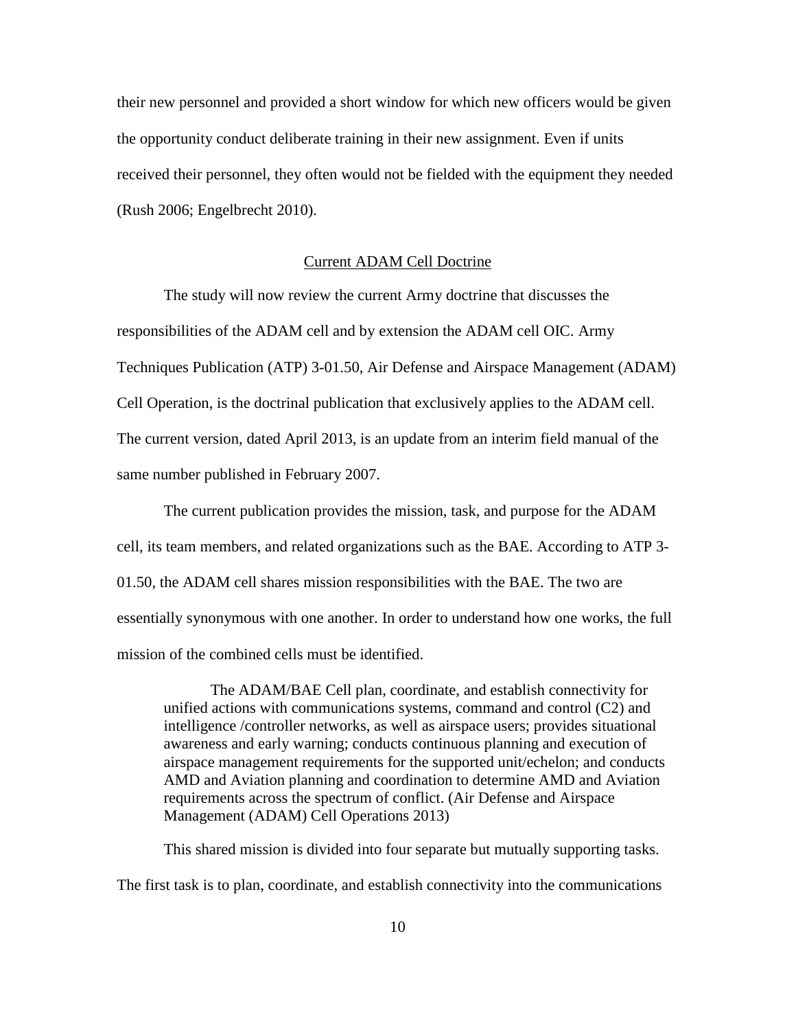their new personnel and provided a short window for which new officers would be given the opportunity conduct deliberate training in their new assignment. Even if units received their personnel, they often would not be fielded with the equipment they needed (Rush 2006; Engelbrecht 2010).

## Current ADAM Cell Doctrine

The study will now review the current Army doctrine that discusses the responsibilities of the ADAM cell and by extension the ADAM cell OIC. Army Techniques Publication (ATP) 3-01.50, Air Defense and Airspace Management (ADAM) Cell Operation, is the doctrinal publication that exclusively applies to the ADAM cell. The current version, dated April 2013, is an update from an interim field manual of the same number published in February 2007.

The current publication provides the mission, task, and purpose for the ADAM cell, its team members, and related organizations such as the BAE. According to ATP 3-01.50, the ADAM cell shares mission responsibilities with the BAE. The two are essentially synonymous with one another. In order to understand how one works, the full mission of the combined cells must be identified.

> The ADAM/BAE Cell plan, coordinate, and establish connectivity for unified actions with communications systems, command and control (C2) and intelligence /controller networks, as well as airspace users; provides situational awareness and early warning; conducts continuous planning and execution of airspace management requirements for the supported unit/echelon; and conducts AMD and Aviation planning and coordination to determine AMD and Aviation requirements across the spectrum of conflict. (Air Defense and Airspace Management (ADAM) Cell Operations 2013)

This shared mission is divided into four separate but mutually supporting tasks. The first task is to plan, coordinate, and establish connectivity into the communications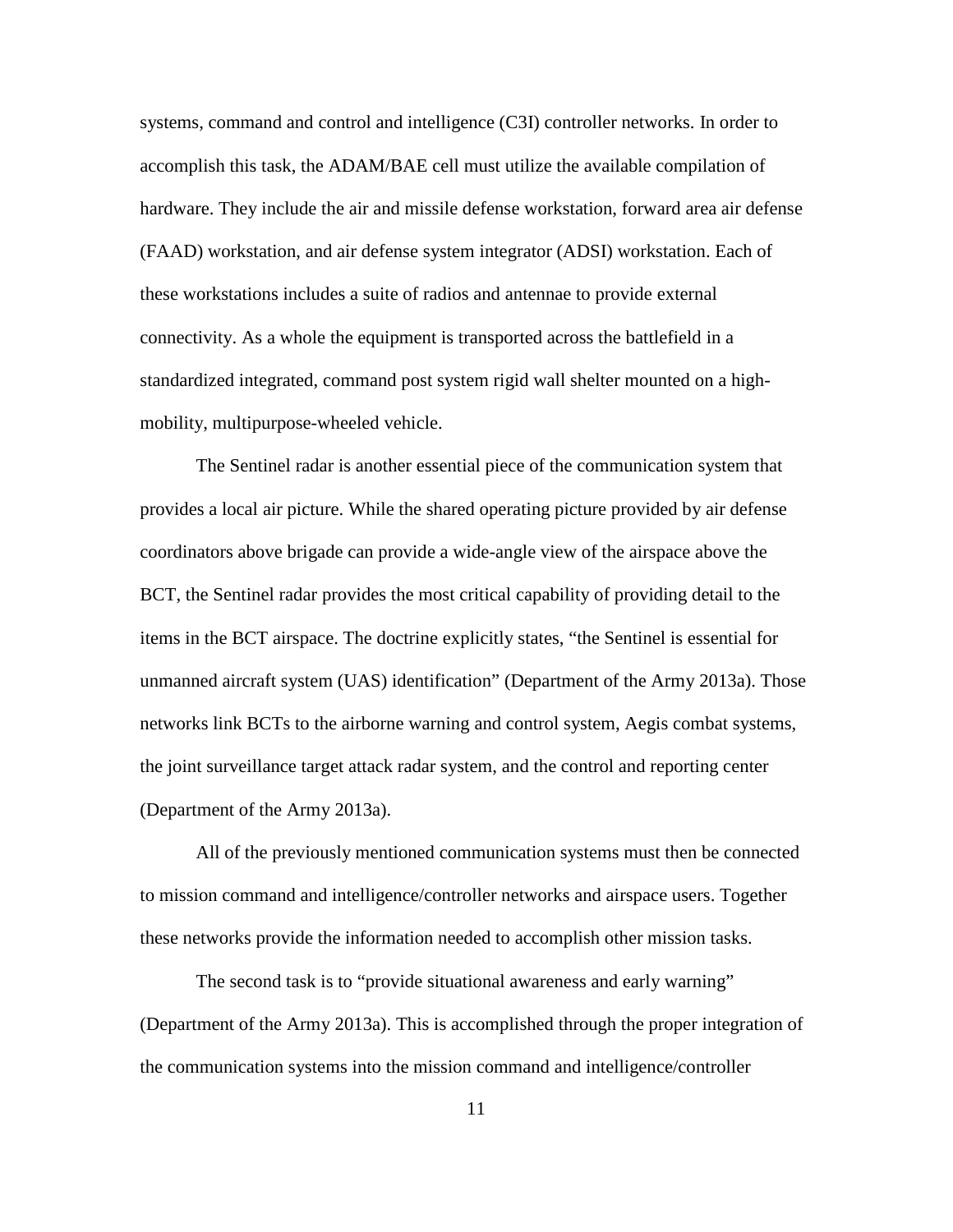systems, command and control and intelligence (C3I) controller networks. In order to accomplish this task, the ADAM/BAE cell must utilize the available compilation of hardware. They include the air and missile defense workstation, forward area air defense (FAAD) workstation, and air defense system integrator (ADSI) workstation. Each of these workstations includes a suite of radios and antennae to provide external connectivity. As a whole the equipment is transported across the battlefield in a standardized integrated, command post system rigid wall shelter mounted on a high-mobility, multipurpose-wheeled vehicle.

The Sentinel radar is another essential piece of the communication system that provides a local air picture. While the shared operating picture provided by air defense coordinators above brigade can provide a wide-angle view of the airspace above the BCT, the Sentinel radar provides the most critical capability of providing detail to the items in the BCT airspace. The doctrine explicitly states, "the Sentinel is essential for unmanned aircraft system (UAS) identification" (Department of the Army 2013a). Those networks link BCTs to the airborne warning and control system, Aegis combat systems, the joint surveillance target attack radar system, and the control and reporting center (Department of the Army 2013a).

All of the previously mentioned communication systems must then be connected to mission command and intelligence/controller networks and airspace users. Together these networks provide the information needed to accomplish other mission tasks.

The second task is to "provide situational awareness and early warning" (Department of the Army 2013a). This is accomplished through the proper integration of the communication systems into the mission command and intelligence/controller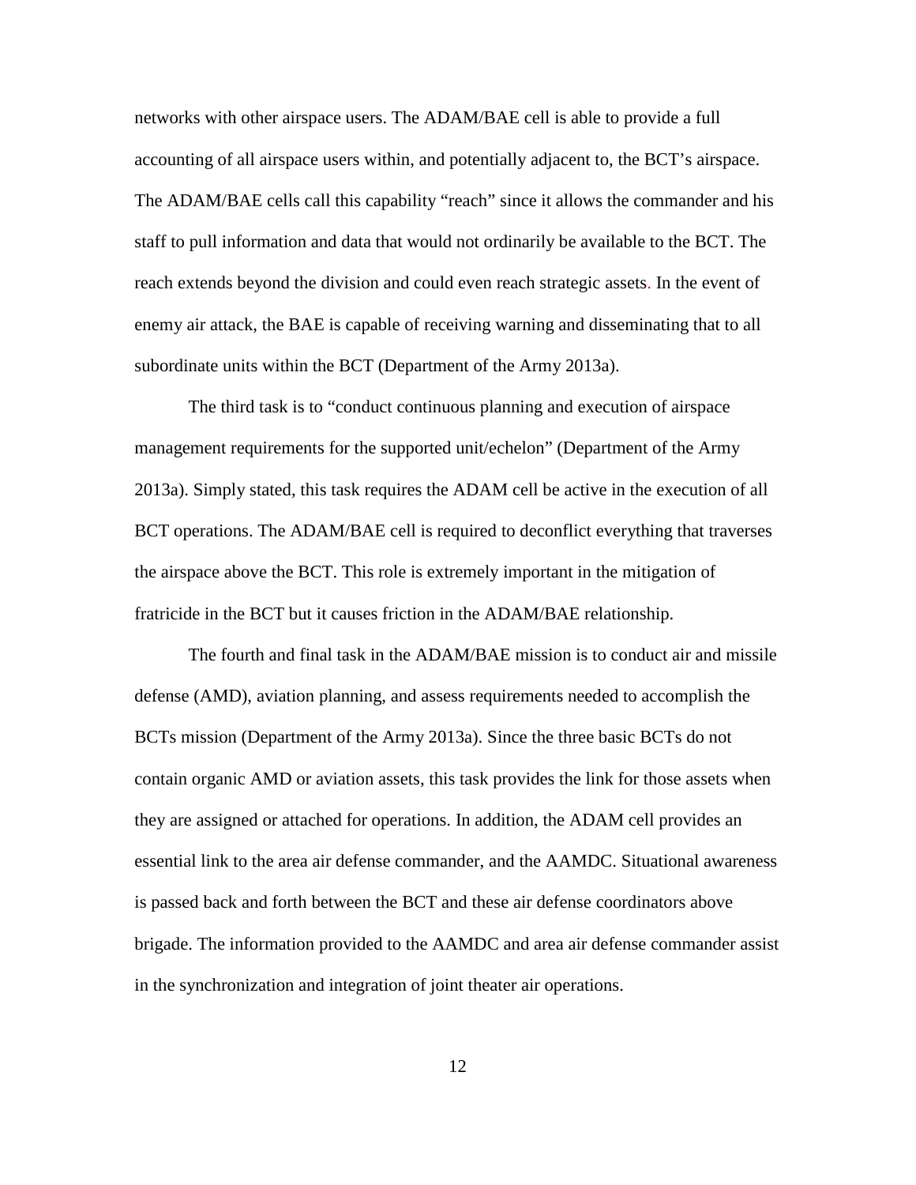networks with other airspace users. The ADAM/BAE cell is able to provide a full accounting of all airspace users within, and potentially adjacent to, the BCT's airspace. The ADAM/BAE cells call this capability "reach" since it allows the commander and his staff to pull information and data that would not ordinarily be available to the BCT. The reach extends beyond the division and could even reach strategic assets. In the event of enemy air attack, the BAE is capable of receiving warning and disseminating that to all subordinate units within the BCT (Department of the Army 2013a).

The third task is to "conduct continuous planning and execution of airspace management requirements for the supported unit/echelon" (Department of the Army 2013a). Simply stated, this task requires the ADAM cell be active in the execution of all BCT operations. The ADAM/BAE cell is required to deconflict everything that traverses the airspace above the BCT. This role is extremely important in the mitigation of fratricide in the BCT but it causes friction in the ADAM/BAE relationship.

The fourth and final task in the ADAM/BAE mission is to conduct air and missile defense (AMD), aviation planning, and assess requirements needed to accomplish the BCTs mission (Department of the Army 2013a). Since the three basic BCTs do not contain organic AMD or aviation assets, this task provides the link for those assets when they are assigned or attached for operations. In addition, the ADAM cell provides an essential link to the area air defense commander, and the AAMDC. Situational awareness is passed back and forth between the BCT and these air defense coordinators above brigade. The information provided to the AAMDC and area air defense commander assist in the synchronization and integration of joint theater air operations.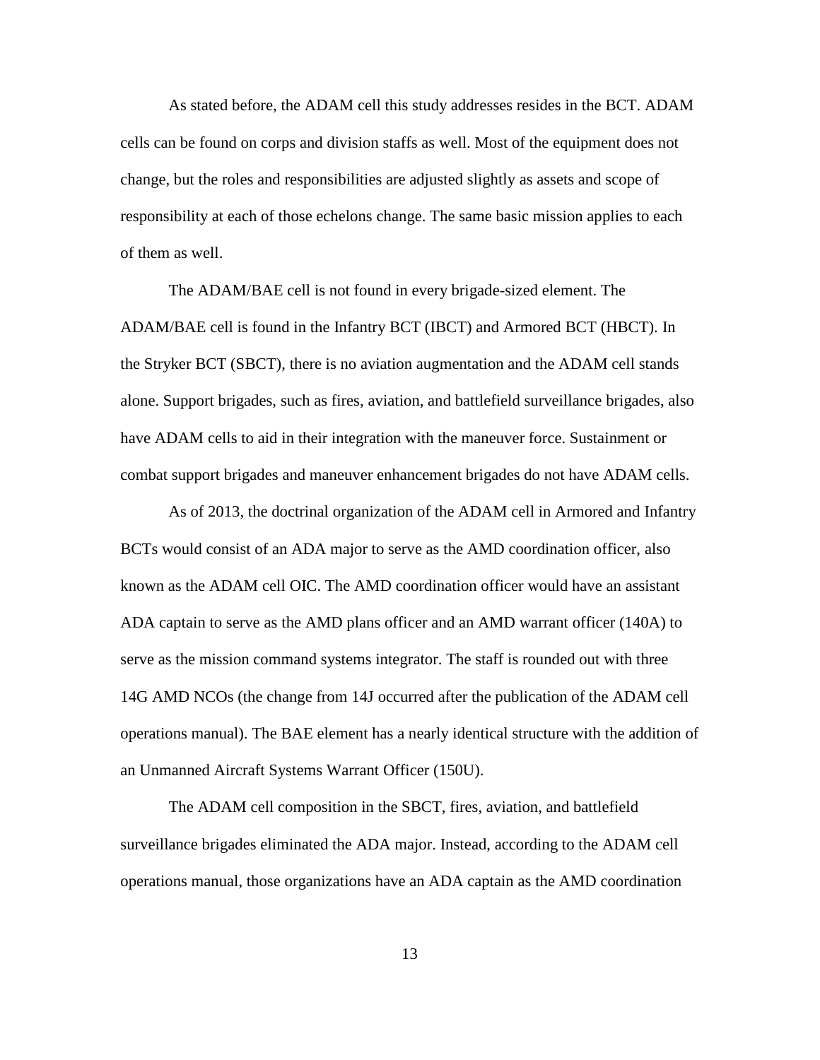As stated before, the ADAM cell this study addresses resides in the BCT. ADAM cells can be found on corps and division staffs as well. Most of the equipment does not change, but the roles and responsibilities are adjusted slightly as assets and scope of responsibility at each of those echelons change. The same basic mission applies to each of them as well.

The ADAM/BAE cell is not found in every brigade-sized element. The ADAM/BAE cell is found in the Infantry BCT (IBCT) and Armored BCT (HBCT). In the Stryker BCT (SBCT), there is no aviation augmentation and the ADAM cell stands alone. Support brigades, such as fires, aviation, and battlefield surveillance brigades, also have ADAM cells to aid in their integration with the maneuver force. Sustainment or combat support brigades and maneuver enhancement brigades do not have ADAM cells.

As of 2013, the doctrinal organization of the ADAM cell in Armored and Infantry BCTs would consist of an ADA major to serve as the AMD coordination officer, also known as the ADAM cell OIC. The AMD coordination officer would have an assistant ADA captain to serve as the AMD plans officer and an AMD warrant officer (140A) to serve as the mission command systems integrator. The staff is rounded out with three 14G AMD NCOs (the change from 14J occurred after the publication of the ADAM cell operations manual). The BAE element has a nearly identical structure with the addition of an Unmanned Aircraft Systems Warrant Officer (150U).

The ADAM cell composition in the SBCT, fires, aviation, and battlefield surveillance brigades eliminated the ADA major. Instead, according to the ADAM cell operations manual, those organizations have an ADA captain as the AMD coordination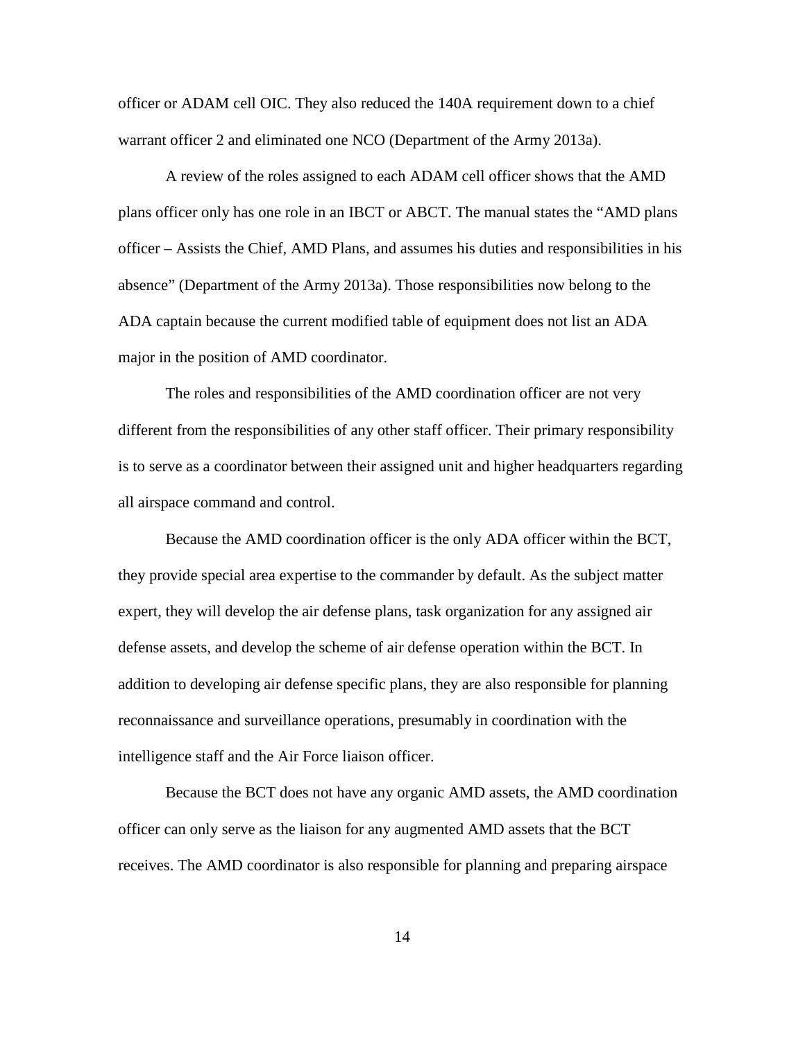officer or ADAM cell OIC. They also reduced the 140A requirement down to a chief warrant officer 2 and eliminated one NCO (Department of the Army 2013a).

A review of the roles assigned to each ADAM cell officer shows that the AMD plans officer only has one role in an IBCT or ABCT. The manual states the "AMD plans officer – Assists the Chief, AMD Plans, and assumes his duties and responsibilities in his absence" (Department of the Army 2013a). Those responsibilities now belong to the ADA captain because the current modified table of equipment does not list an ADA major in the position of AMD coordinator.

The roles and responsibilities of the AMD coordination officer are not very different from the responsibilities of any other staff officer. Their primary responsibility is to serve as a coordinator between their assigned unit and higher headquarters regarding all airspace command and control.

Because the AMD coordination officer is the only ADA officer within the BCT, they provide special area expertise to the commander by default. As the subject matter expert, they will develop the air defense plans, task organization for any assigned air defense assets, and develop the scheme of air defense operation within the BCT. In addition to developing air defense specific plans, they are also responsible for planning reconnaissance and surveillance operations, presumably in coordination with the intelligence staff and the Air Force liaison officer.

Because the BCT does not have any organic AMD assets, the AMD coordination officer can only serve as the liaison for any augmented AMD assets that the BCT receives. The AMD coordinator is also responsible for planning and preparing airspace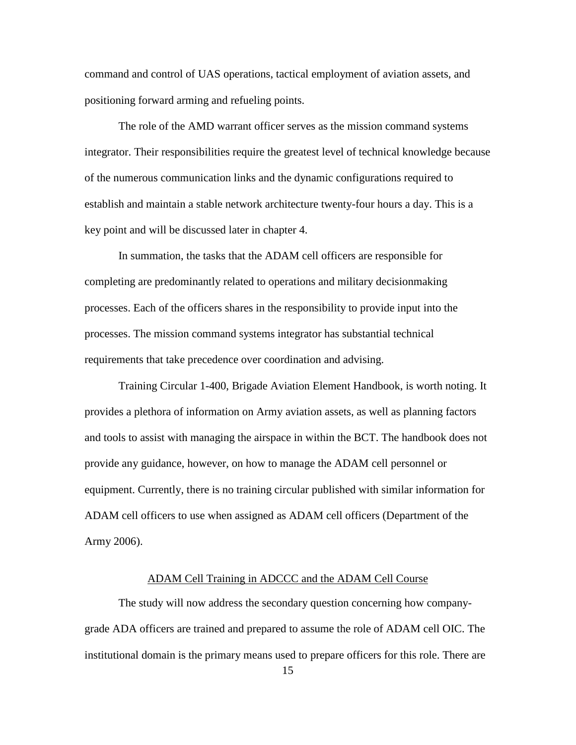command and control of UAS operations, tactical employment of aviation assets, and positioning forward arming and refueling points.

The role of the AMD warrant officer serves as the mission command systems integrator. Their responsibilities require the greatest level of technical knowledge because of the numerous communication links and the dynamic configurations required to establish and maintain a stable network architecture twenty-four hours a day. This is a key point and will be discussed later in chapter 4.

In summation, the tasks that the ADAM cell officers are responsible for completing are predominantly related to operations and military decisionmaking processes. Each of the officers shares in the responsibility to provide input into the processes. The mission command systems integrator has substantial technical requirements that take precedence over coordination and advising.

Training Circular 1-400, Brigade Aviation Element Handbook, is worth noting. It provides a plethora of information on Army aviation assets, as well as planning factors and tools to assist with managing the airspace in within the BCT. The handbook does not provide any guidance, however, on how to manage the ADAM cell personnel or equipment. Currently, there is no training circular published with similar information for ADAM cell officers to use when assigned as ADAM cell officers (Department of the Army 2006).

## ADAM Cell Training in ADCCC and the ADAM Cell Course

The study will now address the secondary question concerning how company-grade ADA officers are trained and prepared to assume the role of ADAM cell OIC. The institutional domain is the primary means used to prepare officers for this role. There are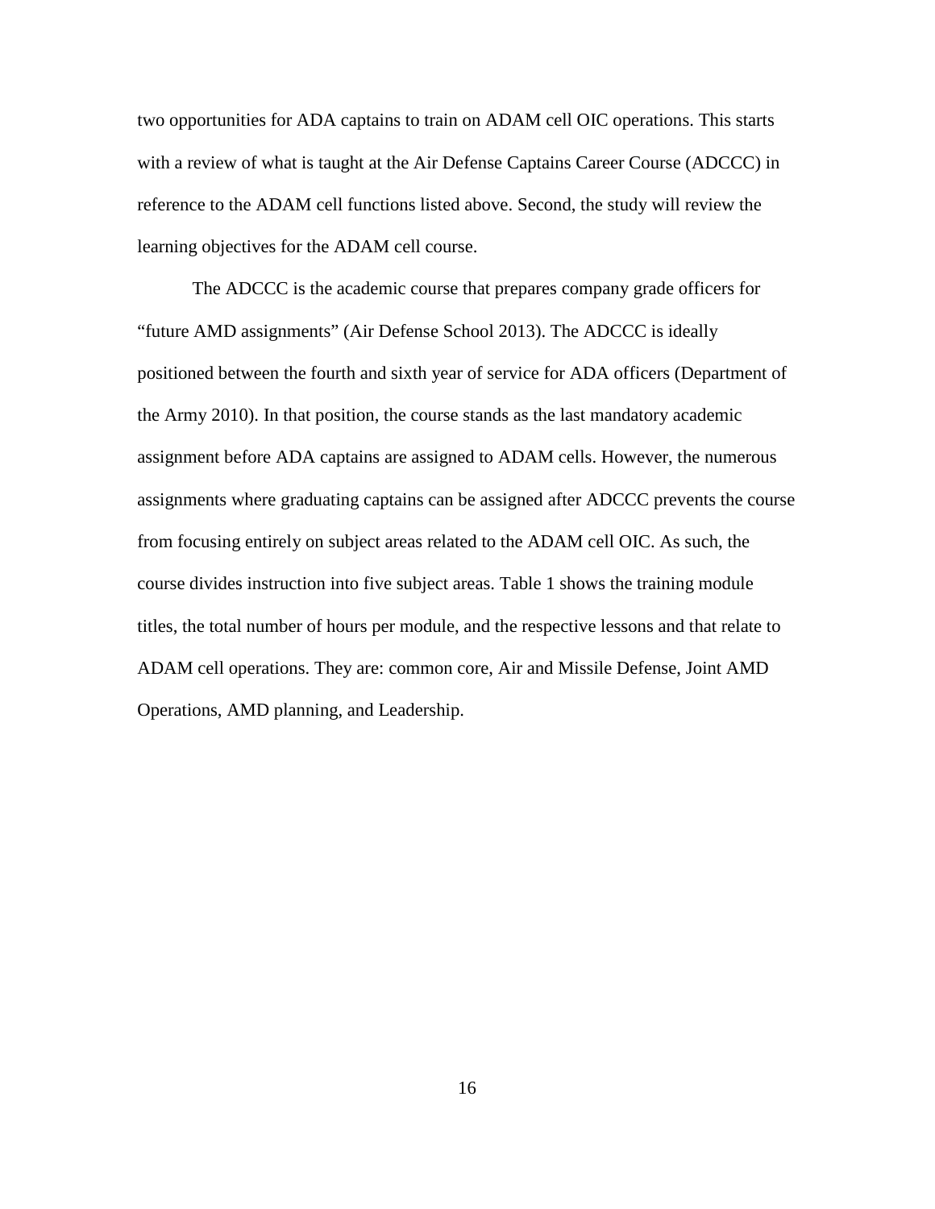two opportunities for ADA captains to train on ADAM cell OIC operations. This starts with a review of what is taught at the Air Defense Captains Career Course (ADCCC) in reference to the ADAM cell functions listed above. Second, the study will review the learning objectives for the ADAM cell course.

The ADCCC is the academic course that prepares company grade officers for "future AMD assignments" (Air Defense School 2013). The ADCCC is ideally positioned between the fourth and sixth year of service for ADA officers (Department of the Army 2010). In that position, the course stands as the last mandatory academic assignment before ADA captains are assigned to ADAM cells. However, the numerous assignments where graduating captains can be assigned after ADCCC prevents the course from focusing entirely on subject areas related to the ADAM cell OIC. As such, the course divides instruction into five subject areas. Table 1 shows the training module titles, the total number of hours per module, and the respective lessons and that relate to ADAM cell operations. They are: common core, Air and Missile Defense, Joint AMD Operations, AMD planning, and Leadership.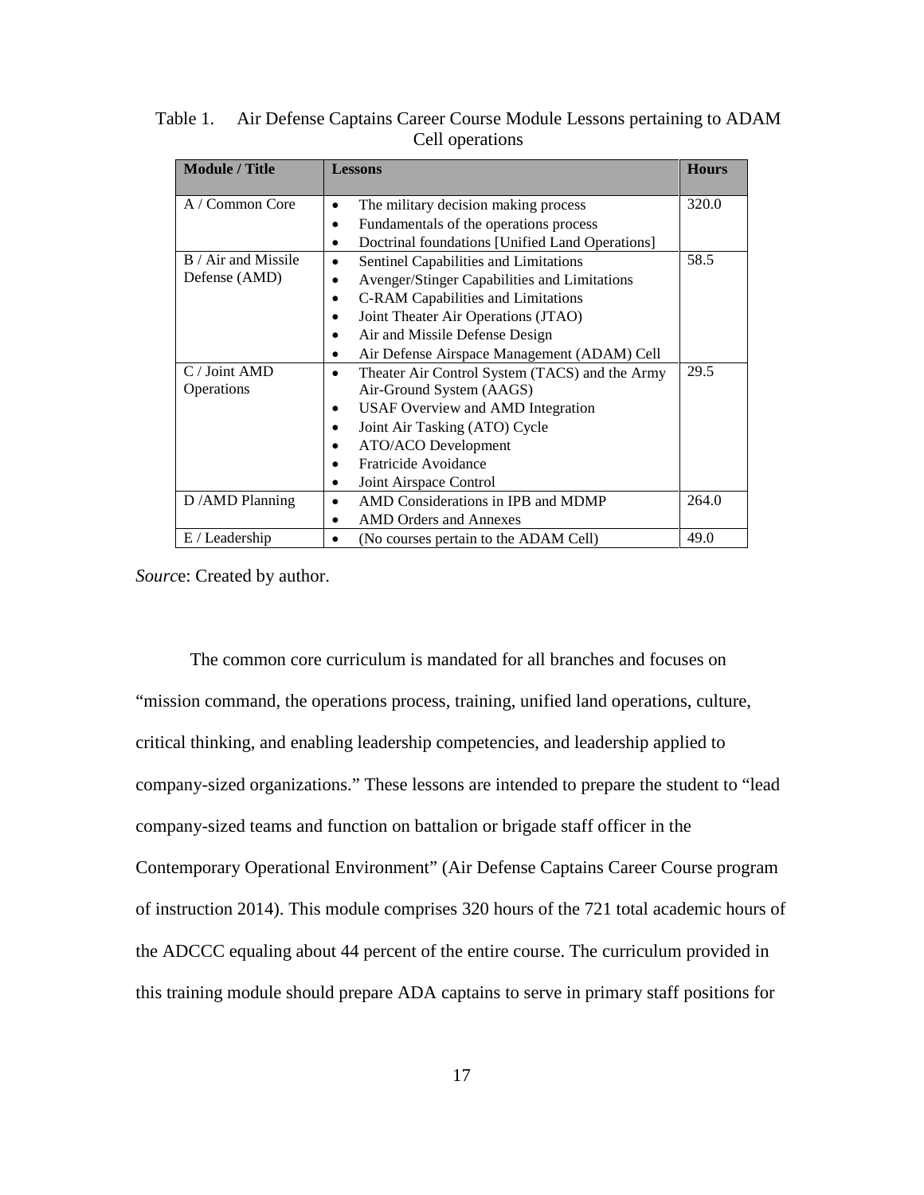Table 1. Air Defense Captains Career Course Module Lessons pertaining to ADAM Cell operations

| Module / Title | Lessons | Hours |
|---|---|---|
| A / Common Core | • The military decision making process<br>• Fundamentals of the operations process<br>• Doctrinal foundations [Unified Land Operations] | 320.0 |
| B / Air and Missile Defense (AMD) | • Sentinel Capabilities and Limitations<br>• Avenger/Stinger Capabilities and Limitations<br>• C-RAM Capabilities and Limitations<br>• Joint Theater Air Operations (JTAO)<br>• Air and Missile Defense Design<br>• Air Defense Airspace Management (ADAM) Cell | 58.5 |
| C / Joint AMD Operations | • Theater Air Control System (TACS) and the Army Air-Ground System (AAGS)<br>• USAF Overview and AMD Integration<br>• Joint Air Tasking (ATO) Cycle<br>• ATO/ACO Development<br>• Fratricide Avoidance<br>• Joint Airspace Control | 29.5 |
| D /AMD Planning | • AMD Considerations in IPB and MDMP<br>• AMD Orders and Annexes | 264.0 |
| E / Leadership | • (No courses pertain to the ADAM Cell) | 49.0 |

*Source*: Created by author.

The common core curriculum is mandated for all branches and focuses on "mission command, the operations process, training, unified land operations, culture, critical thinking, and enabling leadership competencies, and leadership applied to company-sized organizations." These lessons are intended to prepare the student to "lead company-sized teams and function on battalion or brigade staff officer in the Contemporary Operational Environment" (Air Defense Captains Career Course program of instruction 2014). This module comprises 320 hours of the 721 total academic hours of the ADCCC equaling about 44 percent of the entire course. The curriculum provided in this training module should prepare ADA captains to serve in primary staff positions for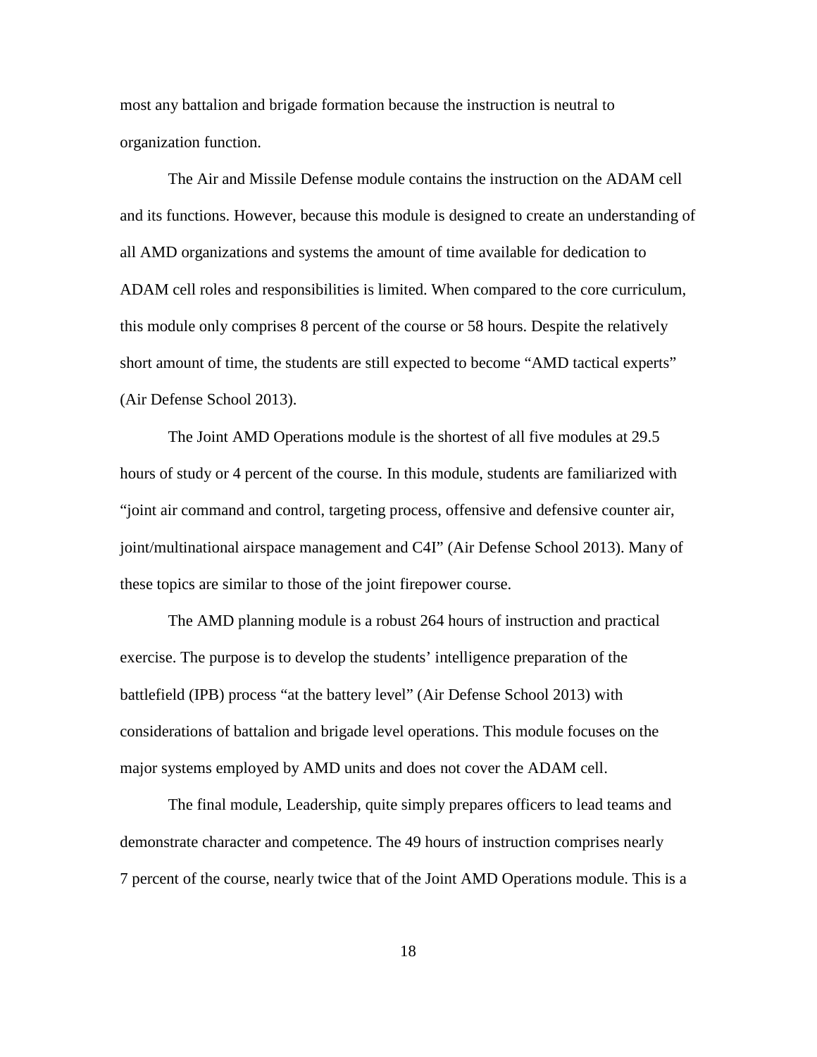most any battalion and brigade formation because the instruction is neutral to organization function.

The Air and Missile Defense module contains the instruction on the ADAM cell and its functions. However, because this module is designed to create an understanding of all AMD organizations and systems the amount of time available for dedication to ADAM cell roles and responsibilities is limited. When compared to the core curriculum, this module only comprises 8 percent of the course or 58 hours. Despite the relatively short amount of time, the students are still expected to become "AMD tactical experts" (Air Defense School 2013).

The Joint AMD Operations module is the shortest of all five modules at 29.5 hours of study or 4 percent of the course. In this module, students are familiarized with "joint air command and control, targeting process, offensive and defensive counter air, joint/multinational airspace management and C4I" (Air Defense School 2013). Many of these topics are similar to those of the joint firepower course.

The AMD planning module is a robust 264 hours of instruction and practical exercise. The purpose is to develop the students' intelligence preparation of the battlefield (IPB) process "at the battery level" (Air Defense School 2013) with considerations of battalion and brigade level operations. This module focuses on the major systems employed by AMD units and does not cover the ADAM cell.

The final module, Leadership, quite simply prepares officers to lead teams and demonstrate character and competence. The 49 hours of instruction comprises nearly 7 percent of the course, nearly twice that of the Joint AMD Operations module. This is a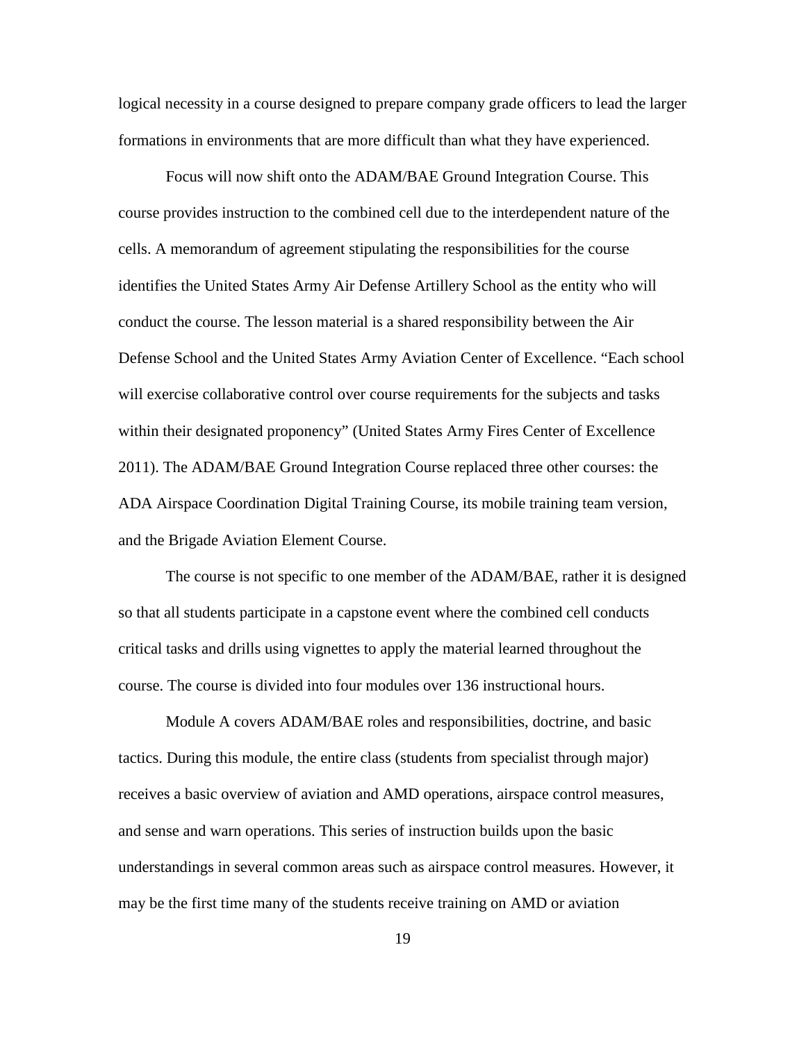logical necessity in a course designed to prepare company grade officers to lead the larger formations in environments that are more difficult than what they have experienced.

Focus will now shift onto the ADAM/BAE Ground Integration Course. This course provides instruction to the combined cell due to the interdependent nature of the cells. A memorandum of agreement stipulating the responsibilities for the course identifies the United States Army Air Defense Artillery School as the entity who will conduct the course. The lesson material is a shared responsibility between the Air Defense School and the United States Army Aviation Center of Excellence. "Each school will exercise collaborative control over course requirements for the subjects and tasks within their designated proponency" (United States Army Fires Center of Excellence 2011). The ADAM/BAE Ground Integration Course replaced three other courses: the ADA Airspace Coordination Digital Training Course, its mobile training team version, and the Brigade Aviation Element Course.

The course is not specific to one member of the ADAM/BAE, rather it is designed so that all students participate in a capstone event where the combined cell conducts critical tasks and drills using vignettes to apply the material learned throughout the course. The course is divided into four modules over 136 instructional hours.

Module A covers ADAM/BAE roles and responsibilities, doctrine, and basic tactics. During this module, the entire class (students from specialist through major) receives a basic overview of aviation and AMD operations, airspace control measures, and sense and warn operations. This series of instruction builds upon the basic understandings in several common areas such as airspace control measures. However, it may be the first time many of the students receive training on AMD or aviation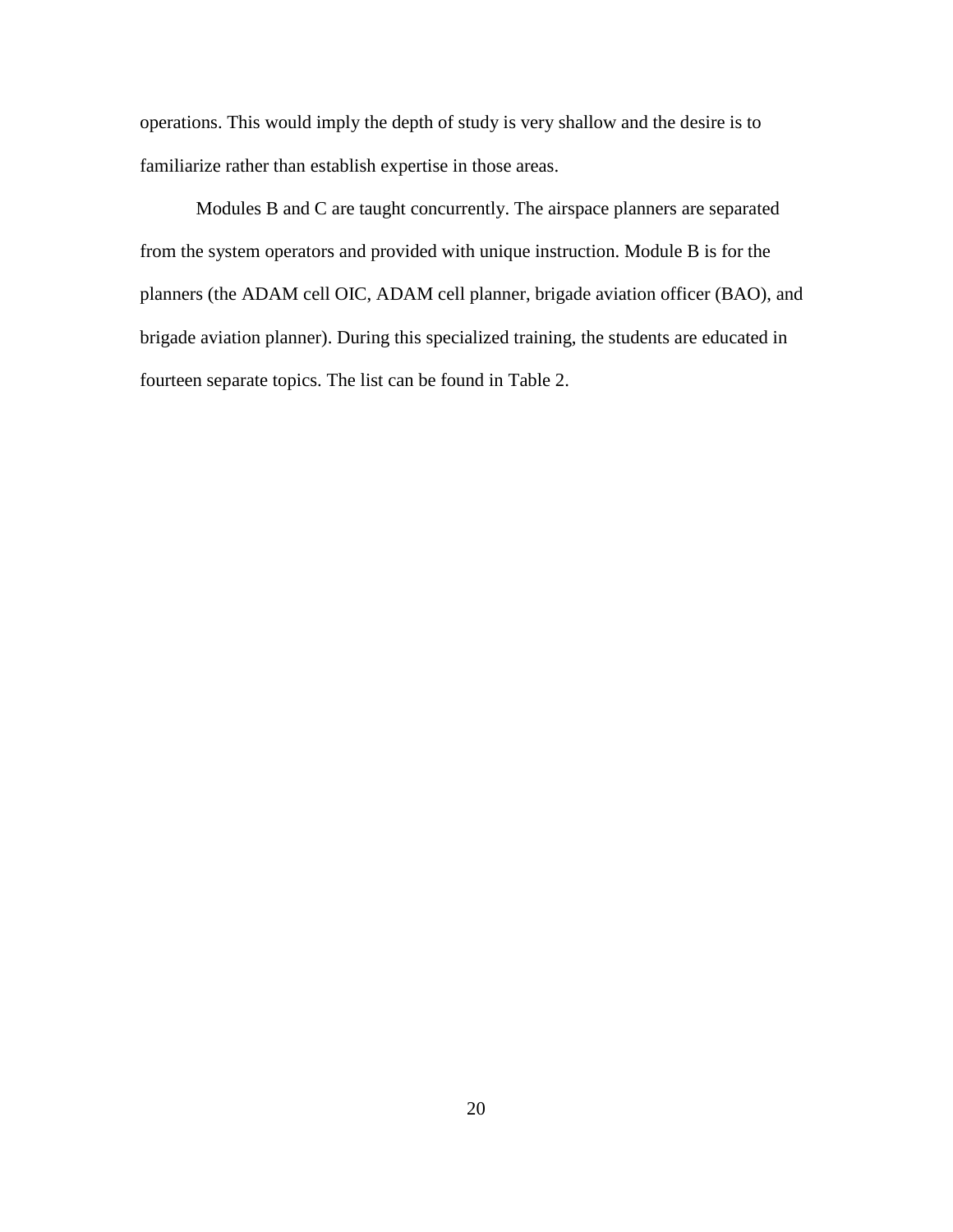operations. This would imply the depth of study is very shallow and the desire is to familiarize rather than establish expertise in those areas.

Modules B and C are taught concurrently. The airspace planners are separated from the system operators and provided with unique instruction. Module B is for the planners (the ADAM cell OIC, ADAM cell planner, brigade aviation officer (BAO), and brigade aviation planner). During this specialized training, the students are educated in fourteen separate topics. The list can be found in Table 2.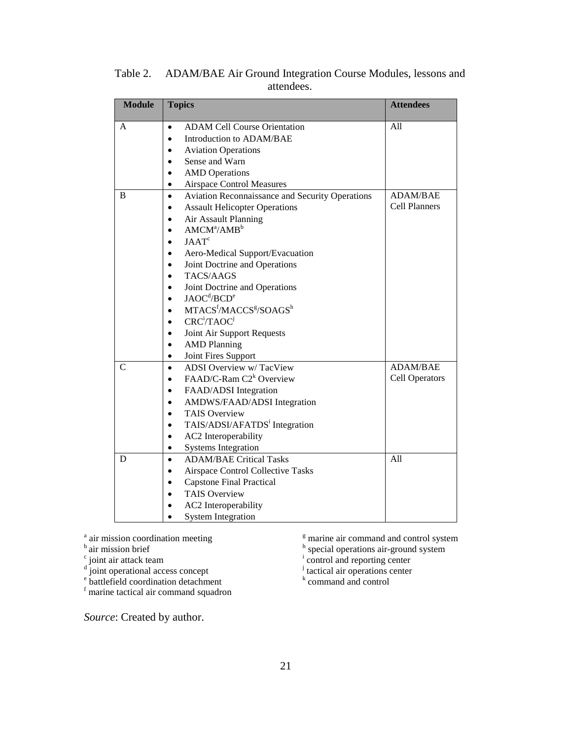Table 2. ADAM/BAE Air Ground Integration Course Modules, lessons and attendees.

| Module | Topics | Attendees |
|---|---|---|
| A | • ADAM Cell Course Orientation<br>• Introduction to ADAM/BAE<br>• Aviation Operations<br>• Sense and Warn<br>• AMD Operations<br>• Airspace Control Measures | All |
| B | • Aviation Reconnaissance and Security Operations<br>• Assault Helicopter Operations<br>• Air Assault Planning<br>• AMCM[a]/AMB[b]<br>• JAAT[c]<br>• Aero-Medical Support/Evacuation<br>• Joint Doctrine and Operations<br>• TACS/AAGS<br>• Joint Doctrine and Operations<br>• JAOC[d]/BCD[e]<br>• MTACS[f]/MACCS[g]/SOAGS[h]<br>• CRC[i]/TAOC[j]<br>• Joint Air Support Requests<br>• AMD Planning<br>• Joint Fires Support | ADAM/BAE Cell Planners |
| C | • ADSI Overview w/ TacView<br>• FAAD/C-Ram C2[k] Overview<br>• FAAD/ADSI Integration<br>• AMDWS/FAAD/ADSI Integration<br>• TAIS Overview<br>• TAIS/ADSI/AFATDS[i] Integration<br>• AC2 Interoperability<br>• Systems Integration | ADAM/BAE Cell Operators |
| D | • ADAM/BAE Critical Tasks<br>• Airspace Control Collective Tasks<br>• Capstone Final Practical<br>• TAIS Overview<br>• AC2 Interoperability<br>• System Integration | All |

[a] air mission coordination meeting
[b] air mission brief
[c] joint air attack team
[d] joint operational access concept
[e] battlefield coordination detachment
[f] marine tactical air command squadron
[g] marine air command and control system
[h] special operations air-ground system
[i] control and reporting center
[j] tactical air operations center
[k] command and control

*Source*: Created by author.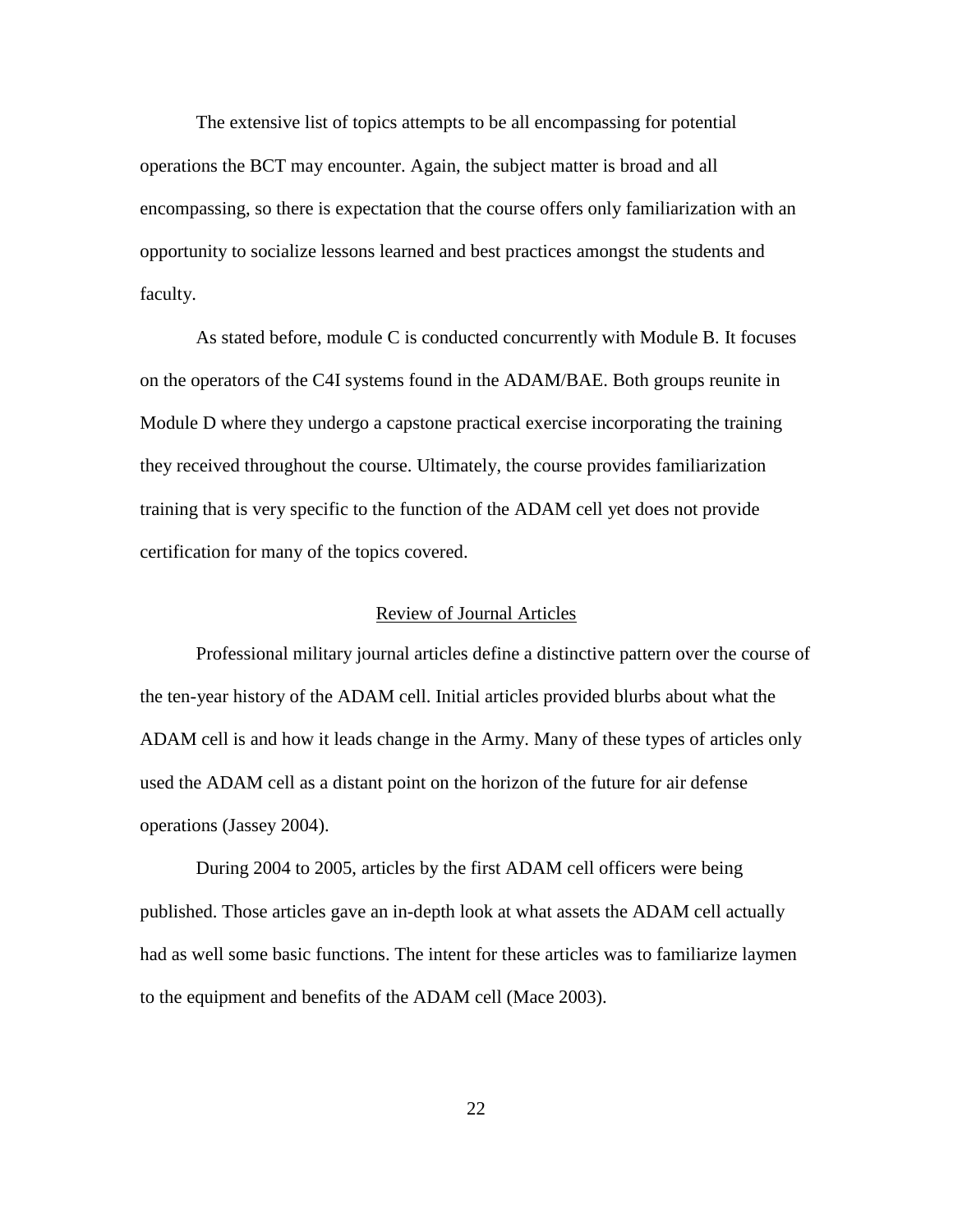The extensive list of topics attempts to be all encompassing for potential operations the BCT may encounter. Again, the subject matter is broad and all encompassing, so there is expectation that the course offers only familiarization with an opportunity to socialize lessons learned and best practices amongst the students and faculty.

As stated before, module C is conducted concurrently with Module B. It focuses on the operators of the C4I systems found in the ADAM/BAE. Both groups reunite in Module D where they undergo a capstone practical exercise incorporating the training they received throughout the course. Ultimately, the course provides familiarization training that is very specific to the function of the ADAM cell yet does not provide certification for many of the topics covered.

## Review of Journal Articles

Professional military journal articles define a distinctive pattern over the course of the ten-year history of the ADAM cell. Initial articles provided blurbs about what the ADAM cell is and how it leads change in the Army. Many of these types of articles only used the ADAM cell as a distant point on the horizon of the future for air defense operations (Jassey 2004).

During 2004 to 2005, articles by the first ADAM cell officers were being published. Those articles gave an in-depth look at what assets the ADAM cell actually had as well some basic functions. The intent for these articles was to familiarize laymen to the equipment and benefits of the ADAM cell (Mace 2003).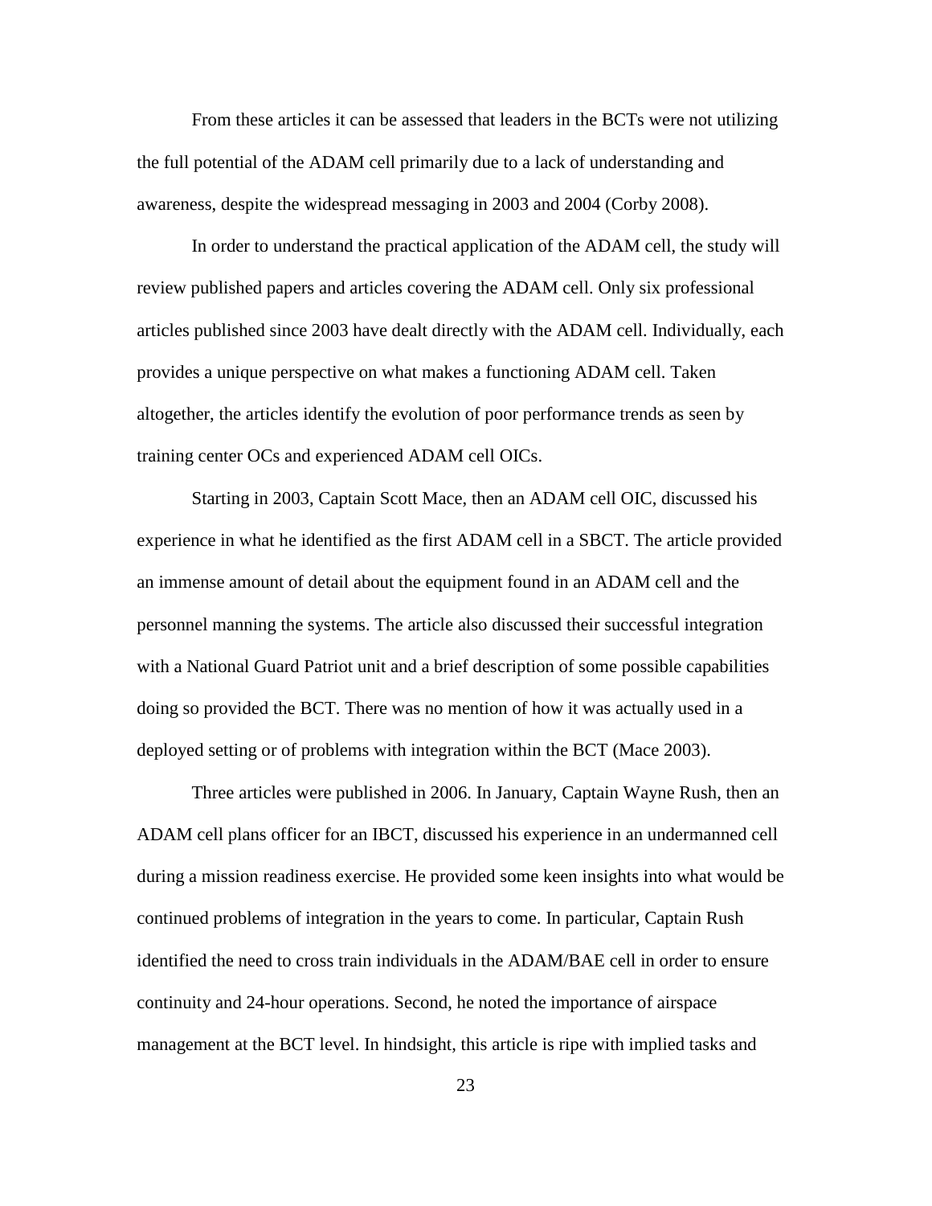From these articles it can be assessed that leaders in the BCTs were not utilizing the full potential of the ADAM cell primarily due to a lack of understanding and awareness, despite the widespread messaging in 2003 and 2004 (Corby 2008).

In order to understand the practical application of the ADAM cell, the study will review published papers and articles covering the ADAM cell. Only six professional articles published since 2003 have dealt directly with the ADAM cell. Individually, each provides a unique perspective on what makes a functioning ADAM cell. Taken altogether, the articles identify the evolution of poor performance trends as seen by training center OCs and experienced ADAM cell OICs.

Starting in 2003, Captain Scott Mace, then an ADAM cell OIC, discussed his experience in what he identified as the first ADAM cell in a SBCT. The article provided an immense amount of detail about the equipment found in an ADAM cell and the personnel manning the systems. The article also discussed their successful integration with a National Guard Patriot unit and a brief description of some possible capabilities doing so provided the BCT. There was no mention of how it was actually used in a deployed setting or of problems with integration within the BCT (Mace 2003).

Three articles were published in 2006. In January, Captain Wayne Rush, then an ADAM cell plans officer for an IBCT, discussed his experience in an undermanned cell during a mission readiness exercise. He provided some keen insights into what would be continued problems of integration in the years to come. In particular, Captain Rush identified the need to cross train individuals in the ADAM/BAE cell in order to ensure continuity and 24-hour operations. Second, he noted the importance of airspace management at the BCT level. In hindsight, this article is ripe with implied tasks and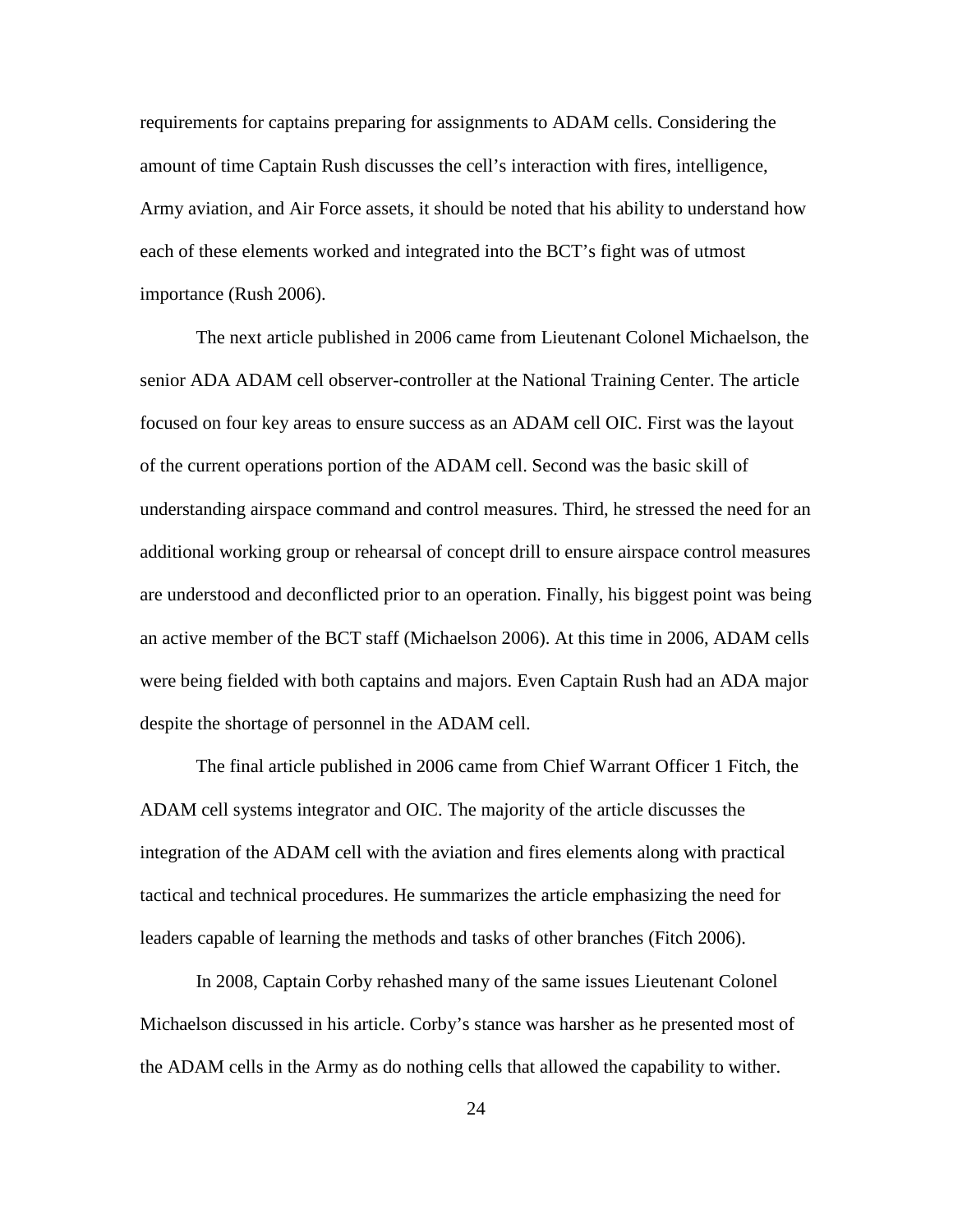requirements for captains preparing for assignments to ADAM cells. Considering the amount of time Captain Rush discusses the cell's interaction with fires, intelligence, Army aviation, and Air Force assets, it should be noted that his ability to understand how each of these elements worked and integrated into the BCT's fight was of utmost importance (Rush 2006).

The next article published in 2006 came from Lieutenant Colonel Michaelson, the senior ADA ADAM cell observer-controller at the National Training Center. The article focused on four key areas to ensure success as an ADAM cell OIC. First was the layout of the current operations portion of the ADAM cell. Second was the basic skill of understanding airspace command and control measures. Third, he stressed the need for an additional working group or rehearsal of concept drill to ensure airspace control measures are understood and deconflicted prior to an operation. Finally, his biggest point was being an active member of the BCT staff (Michaelson 2006). At this time in 2006, ADAM cells were being fielded with both captains and majors. Even Captain Rush had an ADA major despite the shortage of personnel in the ADAM cell.

The final article published in 2006 came from Chief Warrant Officer 1 Fitch, the ADAM cell systems integrator and OIC. The majority of the article discusses the integration of the ADAM cell with the aviation and fires elements along with practical tactical and technical procedures. He summarizes the article emphasizing the need for leaders capable of learning the methods and tasks of other branches (Fitch 2006).

In 2008, Captain Corby rehashed many of the same issues Lieutenant Colonel Michaelson discussed in his article. Corby's stance was harsher as he presented most of the ADAM cells in the Army as do nothing cells that allowed the capability to wither.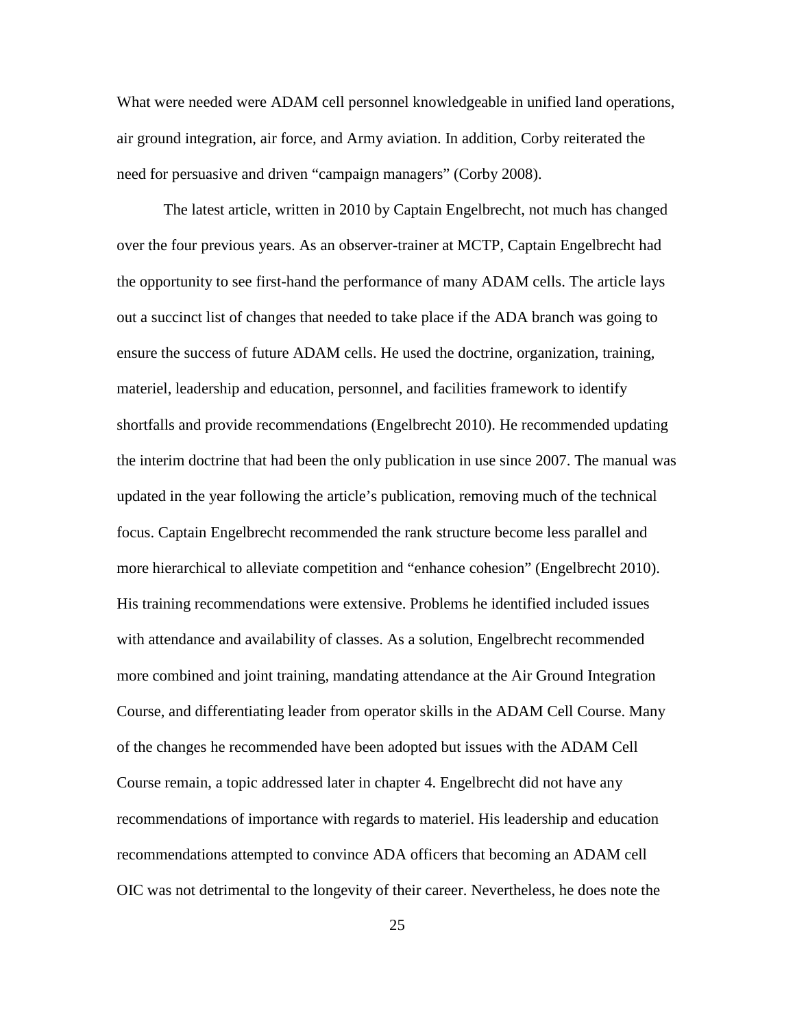What were needed were ADAM cell personnel knowledgeable in unified land operations, air ground integration, air force, and Army aviation. In addition, Corby reiterated the need for persuasive and driven "campaign managers" (Corby 2008).

The latest article, written in 2010 by Captain Engelbrecht, not much has changed over the four previous years. As an observer-trainer at MCTP, Captain Engelbrecht had the opportunity to see first-hand the performance of many ADAM cells. The article lays out a succinct list of changes that needed to take place if the ADA branch was going to ensure the success of future ADAM cells. He used the doctrine, organization, training, materiel, leadership and education, personnel, and facilities framework to identify shortfalls and provide recommendations (Engelbrecht 2010). He recommended updating the interim doctrine that had been the only publication in use since 2007. The manual was updated in the year following the article's publication, removing much of the technical focus. Captain Engelbrecht recommended the rank structure become less parallel and more hierarchical to alleviate competition and "enhance cohesion" (Engelbrecht 2010). His training recommendations were extensive. Problems he identified included issues with attendance and availability of classes. As a solution, Engelbrecht recommended more combined and joint training, mandating attendance at the Air Ground Integration Course, and differentiating leader from operator skills in the ADAM Cell Course. Many of the changes he recommended have been adopted but issues with the ADAM Cell Course remain, a topic addressed later in chapter 4. Engelbrecht did not have any recommendations of importance with regards to materiel. His leadership and education recommendations attempted to convince ADA officers that becoming an ADAM cell OIC was not detrimental to the longevity of their career. Nevertheless, he does note the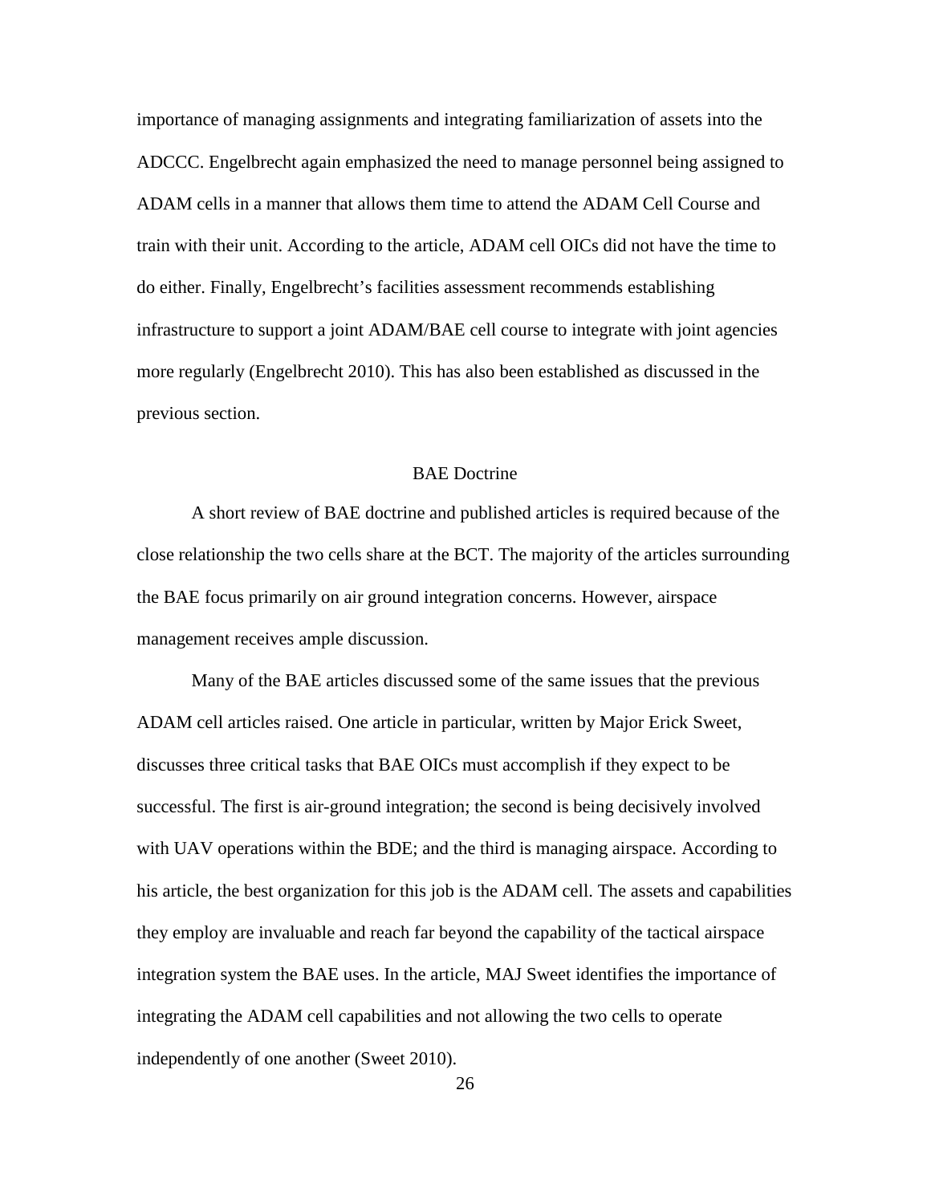importance of managing assignments and integrating familiarization of assets into the ADCCC. Engelbrecht again emphasized the need to manage personnel being assigned to ADAM cells in a manner that allows them time to attend the ADAM Cell Course and train with their unit. According to the article, ADAM cell OICs did not have the time to do either. Finally, Engelbrecht's facilities assessment recommends establishing infrastructure to support a joint ADAM/BAE cell course to integrate with joint agencies more regularly (Engelbrecht 2010). This has also been established as discussed in the previous section.

## BAE Doctrine

A short review of BAE doctrine and published articles is required because of the close relationship the two cells share at the BCT. The majority of the articles surrounding the BAE focus primarily on air ground integration concerns. However, airspace management receives ample discussion.

Many of the BAE articles discussed some of the same issues that the previous ADAM cell articles raised. One article in particular, written by Major Erick Sweet, discusses three critical tasks that BAE OICs must accomplish if they expect to be successful. The first is air-ground integration; the second is being decisively involved with UAV operations within the BDE; and the third is managing airspace. According to his article, the best organization for this job is the ADAM cell. The assets and capabilities they employ are invaluable and reach far beyond the capability of the tactical airspace integration system the BAE uses. In the article, MAJ Sweet identifies the importance of integrating the ADAM cell capabilities and not allowing the two cells to operate independently of one another (Sweet 2010).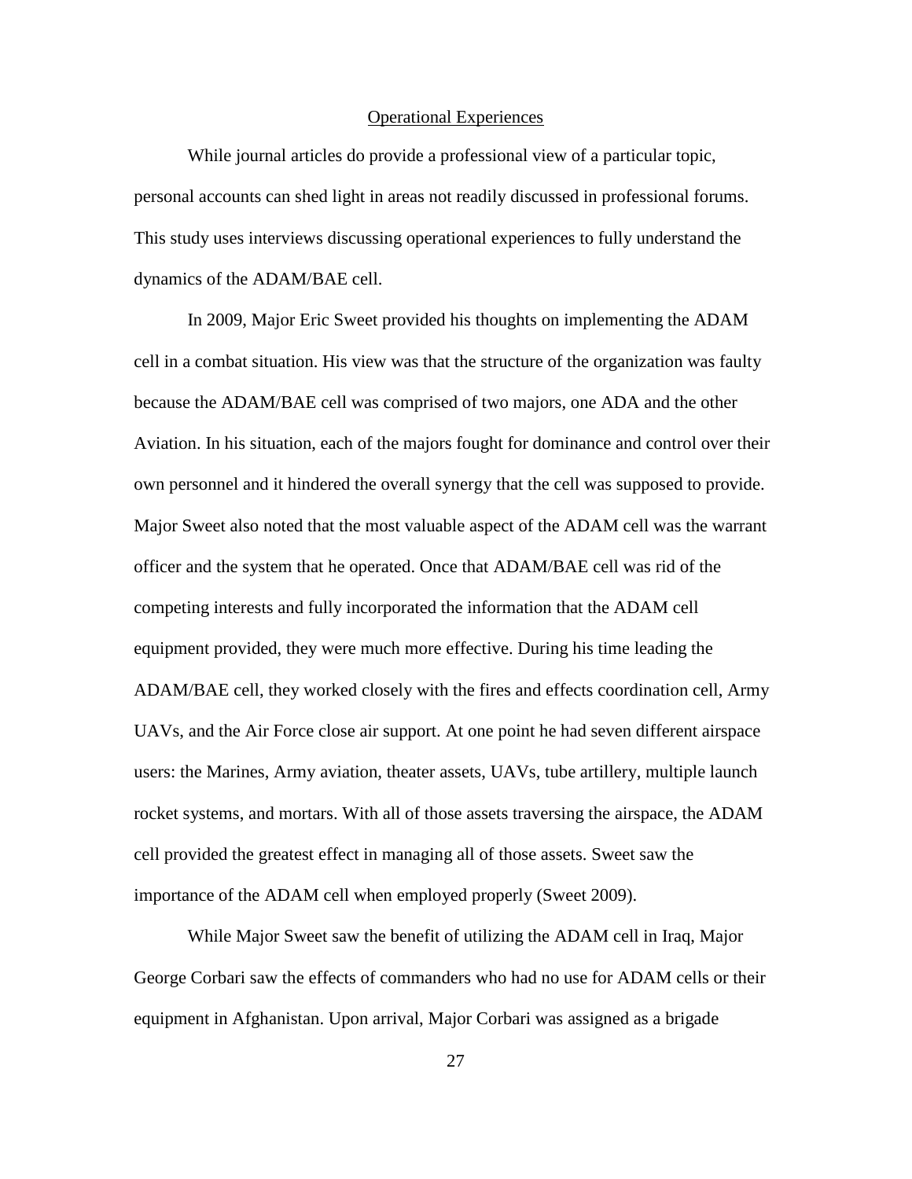## Operational Experiences

While journal articles do provide a professional view of a particular topic, personal accounts can shed light in areas not readily discussed in professional forums. This study uses interviews discussing operational experiences to fully understand the dynamics of the ADAM/BAE cell.

In 2009, Major Eric Sweet provided his thoughts on implementing the ADAM cell in a combat situation. His view was that the structure of the organization was faulty because the ADAM/BAE cell was comprised of two majors, one ADA and the other Aviation. In his situation, each of the majors fought for dominance and control over their own personnel and it hindered the overall synergy that the cell was supposed to provide. Major Sweet also noted that the most valuable aspect of the ADAM cell was the warrant officer and the system that he operated. Once that ADAM/BAE cell was rid of the competing interests and fully incorporated the information that the ADAM cell equipment provided, they were much more effective. During his time leading the ADAM/BAE cell, they worked closely with the fires and effects coordination cell, Army UAVs, and the Air Force close air support. At one point he had seven different airspace users: the Marines, Army aviation, theater assets, UAVs, tube artillery, multiple launch rocket systems, and mortars. With all of those assets traversing the airspace, the ADAM cell provided the greatest effect in managing all of those assets. Sweet saw the importance of the ADAM cell when employed properly (Sweet 2009).

While Major Sweet saw the benefit of utilizing the ADAM cell in Iraq, Major George Corbari saw the effects of commanders who had no use for ADAM cells or their equipment in Afghanistan. Upon arrival, Major Corbari was assigned as a brigade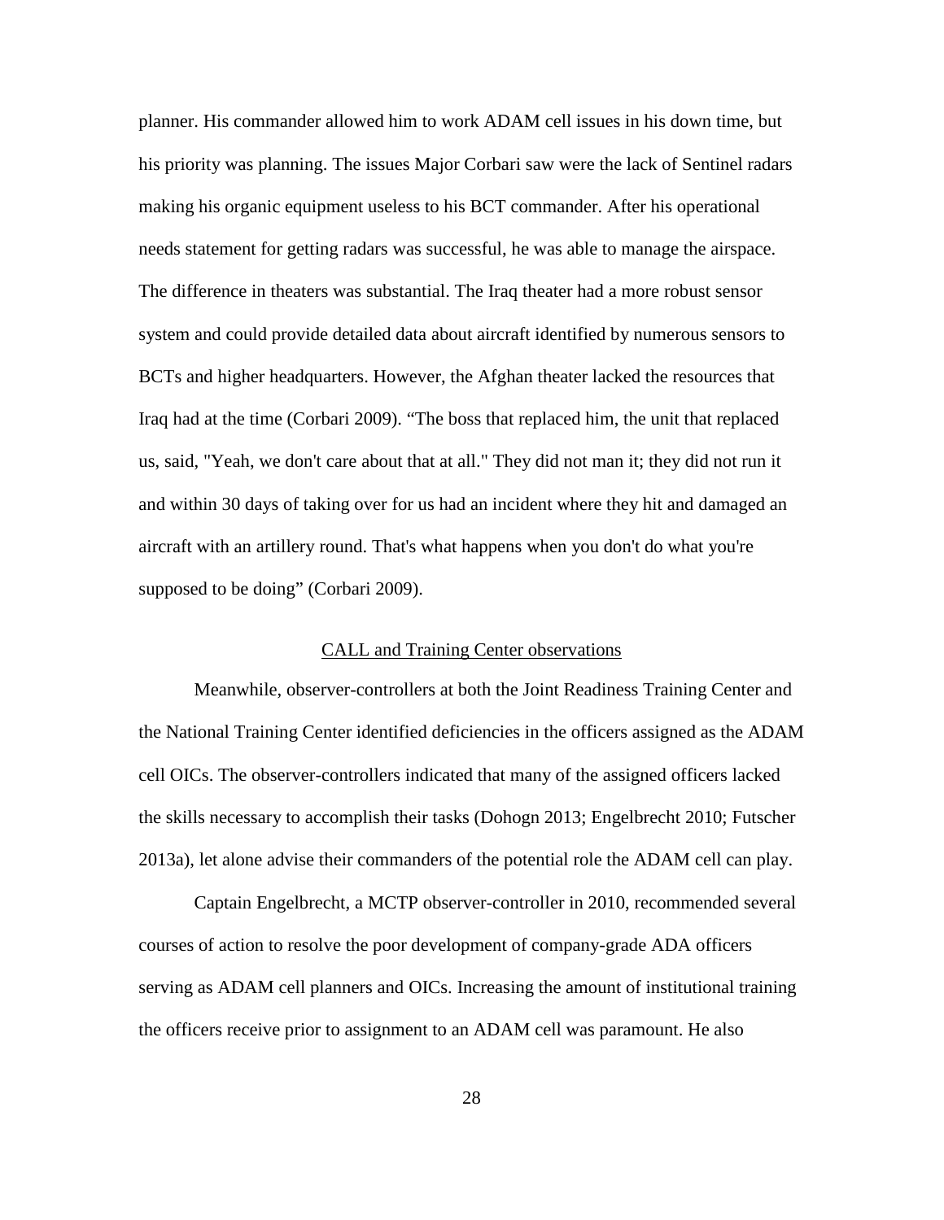planner. His commander allowed him to work ADAM cell issues in his down time, but his priority was planning. The issues Major Corbari saw were the lack of Sentinel radars making his organic equipment useless to his BCT commander. After his operational needs statement for getting radars was successful, he was able to manage the airspace. The difference in theaters was substantial. The Iraq theater had a more robust sensor system and could provide detailed data about aircraft identified by numerous sensors to BCTs and higher headquarters. However, the Afghan theater lacked the resources that Iraq had at the time (Corbari 2009). "The boss that replaced him, the unit that replaced us, said, "Yeah, we don't care about that at all." They did not man it; they did not run it and within 30 days of taking over for us had an incident where they hit and damaged an aircraft with an artillery round. That's what happens when you don't do what you're supposed to be doing" (Corbari 2009).

## CALL and Training Center observations

Meanwhile, observer-controllers at both the Joint Readiness Training Center and the National Training Center identified deficiencies in the officers assigned as the ADAM cell OICs. The observer-controllers indicated that many of the assigned officers lacked the skills necessary to accomplish their tasks (Dohogn 2013; Engelbrecht 2010; Futscher 2013a), let alone advise their commanders of the potential role the ADAM cell can play.

Captain Engelbrecht, a MCTP observer-controller in 2010, recommended several courses of action to resolve the poor development of company-grade ADA officers serving as ADAM cell planners and OICs. Increasing the amount of institutional training the officers receive prior to assignment to an ADAM cell was paramount. He also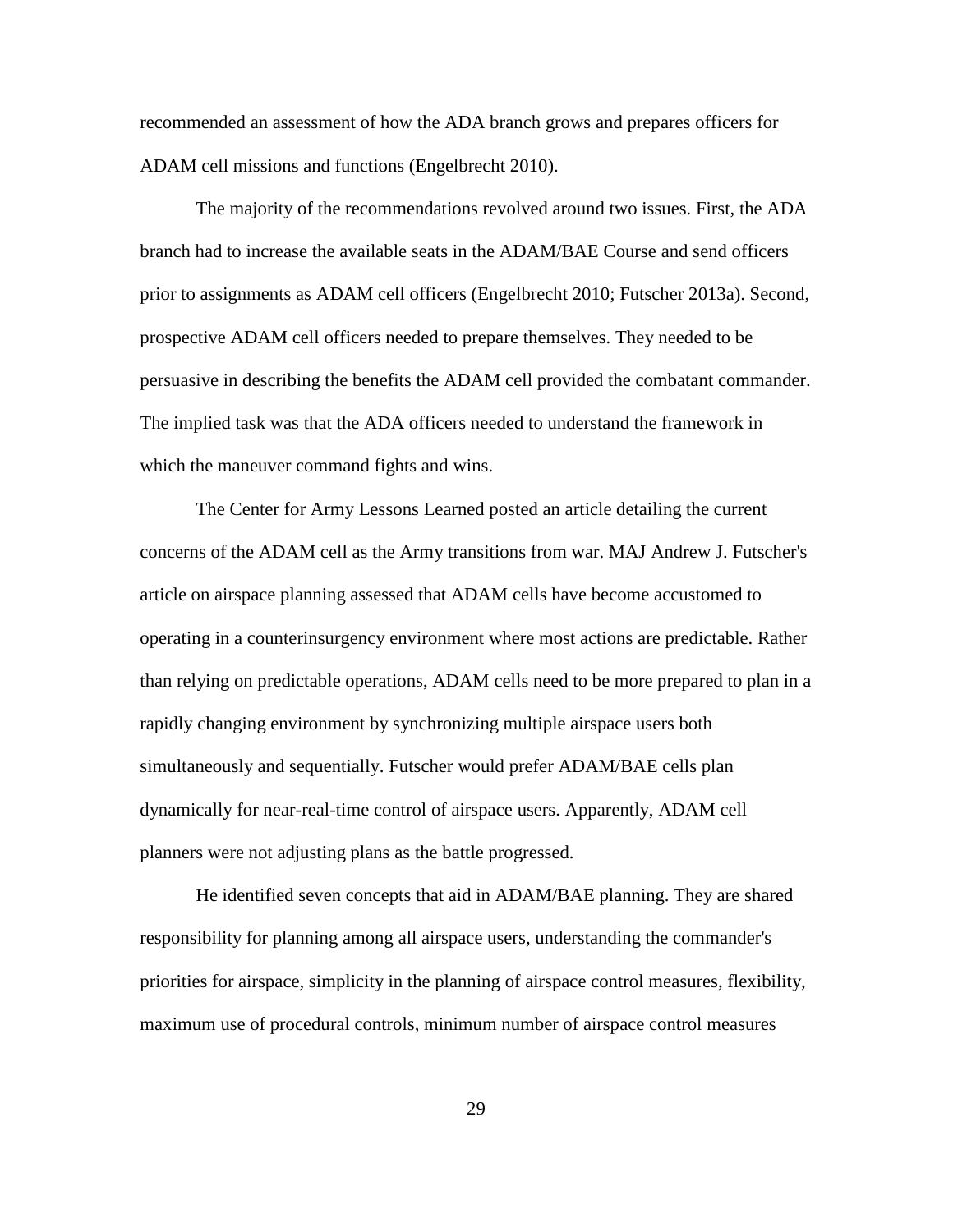recommended an assessment of how the ADA branch grows and prepares officers for ADAM cell missions and functions (Engelbrecht 2010).

The majority of the recommendations revolved around two issues. First, the ADA branch had to increase the available seats in the ADAM/BAE Course and send officers prior to assignments as ADAM cell officers (Engelbrecht 2010; Futscher 2013a). Second, prospective ADAM cell officers needed to prepare themselves. They needed to be persuasive in describing the benefits the ADAM cell provided the combatant commander. The implied task was that the ADA officers needed to understand the framework in which the maneuver command fights and wins.

The Center for Army Lessons Learned posted an article detailing the current concerns of the ADAM cell as the Army transitions from war. MAJ Andrew J. Futscher's article on airspace planning assessed that ADAM cells have become accustomed to operating in a counterinsurgency environment where most actions are predictable. Rather than relying on predictable operations, ADAM cells need to be more prepared to plan in a rapidly changing environment by synchronizing multiple airspace users both simultaneously and sequentially. Futscher would prefer ADAM/BAE cells plan dynamically for near-real-time control of airspace users. Apparently, ADAM cell planners were not adjusting plans as the battle progressed.

He identified seven concepts that aid in ADAM/BAE planning. They are shared responsibility for planning among all airspace users, understanding the commander's priorities for airspace, simplicity in the planning of airspace control measures, flexibility, maximum use of procedural controls, minimum number of airspace control measures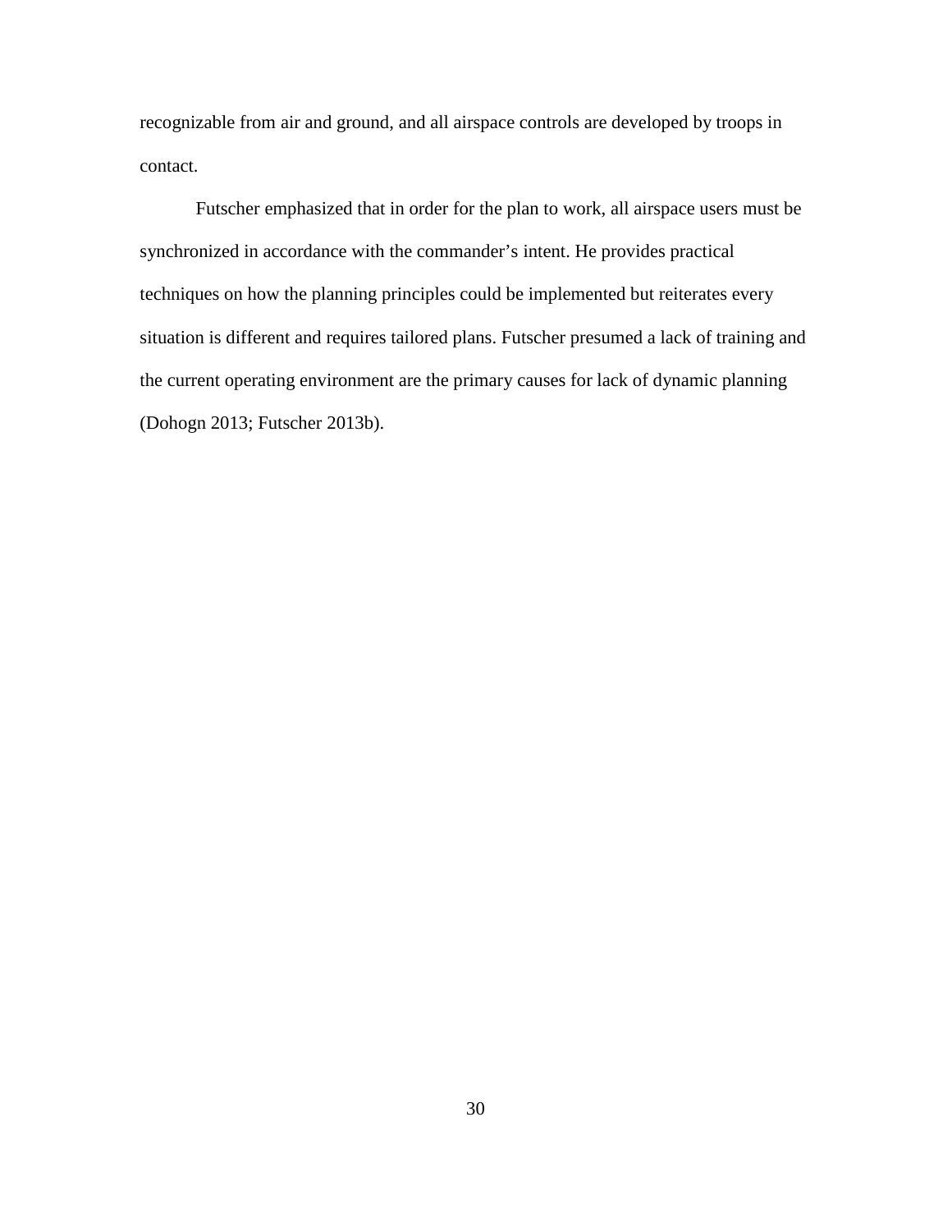recognizable from air and ground, and all airspace controls are developed by troops in contact.

Futscher emphasized that in order for the plan to work, all airspace users must be synchronized in accordance with the commander's intent. He provides practical techniques on how the planning principles could be implemented but reiterates every situation is different and requires tailored plans. Futscher presumed a lack of training and the current operating environment are the primary causes for lack of dynamic planning (Dohogn 2013; Futscher 2013b).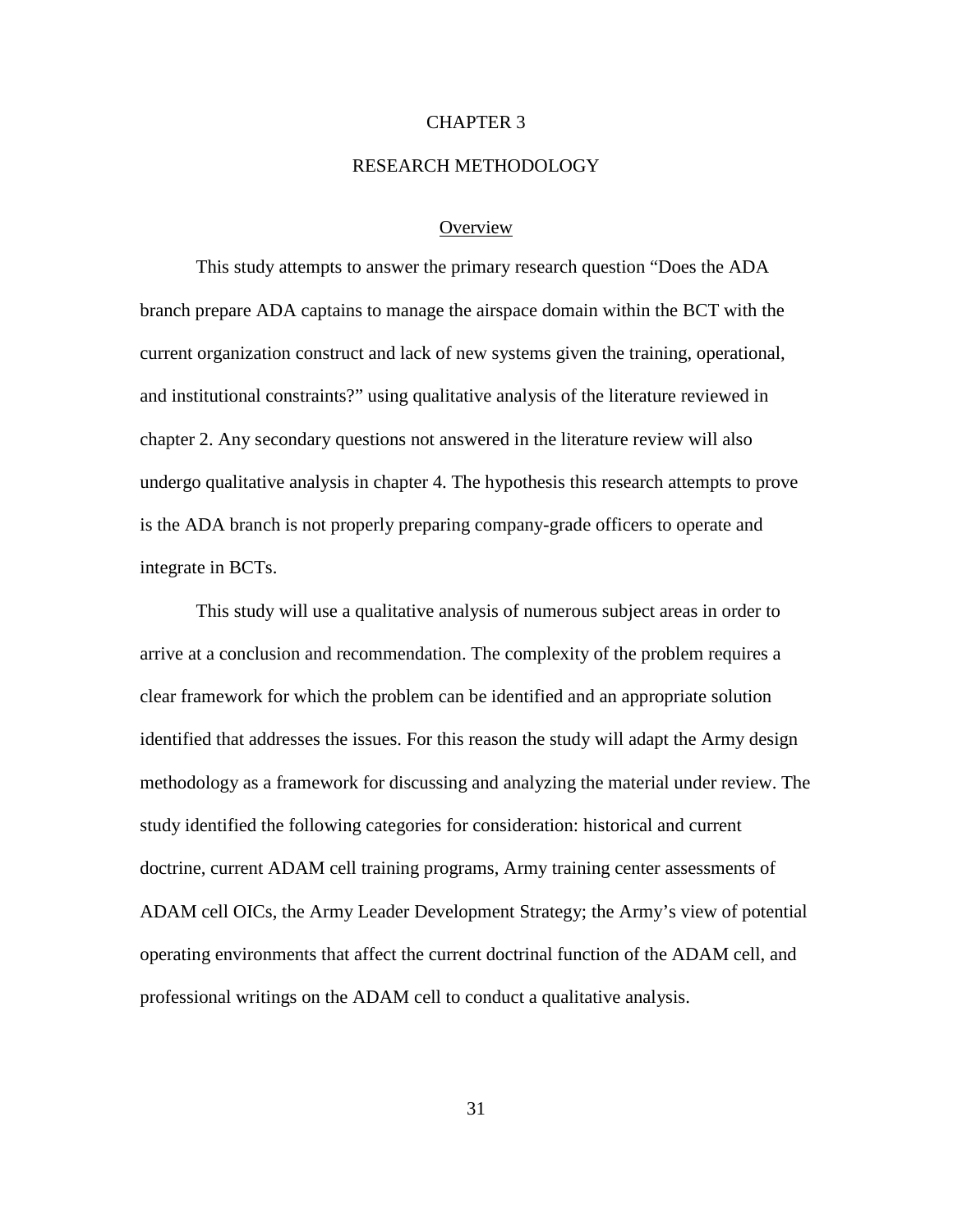# CHAPTER 3

# RESEARCH METHODOLOGY

## Overview

This study attempts to answer the primary research question "Does the ADA branch prepare ADA captains to manage the airspace domain within the BCT with the current organization construct and lack of new systems given the training, operational, and institutional constraints?" using qualitative analysis of the literature reviewed in chapter 2. Any secondary questions not answered in the literature review will also undergo qualitative analysis in chapter 4. The hypothesis this research attempts to prove is the ADA branch is not properly preparing company-grade officers to operate and integrate in BCTs.

This study will use a qualitative analysis of numerous subject areas in order to arrive at a conclusion and recommendation. The complexity of the problem requires a clear framework for which the problem can be identified and an appropriate solution identified that addresses the issues. For this reason the study will adapt the Army design methodology as a framework for discussing and analyzing the material under review. The study identified the following categories for consideration: historical and current doctrine, current ADAM cell training programs, Army training center assessments of ADAM cell OICs, the Army Leader Development Strategy; the Army's view of potential operating environments that affect the current doctrinal function of the ADAM cell, and professional writings on the ADAM cell to conduct a qualitative analysis.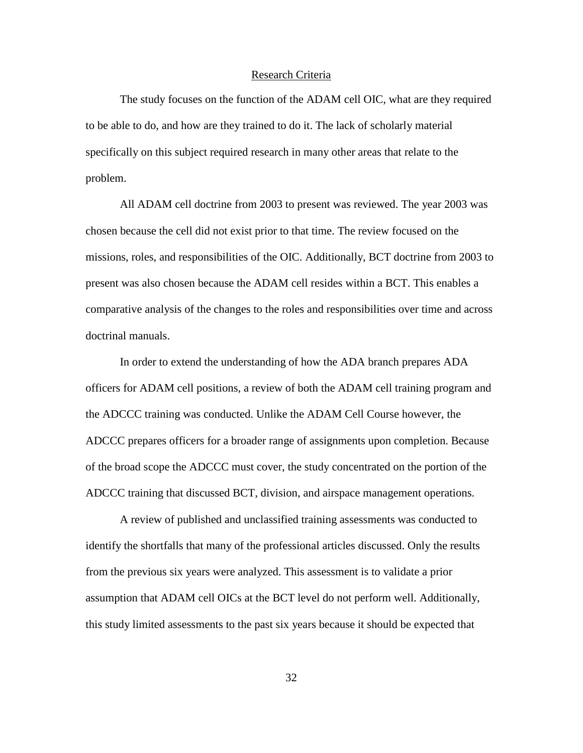## Research Criteria

The study focuses on the function of the ADAM cell OIC, what are they required to be able to do, and how are they trained to do it. The lack of scholarly material specifically on this subject required research in many other areas that relate to the problem.

All ADAM cell doctrine from 2003 to present was reviewed. The year 2003 was chosen because the cell did not exist prior to that time. The review focused on the missions, roles, and responsibilities of the OIC. Additionally, BCT doctrine from 2003 to present was also chosen because the ADAM cell resides within a BCT. This enables a comparative analysis of the changes to the roles and responsibilities over time and across doctrinal manuals.

In order to extend the understanding of how the ADA branch prepares ADA officers for ADAM cell positions, a review of both the ADAM cell training program and the ADCCC training was conducted. Unlike the ADAM Cell Course however, the ADCCC prepares officers for a broader range of assignments upon completion. Because of the broad scope the ADCCC must cover, the study concentrated on the portion of the ADCCC training that discussed BCT, division, and airspace management operations.

A review of published and unclassified training assessments was conducted to identify the shortfalls that many of the professional articles discussed. Only the results from the previous six years were analyzed. This assessment is to validate a prior assumption that ADAM cell OICs at the BCT level do not perform well. Additionally, this study limited assessments to the past six years because it should be expected that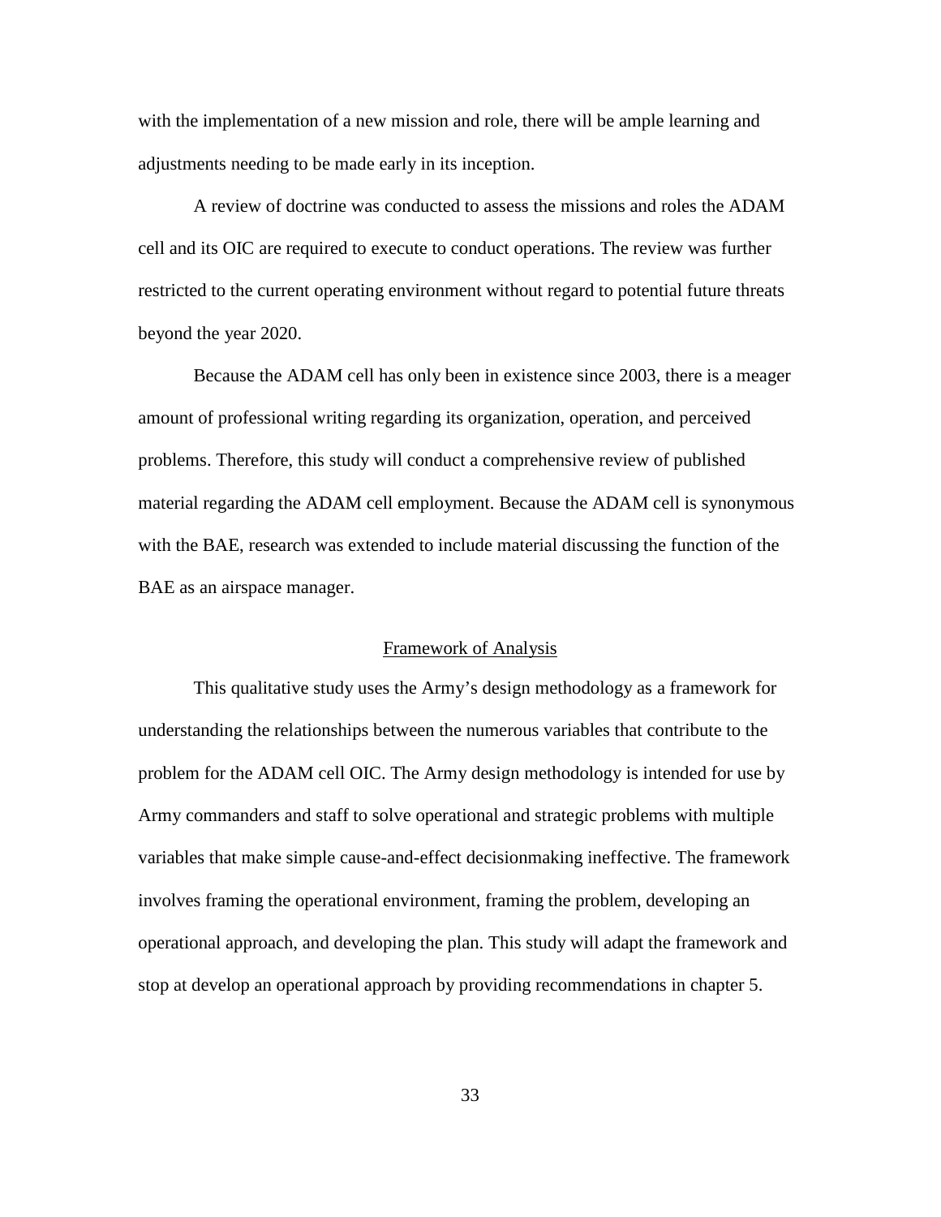with the implementation of a new mission and role, there will be ample learning and adjustments needing to be made early in its inception.

A review of doctrine was conducted to assess the missions and roles the ADAM cell and its OIC are required to execute to conduct operations. The review was further restricted to the current operating environment without regard to potential future threats beyond the year 2020.

Because the ADAM cell has only been in existence since 2003, there is a meager amount of professional writing regarding its organization, operation, and perceived problems. Therefore, this study will conduct a comprehensive review of published material regarding the ADAM cell employment. Because the ADAM cell is synonymous with the BAE, research was extended to include material discussing the function of the BAE as an airspace manager.

## Framework of Analysis

This qualitative study uses the Army's design methodology as a framework for understanding the relationships between the numerous variables that contribute to the problem for the ADAM cell OIC. The Army design methodology is intended for use by Army commanders and staff to solve operational and strategic problems with multiple variables that make simple cause-and-effect decisionmaking ineffective. The framework involves framing the operational environment, framing the problem, developing an operational approach, and developing the plan. This study will adapt the framework and stop at develop an operational approach by providing recommendations in chapter 5.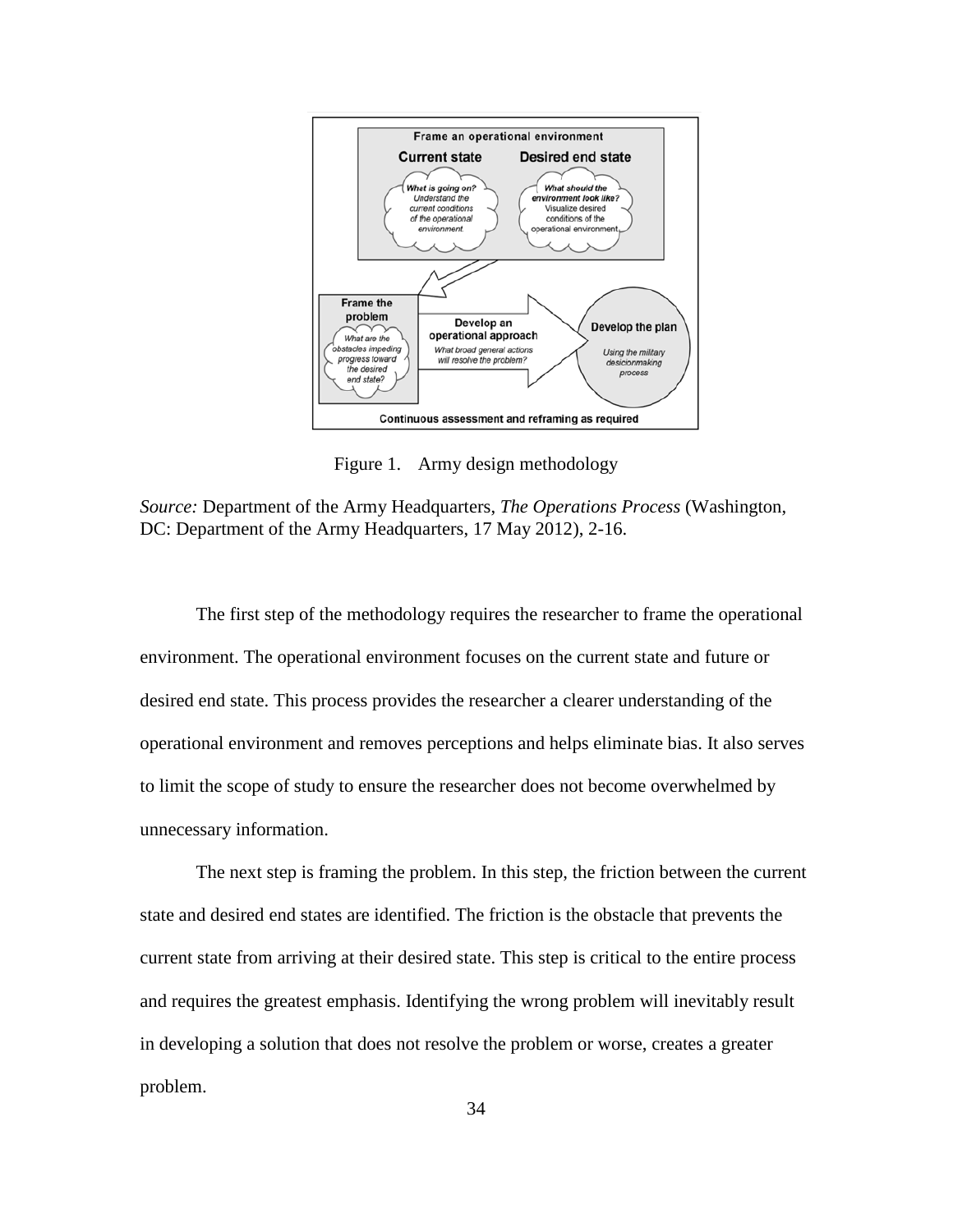Figure 1. Army design methodology

*Source:* Department of the Army Headquarters, *The Operations Process* (Washington, DC: Department of the Army Headquarters, 17 May 2012), 2-16.

The first step of the methodology requires the researcher to frame the operational environment. The operational environment focuses on the current state and future or desired end state. This process provides the researcher a clearer understanding of the operational environment and removes perceptions and helps eliminate bias. It also serves to limit the scope of study to ensure the researcher does not become overwhelmed by unnecessary information.

The next step is framing the problem. In this step, the friction between the current state and desired end states are identified. The friction is the obstacle that prevents the current state from arriving at their desired state. This step is critical to the entire process and requires the greatest emphasis. Identifying the wrong problem will inevitably result in developing a solution that does not resolve the problem or worse, creates a greater problem.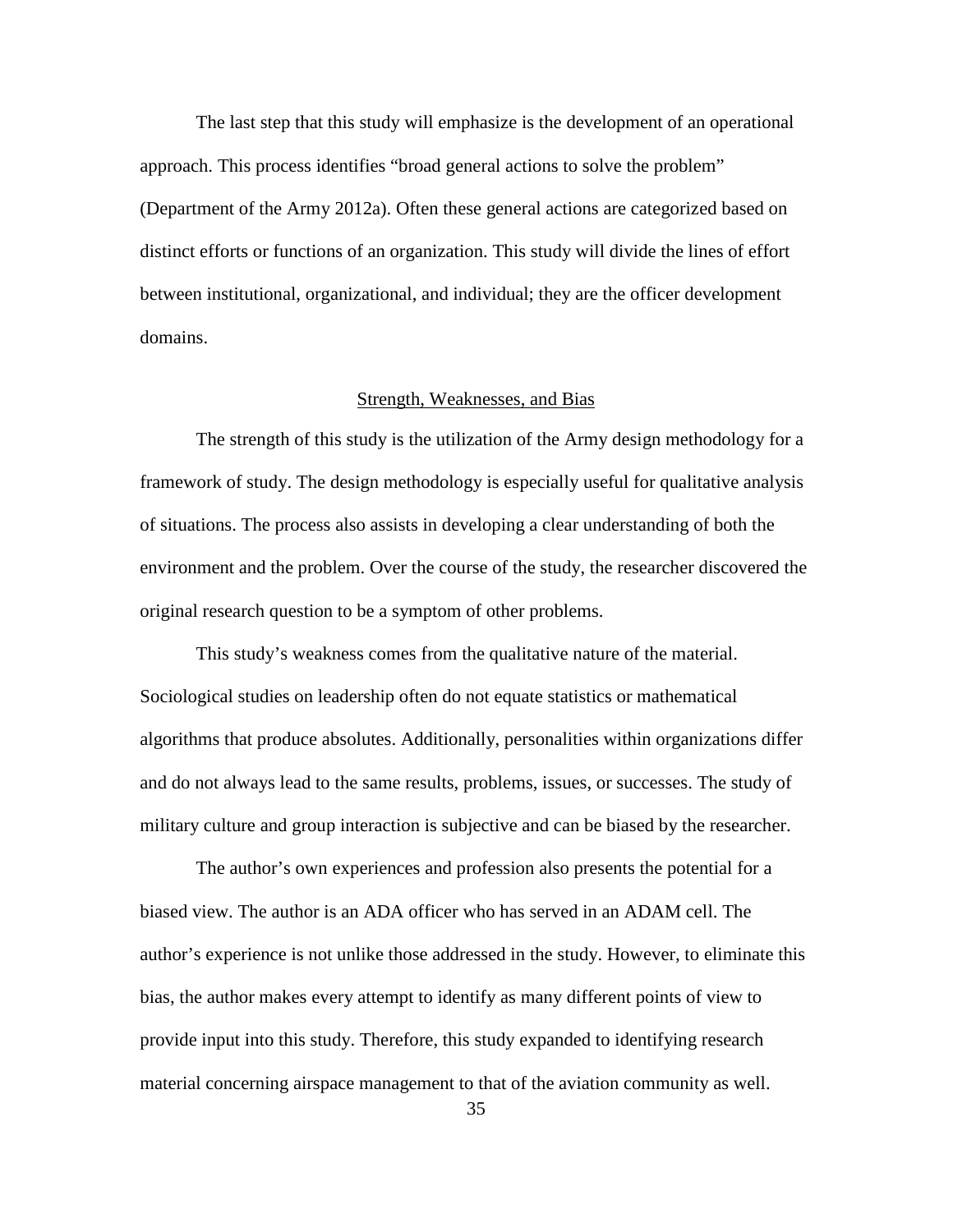The last step that this study will emphasize is the development of an operational approach. This process identifies "broad general actions to solve the problem" (Department of the Army 2012a). Often these general actions are categorized based on distinct efforts or functions of an organization. This study will divide the lines of effort between institutional, organizational, and individual; they are the officer development domains.

## Strength, Weaknesses, and Bias

The strength of this study is the utilization of the Army design methodology for a framework of study. The design methodology is especially useful for qualitative analysis of situations. The process also assists in developing a clear understanding of both the environment and the problem. Over the course of the study, the researcher discovered the original research question to be a symptom of other problems.

This study's weakness comes from the qualitative nature of the material. Sociological studies on leadership often do not equate statistics or mathematical algorithms that produce absolutes. Additionally, personalities within organizations differ and do not always lead to the same results, problems, issues, or successes. The study of military culture and group interaction is subjective and can be biased by the researcher.

The author's own experiences and profession also presents the potential for a biased view. The author is an ADA officer who has served in an ADAM cell. The author's experience is not unlike those addressed in the study. However, to eliminate this bias, the author makes every attempt to identify as many different points of view to provide input into this study. Therefore, this study expanded to identifying research material concerning airspace management to that of the aviation community as well.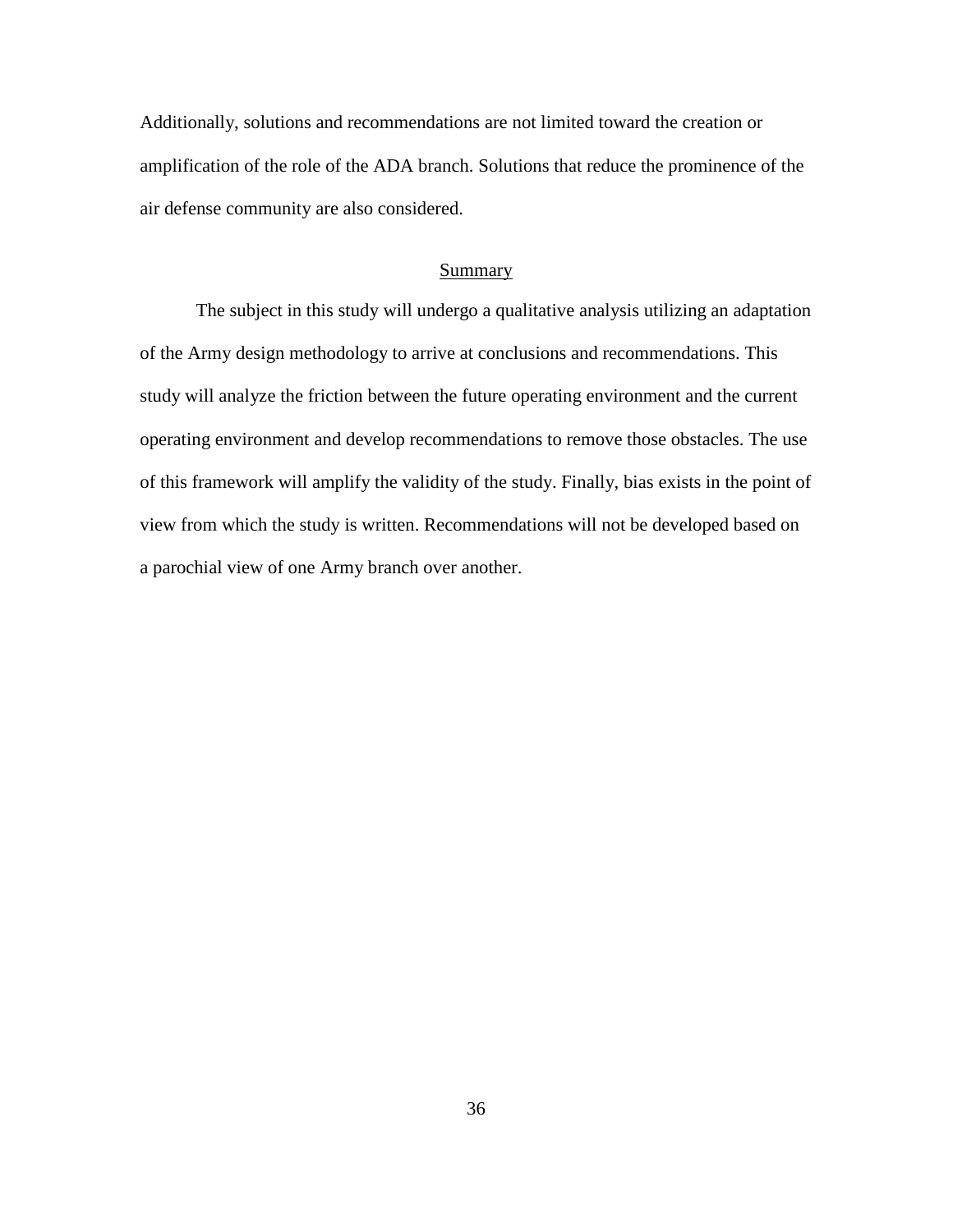Additionally, solutions and recommendations are not limited toward the creation or amplification of the role of the ADA branch. Solutions that reduce the prominence of the air defense community are also considered.

## Summary

The subject in this study will undergo a qualitative analysis utilizing an adaptation of the Army design methodology to arrive at conclusions and recommendations. This study will analyze the friction between the future operating environment and the current operating environment and develop recommendations to remove those obstacles. The use of this framework will amplify the validity of the study. Finally, bias exists in the point of view from which the study is written. Recommendations will not be developed based on a parochial view of one Army branch over another.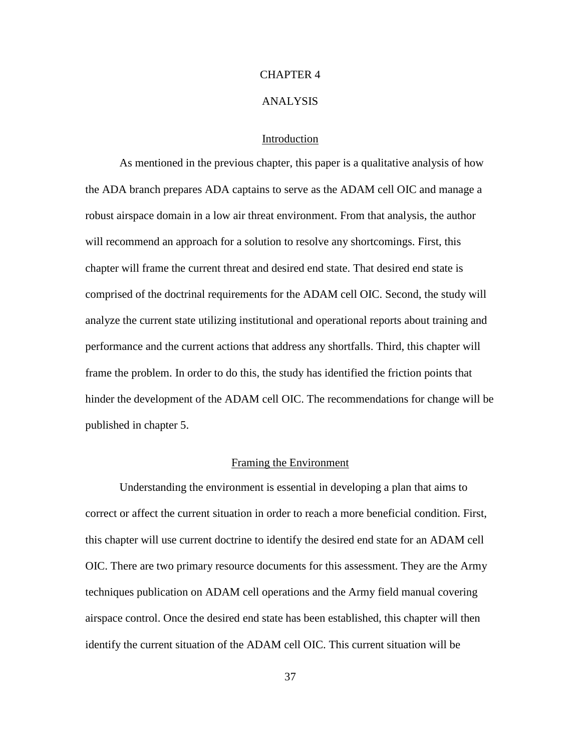# CHAPTER 4

# ANALYSIS

## Introduction

As mentioned in the previous chapter, this paper is a qualitative analysis of how the ADA branch prepares ADA captains to serve as the ADAM cell OIC and manage a robust airspace domain in a low air threat environment. From that analysis, the author will recommend an approach for a solution to resolve any shortcomings. First, this chapter will frame the current threat and desired end state. That desired end state is comprised of the doctrinal requirements for the ADAM cell OIC. Second, the study will analyze the current state utilizing institutional and operational reports about training and performance and the current actions that address any shortfalls. Third, this chapter will frame the problem. In order to do this, the study has identified the friction points that hinder the development of the ADAM cell OIC. The recommendations for change will be published in chapter 5.

## Framing the Environment

Understanding the environment is essential in developing a plan that aims to correct or affect the current situation in order to reach a more beneficial condition. First, this chapter will use current doctrine to identify the desired end state for an ADAM cell OIC. There are two primary resource documents for this assessment. They are the Army techniques publication on ADAM cell operations and the Army field manual covering airspace control. Once the desired end state has been established, this chapter will then identify the current situation of the ADAM cell OIC. This current situation will be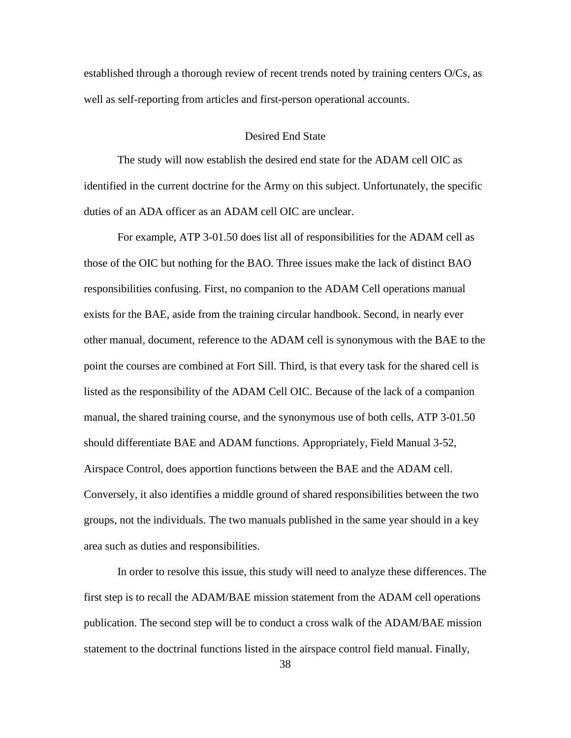established through a thorough review of recent trends noted by training centers O/Cs, as well as self-reporting from articles and first-person operational accounts.

## Desired End State

The study will now establish the desired end state for the ADAM cell OIC as identified in the current doctrine for the Army on this subject. Unfortunately, the specific duties of an ADA officer as an ADAM cell OIC are unclear.

For example, ATP 3-01.50 does list all of responsibilities for the ADAM cell as those of the OIC but nothing for the BAO. Three issues make the lack of distinct BAO responsibilities confusing. First, no companion to the ADAM Cell operations manual exists for the BAE, aside from the training circular handbook. Second, in nearly ever other manual, document, reference to the ADAM cell is synonymous with the BAE to the point the courses are combined at Fort Sill. Third, is that every task for the shared cell is listed as the responsibility of the ADAM Cell OIC. Because of the lack of a companion manual, the shared training course, and the synonymous use of both cells, ATP 3-01.50 should differentiate BAE and ADAM functions. Appropriately, Field Manual 3-52, Airspace Control, does apportion functions between the BAE and the ADAM cell. Conversely, it also identifies a middle ground of shared responsibilities between the two groups, not the individuals. The two manuals published in the same year should in a key area such as duties and responsibilities.

In order to resolve this issue, this study will need to analyze these differences. The first step is to recall the ADAM/BAE mission statement from the ADAM cell operations publication. The second step will be to conduct a cross walk of the ADAM/BAE mission statement to the doctrinal functions listed in the airspace control field manual. Finally,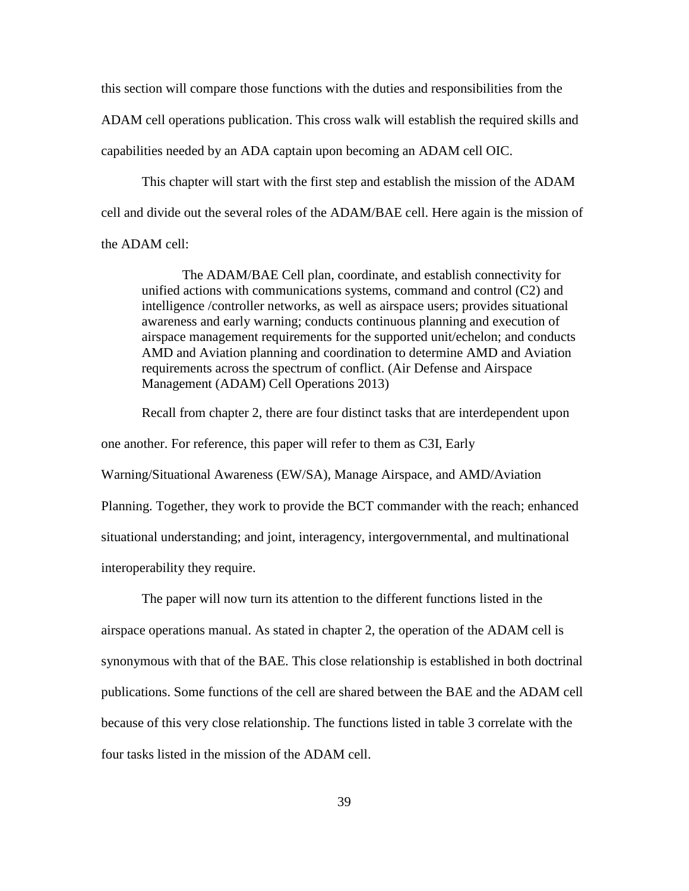this section will compare those functions with the duties and responsibilities from the ADAM cell operations publication. This cross walk will establish the required skills and capabilities needed by an ADA captain upon becoming an ADAM cell OIC.

This chapter will start with the first step and establish the mission of the ADAM cell and divide out the several roles of the ADAM/BAE cell. Here again is the mission of the ADAM cell:

> The ADAM/BAE Cell plan, coordinate, and establish connectivity for unified actions with communications systems, command and control (C2) and intelligence /controller networks, as well as airspace users; provides situational awareness and early warning; conducts continuous planning and execution of airspace management requirements for the supported unit/echelon; and conducts AMD and Aviation planning and coordination to determine AMD and Aviation requirements across the spectrum of conflict. (Air Defense and Airspace Management (ADAM) Cell Operations 2013)

Recall from chapter 2, there are four distinct tasks that are interdependent upon one another. For reference, this paper will refer to them as C3I, Early Warning/Situational Awareness (EW/SA), Manage Airspace, and AMD/Aviation Planning. Together, they work to provide the BCT commander with the reach; enhanced situational understanding; and joint, interagency, intergovernmental, and multinational interoperability they require.

The paper will now turn its attention to the different functions listed in the airspace operations manual. As stated in chapter 2, the operation of the ADAM cell is synonymous with that of the BAE. This close relationship is established in both doctrinal publications. Some functions of the cell are shared between the BAE and the ADAM cell because of this very close relationship. The functions listed in table 3 correlate with the four tasks listed in the mission of the ADAM cell.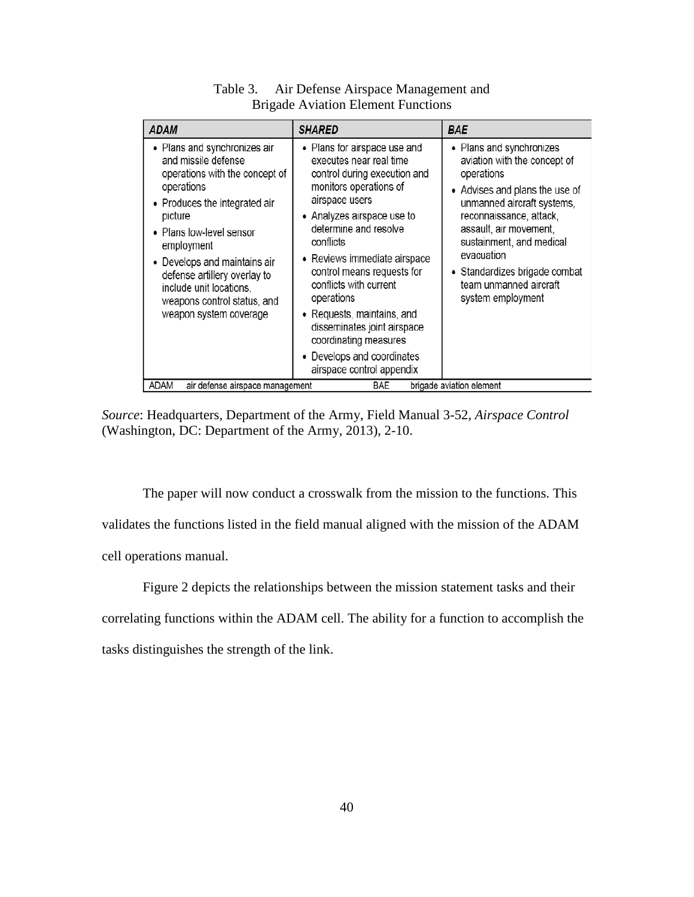Table 3. Air Defense Airspace Management and Brigade Aviation Element Functions

| ADAM | SHARED | BAE |
|---|---|---|
| • Plans and synchronizes air and missile defense operations with the concept of operations<br>• Produces the integrated air picture<br>• Plans low-level sensor employment<br>• Develops and maintains air defense artillery overlay to include unit locations, weapons control status, and weapon system coverage | • Plans for airspace use and executes near real time control during execution and monitors operations of airspace users<br>• Analyzes airspace use to determine and resolve conflicts<br>• Reviews immediate airspace control means requests for conflicts with current operations<br>• Requests, maintains, and disseminates joint airspace coordinating measures<br>• Develops and coordinates airspace control appendix | • Plans and synchronizes aviation with the concept of operations<br>• Advises and plans the use of unmanned aircraft systems, reconnaissance, attack, assault, air movement, sustainment, and medical evacuation<br>• Standardizes brigade combat team unmanned aircraft system employment |

ADAM air defense airspace management BAE brigade aviation element

*Source*: Headquarters, Department of the Army, Field Manual 3-52, *Airspace Control* (Washington, DC: Department of the Army, 2013), 2-10.

The paper will now conduct a crosswalk from the mission to the functions. This validates the functions listed in the field manual aligned with the mission of the ADAM cell operations manual.

Figure 2 depicts the relationships between the mission statement tasks and their correlating functions within the ADAM cell. The ability for a function to accomplish the tasks distinguishes the strength of the link.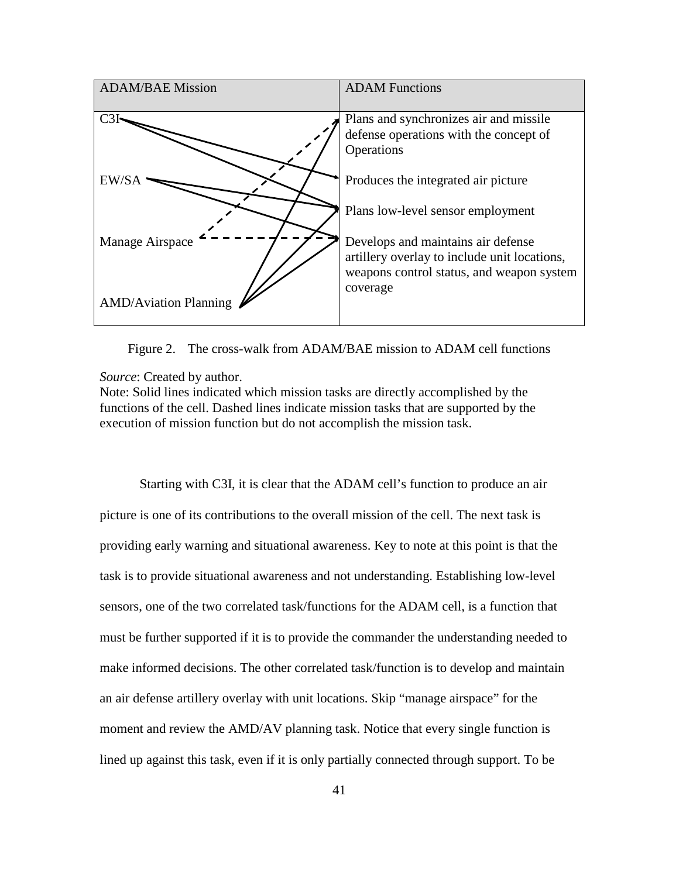| ADAM/BAE Mission | ADAM Functions |
| --- | --- |
| C3I | Plans and synchronizes air and missile defense operations with the concept of Operations |
| EW/SA | Produces the integrated air picture |
| | Plans low-level sensor employment |
| Manage Airspace | Develops and maintains air defense artillery overlay to include unit locations, weapons control status, and weapon system coverage |
| AMD/Aviation Planning | |

Figure 2. The cross-walk from ADAM/BAE mission to ADAM cell functions

*Source*: Created by author.
Note: Solid lines indicated which mission tasks are directly accomplished by the functions of the cell. Dashed lines indicate mission tasks that are supported by the execution of mission function but do not accomplish the mission task.

Starting with C3I, it is clear that the ADAM cell's function to produce an air picture is one of its contributions to the overall mission of the cell. The next task is providing early warning and situational awareness. Key to note at this point is that the task is to provide situational awareness and not understanding. Establishing low-level sensors, one of the two correlated task/functions for the ADAM cell, is a function that must be further supported if it is to provide the commander the understanding needed to make informed decisions. The other correlated task/function is to develop and maintain an air defense artillery overlay with unit locations. Skip "manage airspace" for the moment and review the AMD/AV planning task. Notice that every single function is lined up against this task, even if it is only partially connected through support. To be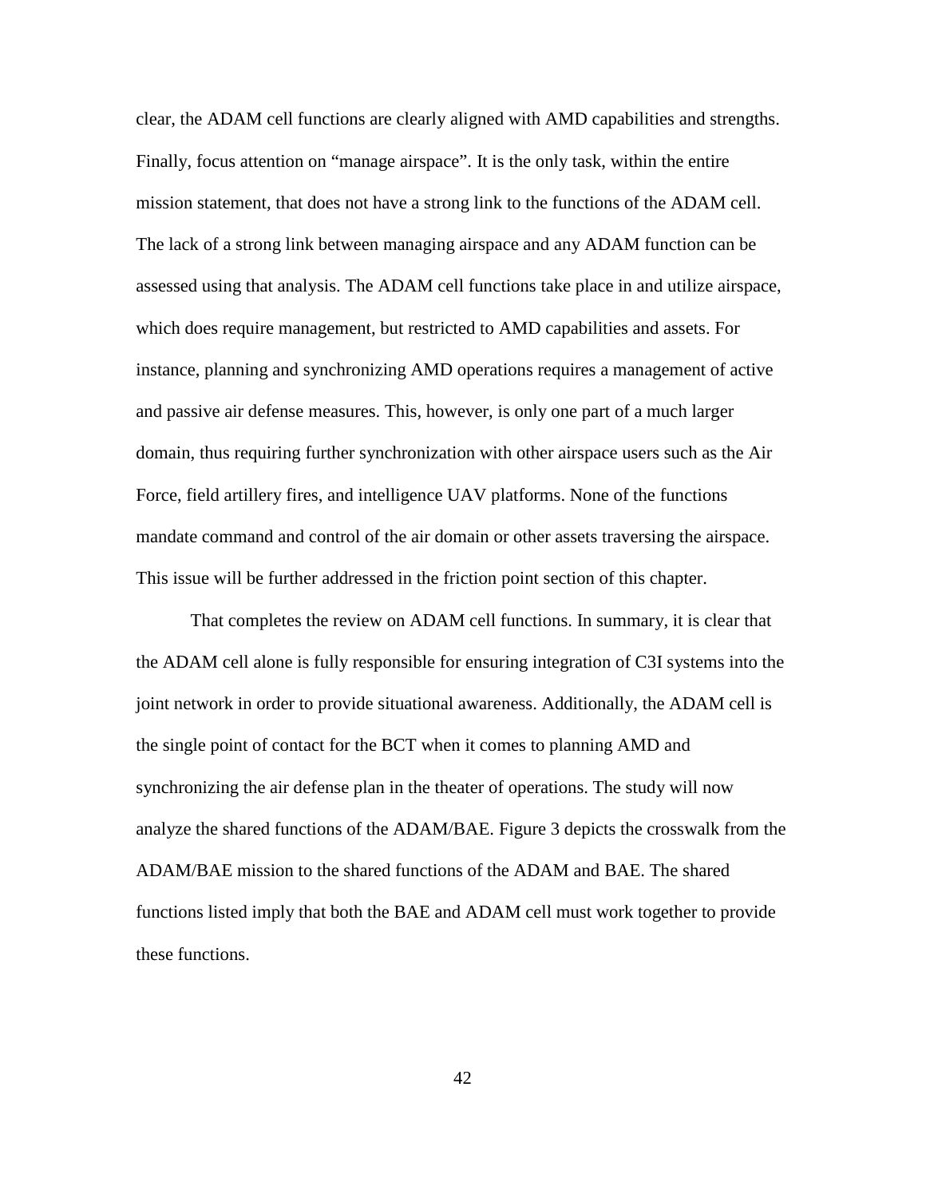clear, the ADAM cell functions are clearly aligned with AMD capabilities and strengths. Finally, focus attention on "manage airspace". It is the only task, within the entire mission statement, that does not have a strong link to the functions of the ADAM cell. The lack of a strong link between managing airspace and any ADAM function can be assessed using that analysis. The ADAM cell functions take place in and utilize airspace, which does require management, but restricted to AMD capabilities and assets. For instance, planning and synchronizing AMD operations requires a management of active and passive air defense measures. This, however, is only one part of a much larger domain, thus requiring further synchronization with other airspace users such as the Air Force, field artillery fires, and intelligence UAV platforms. None of the functions mandate command and control of the air domain or other assets traversing the airspace. This issue will be further addressed in the friction point section of this chapter.

That completes the review on ADAM cell functions. In summary, it is clear that the ADAM cell alone is fully responsible for ensuring integration of C3I systems into the joint network in order to provide situational awareness. Additionally, the ADAM cell is the single point of contact for the BCT when it comes to planning AMD and synchronizing the air defense plan in the theater of operations. The study will now analyze the shared functions of the ADAM/BAE. Figure 3 depicts the crosswalk from the ADAM/BAE mission to the shared functions of the ADAM and BAE. The shared functions listed imply that both the BAE and ADAM cell must work together to provide these functions.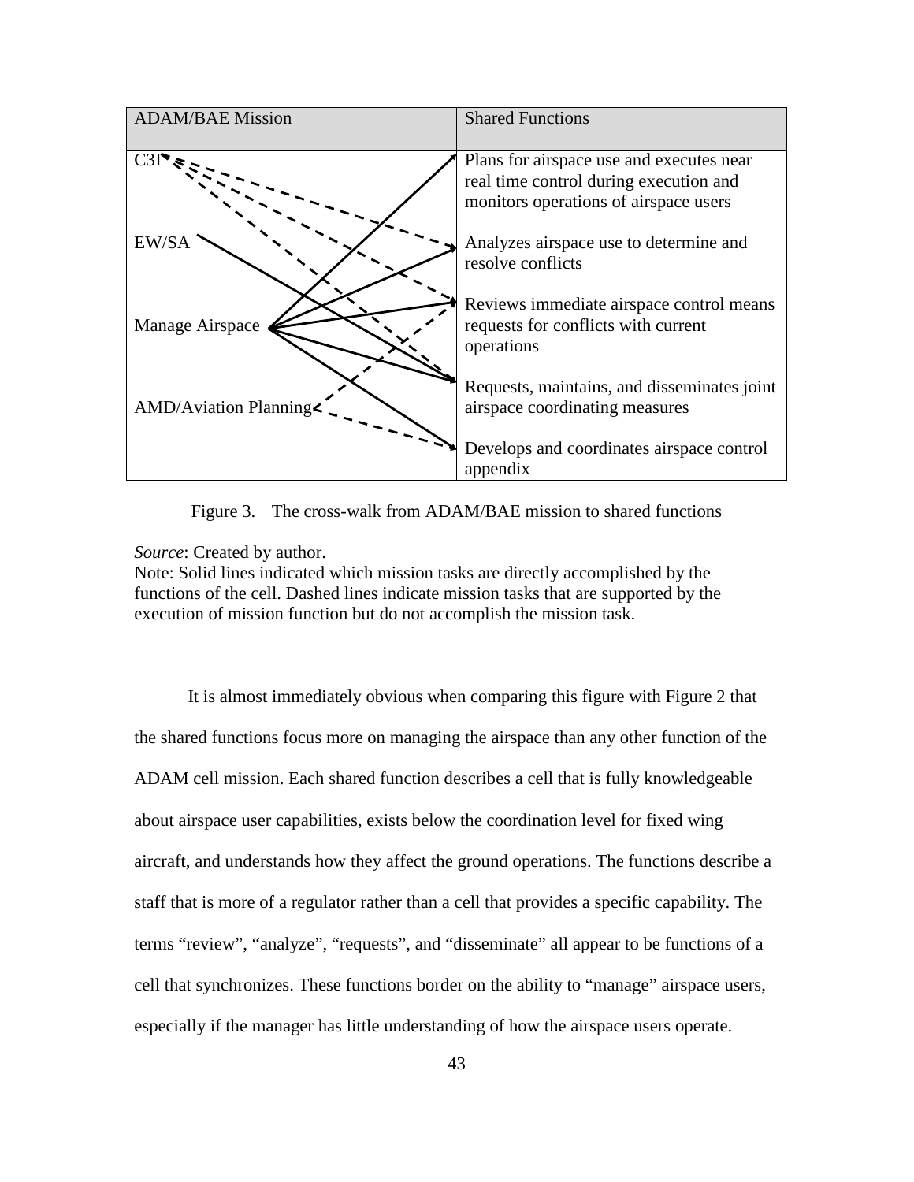| ADAM/BAE Mission | Shared Functions |
| --- | --- |
| C3I | Plans for airspace use and executes near real time control during execution and monitors operations of airspace users |
| EW/SA | Analyzes airspace use to determine and resolve conflicts |
| Manage Airspace | Reviews immediate airspace control means requests for conflicts with current operations |
| AMD/Aviation Planning | Requests, maintains, and disseminates joint airspace coordinating measures |
| | Develops and coordinates airspace control appendix |

Figure 3. The cross-walk from ADAM/BAE mission to shared functions

*Source*: Created by author.
Note: Solid lines indicated which mission tasks are directly accomplished by the functions of the cell. Dashed lines indicate mission tasks that are supported by the execution of mission function but do not accomplish the mission task.

It is almost immediately obvious when comparing this figure with Figure 2 that the shared functions focus more on managing the airspace than any other function of the ADAM cell mission. Each shared function describes a cell that is fully knowledgeable about airspace user capabilities, exists below the coordination level for fixed wing aircraft, and understands how they affect the ground operations. The functions describe a staff that is more of a regulator rather than a cell that provides a specific capability. The terms "review", "analyze", "requests", and "disseminate" all appear to be functions of a cell that synchronizes. These functions border on the ability to "manage" airspace users, especially if the manager has little understanding of how the airspace users operate.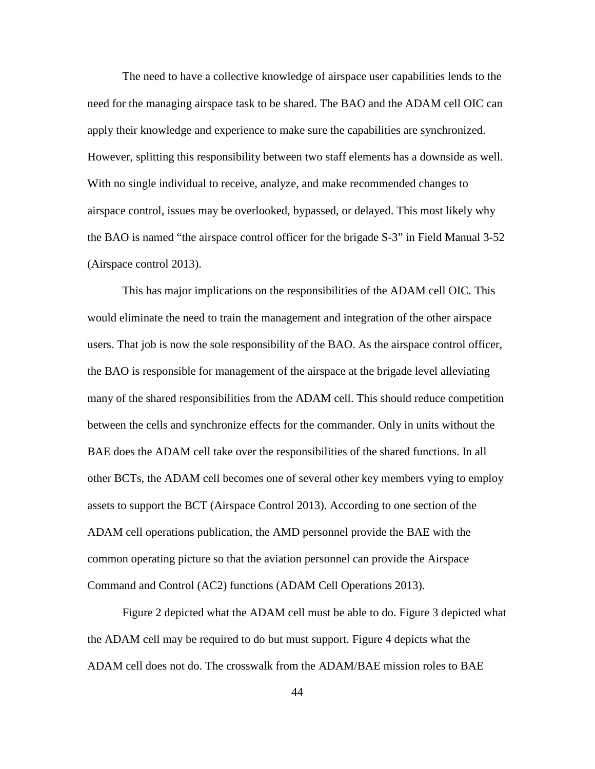The need to have a collective knowledge of airspace user capabilities lends to the need for the managing airspace task to be shared. The BAO and the ADAM cell OIC can apply their knowledge and experience to make sure the capabilities are synchronized. However, splitting this responsibility between two staff elements has a downside as well. With no single individual to receive, analyze, and make recommended changes to airspace control, issues may be overlooked, bypassed, or delayed. This most likely why the BAO is named "the airspace control officer for the brigade S-3" in Field Manual 3-52 (Airspace control 2013).

This has major implications on the responsibilities of the ADAM cell OIC. This would eliminate the need to train the management and integration of the other airspace users. That job is now the sole responsibility of the BAO. As the airspace control officer, the BAO is responsible for management of the airspace at the brigade level alleviating many of the shared responsibilities from the ADAM cell. This should reduce competition between the cells and synchronize effects for the commander. Only in units without the BAE does the ADAM cell take over the responsibilities of the shared functions. In all other BCTs, the ADAM cell becomes one of several other key members vying to employ assets to support the BCT (Airspace Control 2013). According to one section of the ADAM cell operations publication, the AMD personnel provide the BAE with the common operating picture so that the aviation personnel can provide the Airspace Command and Control (AC2) functions (ADAM Cell Operations 2013).

Figure 2 depicted what the ADAM cell must be able to do. Figure 3 depicted what the ADAM cell may be required to do but must support. Figure 4 depicts what the ADAM cell does not do. The crosswalk from the ADAM/BAE mission roles to BAE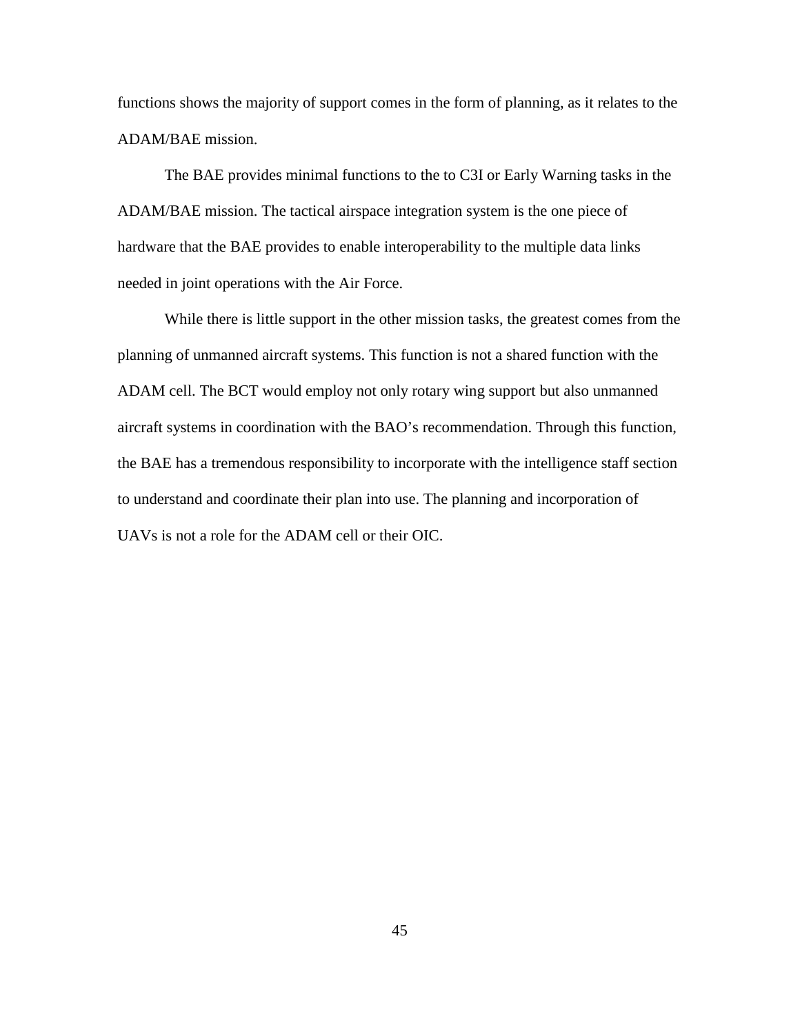functions shows the majority of support comes in the form of planning, as it relates to the ADAM/BAE mission.

The BAE provides minimal functions to the to C3I or Early Warning tasks in the ADAM/BAE mission. The tactical airspace integration system is the one piece of hardware that the BAE provides to enable interoperability to the multiple data links needed in joint operations with the Air Force.

While there is little support in the other mission tasks, the greatest comes from the planning of unmanned aircraft systems. This function is not a shared function with the ADAM cell. The BCT would employ not only rotary wing support but also unmanned aircraft systems in coordination with the BAO's recommendation. Through this function, the BAE has a tremendous responsibility to incorporate with the intelligence staff section to understand and coordinate their plan into use. The planning and incorporation of UAVs is not a role for the ADAM cell or their OIC.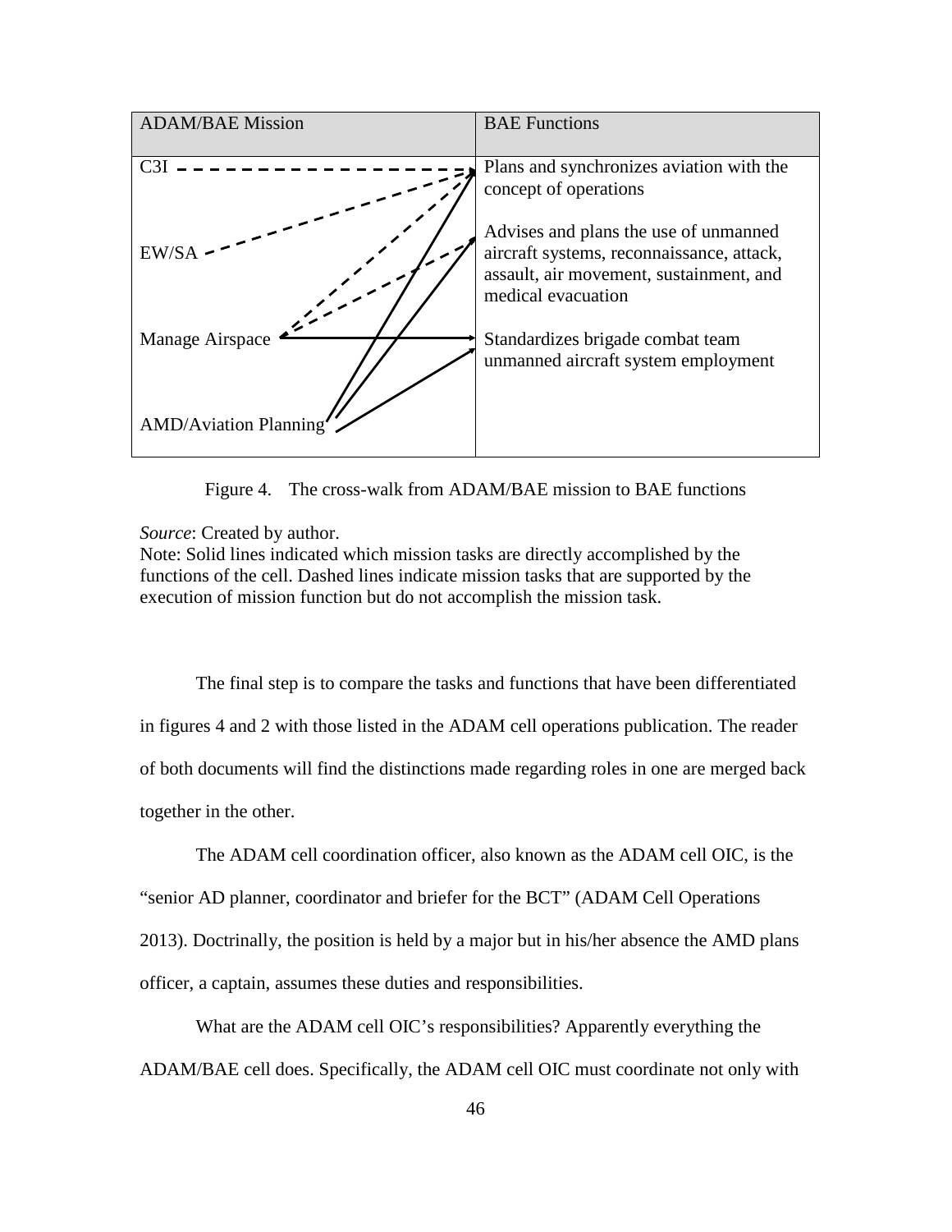| ADAM/BAE Mission | BAE Functions |
|---|---|
| C3I | Plans and synchronizes aviation with the concept of operations |
| EW/SA | Advises and plans the use of unmanned aircraft systems, reconnaissance, attack, assault, air movement, sustainment, and medical evacuation |
| Manage Airspace | Standardizes brigade combat team unmanned aircraft system employment |
| AMD/Aviation Planning | |

Figure 4. The cross-walk from ADAM/BAE mission to BAE functions

*Source*: Created by author.
Note: Solid lines indicated which mission tasks are directly accomplished by the functions of the cell. Dashed lines indicate mission tasks that are supported by the execution of mission function but do not accomplish the mission task.

The final step is to compare the tasks and functions that have been differentiated in figures 4 and 2 with those listed in the ADAM cell operations publication. The reader of both documents will find the distinctions made regarding roles in one are merged back together in the other.

The ADAM cell coordination officer, also known as the ADAM cell OIC, is the "senior AD planner, coordinator and briefer for the BCT" (ADAM Cell Operations 2013). Doctrinally, the position is held by a major but in his/her absence the AMD plans officer, a captain, assumes these duties and responsibilities.

What are the ADAM cell OIC's responsibilities? Apparently everything the ADAM/BAE cell does. Specifically, the ADAM cell OIC must coordinate not only with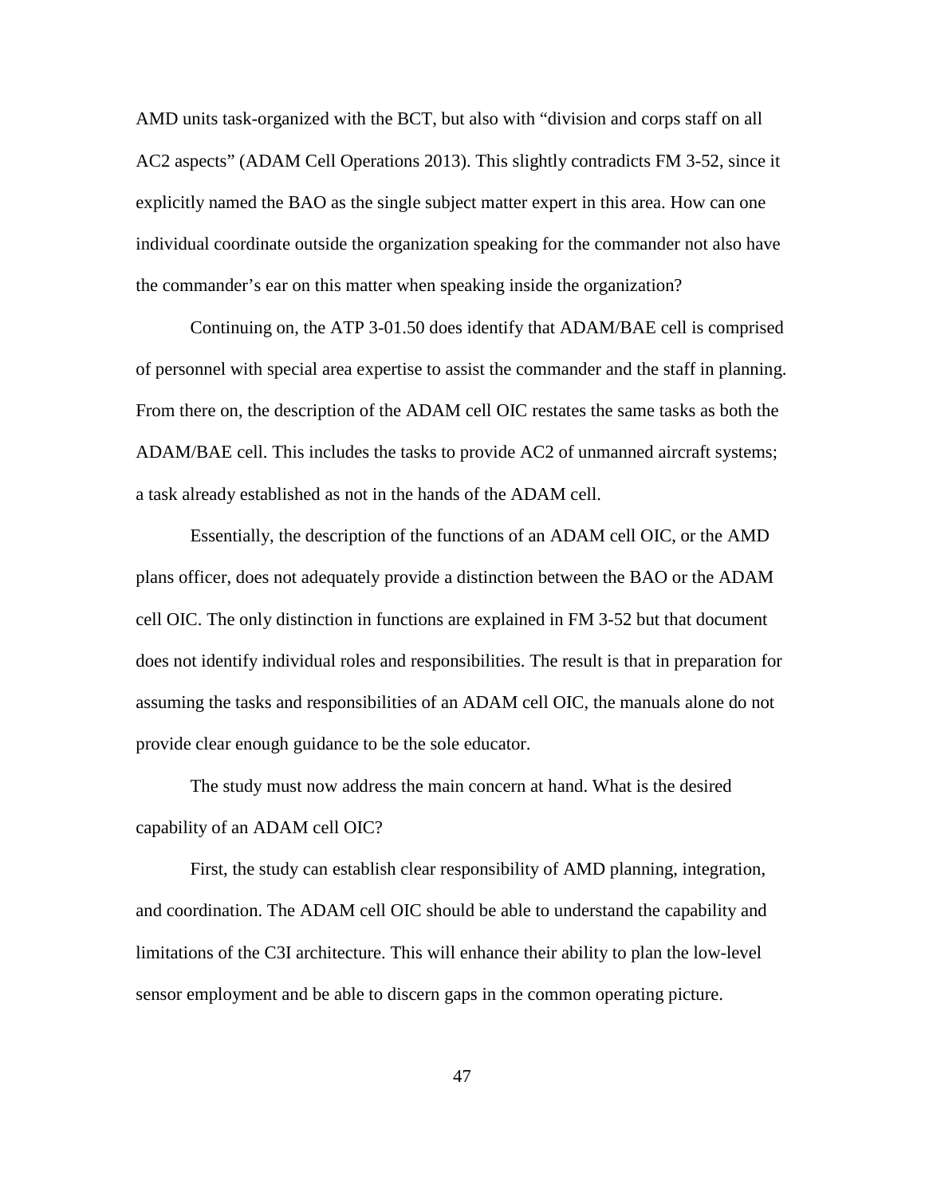AMD units task-organized with the BCT, but also with "division and corps staff on all AC2 aspects" (ADAM Cell Operations 2013). This slightly contradicts FM 3-52, since it explicitly named the BAO as the single subject matter expert in this area. How can one individual coordinate outside the organization speaking for the commander not also have the commander's ear on this matter when speaking inside the organization?

Continuing on, the ATP 3-01.50 does identify that ADAM/BAE cell is comprised of personnel with special area expertise to assist the commander and the staff in planning. From there on, the description of the ADAM cell OIC restates the same tasks as both the ADAM/BAE cell. This includes the tasks to provide AC2 of unmanned aircraft systems; a task already established as not in the hands of the ADAM cell.

Essentially, the description of the functions of an ADAM cell OIC, or the AMD plans officer, does not adequately provide a distinction between the BAO or the ADAM cell OIC. The only distinction in functions are explained in FM 3-52 but that document does not identify individual roles and responsibilities. The result is that in preparation for assuming the tasks and responsibilities of an ADAM cell OIC, the manuals alone do not provide clear enough guidance to be the sole educator.

The study must now address the main concern at hand. What is the desired capability of an ADAM cell OIC?

First, the study can establish clear responsibility of AMD planning, integration, and coordination. The ADAM cell OIC should be able to understand the capability and limitations of the C3I architecture. This will enhance their ability to plan the low-level sensor employment and be able to discern gaps in the common operating picture.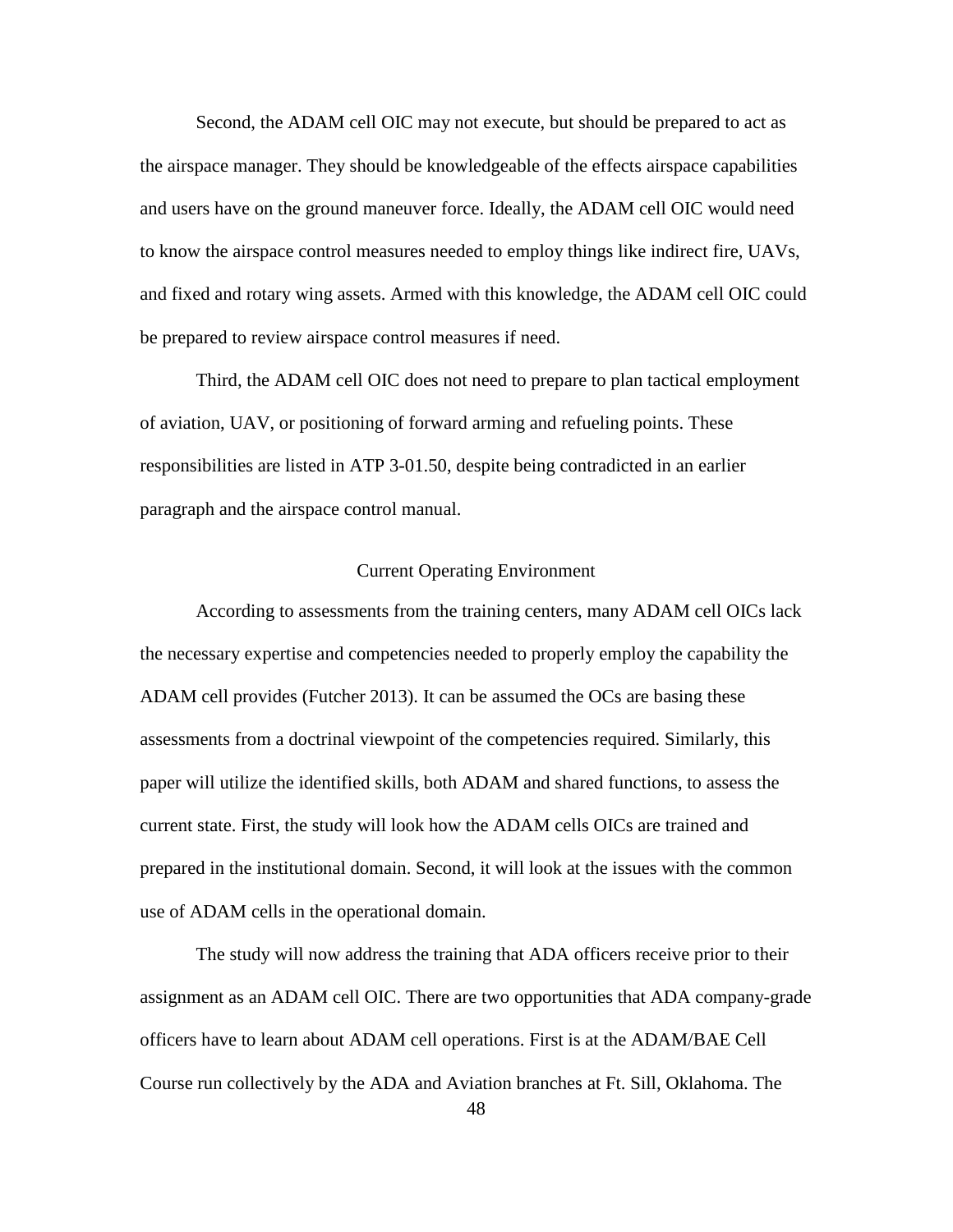Second, the ADAM cell OIC may not execute, but should be prepared to act as the airspace manager. They should be knowledgeable of the effects airspace capabilities and users have on the ground maneuver force. Ideally, the ADAM cell OIC would need to know the airspace control measures needed to employ things like indirect fire, UAVs, and fixed and rotary wing assets. Armed with this knowledge, the ADAM cell OIC could be prepared to review airspace control measures if need.

Third, the ADAM cell OIC does not need to prepare to plan tactical employment of aviation, UAV, or positioning of forward arming and refueling points. These responsibilities are listed in ATP 3-01.50, despite being contradicted in an earlier paragraph and the airspace control manual.

## Current Operating Environment

According to assessments from the training centers, many ADAM cell OICs lack the necessary expertise and competencies needed to properly employ the capability the ADAM cell provides (Futcher 2013). It can be assumed the OCs are basing these assessments from a doctrinal viewpoint of the competencies required. Similarly, this paper will utilize the identified skills, both ADAM and shared functions, to assess the current state. First, the study will look how the ADAM cells OICs are trained and prepared in the institutional domain. Second, it will look at the issues with the common use of ADAM cells in the operational domain.

The study will now address the training that ADA officers receive prior to their assignment as an ADAM cell OIC. There are two opportunities that ADA company-grade officers have to learn about ADAM cell operations. First is at the ADAM/BAE Cell Course run collectively by the ADA and Aviation branches at Ft. Sill, Oklahoma. The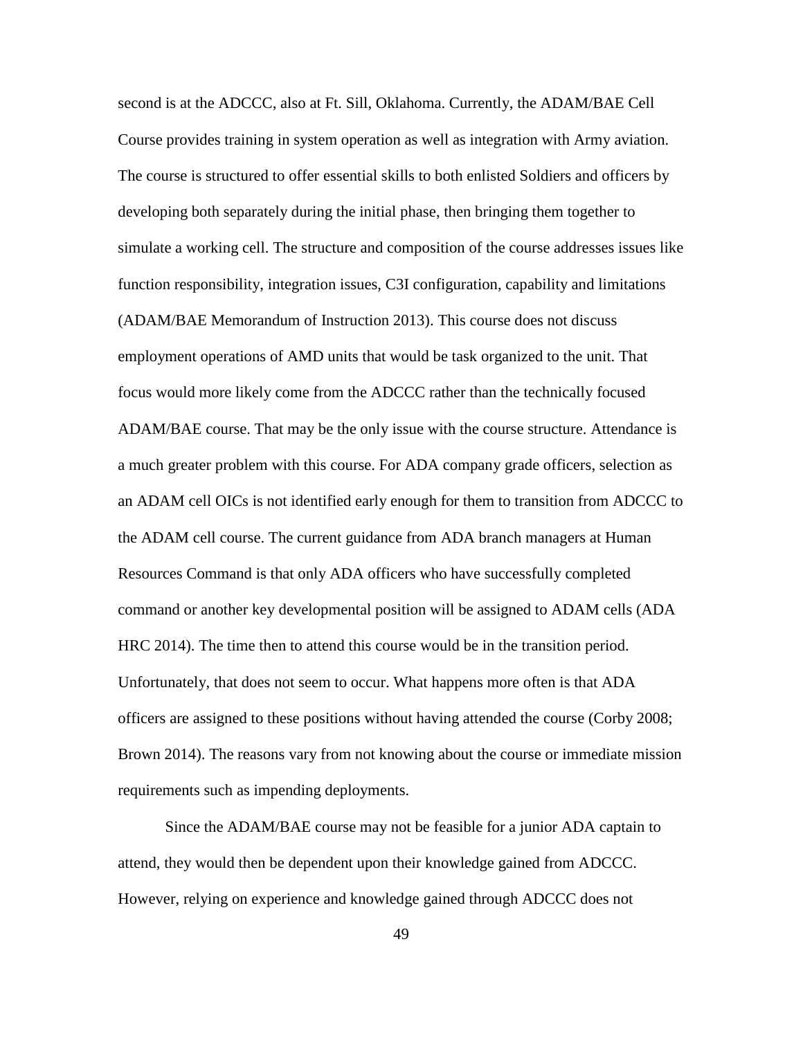second is at the ADCCC, also at Ft. Sill, Oklahoma. Currently, the ADAM/BAE Cell Course provides training in system operation as well as integration with Army aviation. The course is structured to offer essential skills to both enlisted Soldiers and officers by developing both separately during the initial phase, then bringing them together to simulate a working cell. The structure and composition of the course addresses issues like function responsibility, integration issues, C3I configuration, capability and limitations (ADAM/BAE Memorandum of Instruction 2013). This course does not discuss employment operations of AMD units that would be task organized to the unit. That focus would more likely come from the ADCCC rather than the technically focused ADAM/BAE course. That may be the only issue with the course structure. Attendance is a much greater problem with this course. For ADA company grade officers, selection as an ADAM cell OICs is not identified early enough for them to transition from ADCCC to the ADAM cell course. The current guidance from ADA branch managers at Human Resources Command is that only ADA officers who have successfully completed command or another key developmental position will be assigned to ADAM cells (ADA HRC 2014). The time then to attend this course would be in the transition period. Unfortunately, that does not seem to occur. What happens more often is that ADA officers are assigned to these positions without having attended the course (Corby 2008; Brown 2014). The reasons vary from not knowing about the course or immediate mission requirements such as impending deployments.

Since the ADAM/BAE course may not be feasible for a junior ADA captain to attend, they would then be dependent upon their knowledge gained from ADCCC. However, relying on experience and knowledge gained through ADCCC does not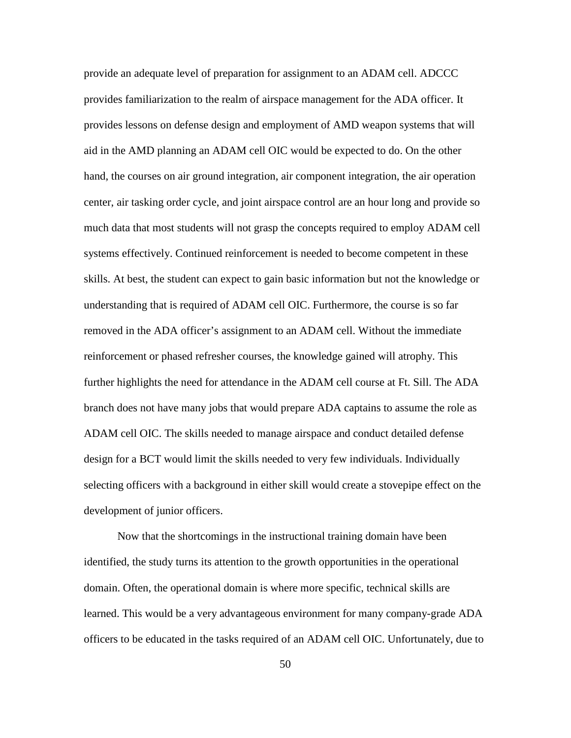provide an adequate level of preparation for assignment to an ADAM cell. ADCCC provides familiarization to the realm of airspace management for the ADA officer. It provides lessons on defense design and employment of AMD weapon systems that will aid in the AMD planning an ADAM cell OIC would be expected to do. On the other hand, the courses on air ground integration, air component integration, the air operation center, air tasking order cycle, and joint airspace control are an hour long and provide so much data that most students will not grasp the concepts required to employ ADAM cell systems effectively. Continued reinforcement is needed to become competent in these skills. At best, the student can expect to gain basic information but not the knowledge or understanding that is required of ADAM cell OIC. Furthermore, the course is so far removed in the ADA officer's assignment to an ADAM cell. Without the immediate reinforcement or phased refresher courses, the knowledge gained will atrophy. This further highlights the need for attendance in the ADAM cell course at Ft. Sill. The ADA branch does not have many jobs that would prepare ADA captains to assume the role as ADAM cell OIC. The skills needed to manage airspace and conduct detailed defense design for a BCT would limit the skills needed to very few individuals. Individually selecting officers with a background in either skill would create a stovepipe effect on the development of junior officers.

Now that the shortcomings in the instructional training domain have been identified, the study turns its attention to the growth opportunities in the operational domain. Often, the operational domain is where more specific, technical skills are learned. This would be a very advantageous environment for many company-grade ADA officers to be educated in the tasks required of an ADAM cell OIC. Unfortunately, due to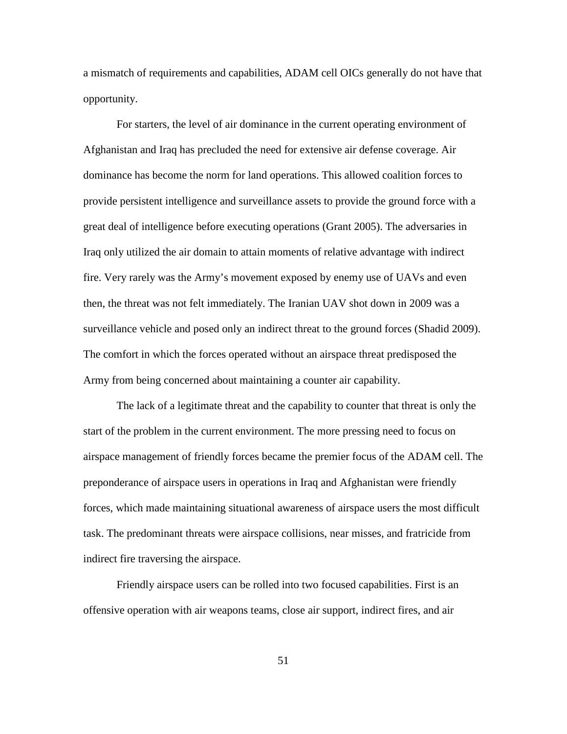a mismatch of requirements and capabilities, ADAM cell OICs generally do not have that opportunity.

For starters, the level of air dominance in the current operating environment of Afghanistan and Iraq has precluded the need for extensive air defense coverage. Air dominance has become the norm for land operations. This allowed coalition forces to provide persistent intelligence and surveillance assets to provide the ground force with a great deal of intelligence before executing operations (Grant 2005). The adversaries in Iraq only utilized the air domain to attain moments of relative advantage with indirect fire. Very rarely was the Army's movement exposed by enemy use of UAVs and even then, the threat was not felt immediately. The Iranian UAV shot down in 2009 was a surveillance vehicle and posed only an indirect threat to the ground forces (Shadid 2009). The comfort in which the forces operated without an airspace threat predisposed the Army from being concerned about maintaining a counter air capability.

The lack of a legitimate threat and the capability to counter that threat is only the start of the problem in the current environment. The more pressing need to focus on airspace management of friendly forces became the premier focus of the ADAM cell. The preponderance of airspace users in operations in Iraq and Afghanistan were friendly forces, which made maintaining situational awareness of airspace users the most difficult task. The predominant threats were airspace collisions, near misses, and fratricide from indirect fire traversing the airspace.

Friendly airspace users can be rolled into two focused capabilities. First is an offensive operation with air weapons teams, close air support, indirect fires, and air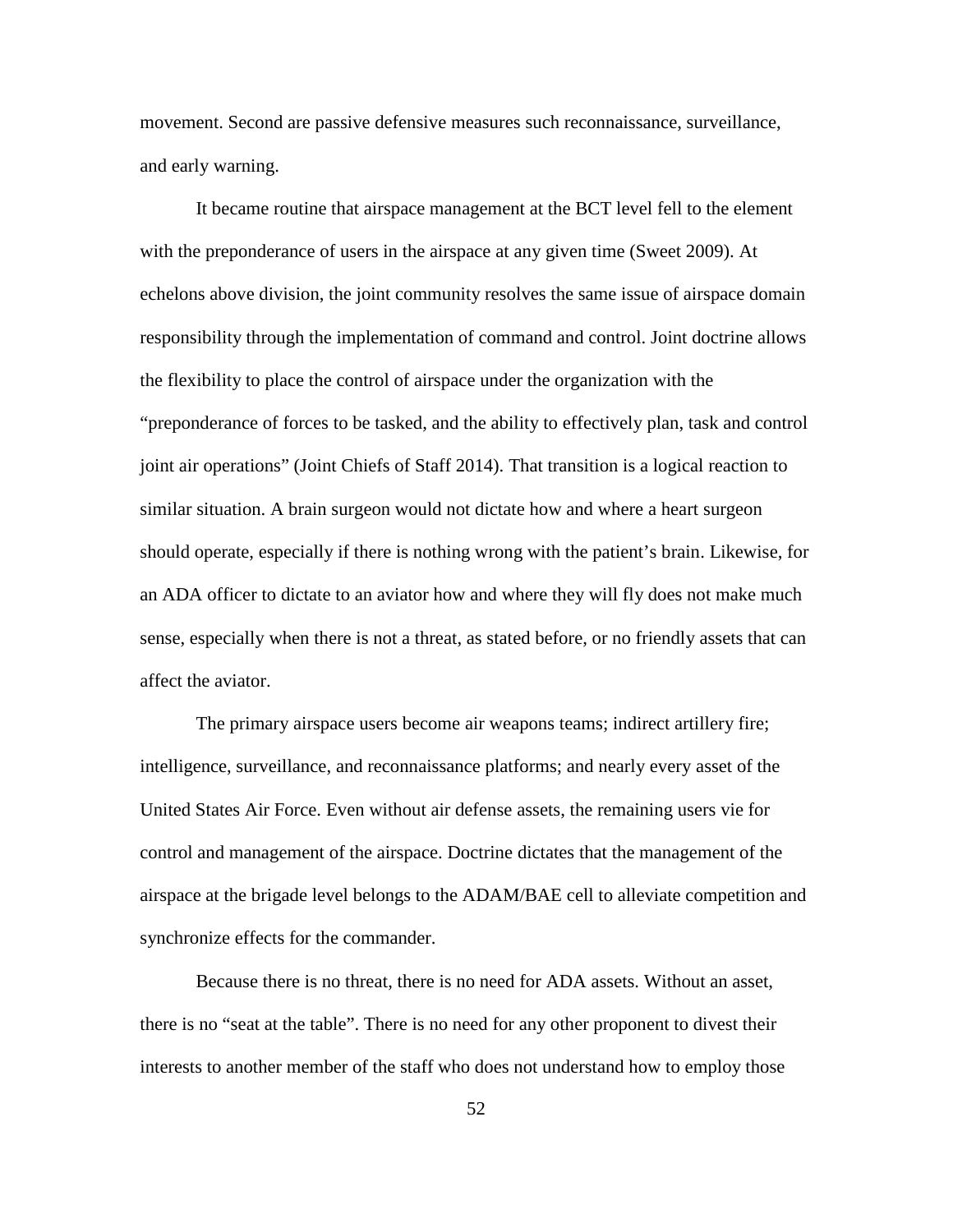movement. Second are passive defensive measures such reconnaissance, surveillance, and early warning.

It became routine that airspace management at the BCT level fell to the element with the preponderance of users in the airspace at any given time (Sweet 2009). At echelons above division, the joint community resolves the same issue of airspace domain responsibility through the implementation of command and control. Joint doctrine allows the flexibility to place the control of airspace under the organization with the "preponderance of forces to be tasked, and the ability to effectively plan, task and control joint air operations" (Joint Chiefs of Staff 2014). That transition is a logical reaction to similar situation. A brain surgeon would not dictate how and where a heart surgeon should operate, especially if there is nothing wrong with the patient's brain. Likewise, for an ADA officer to dictate to an aviator how and where they will fly does not make much sense, especially when there is not a threat, as stated before, or no friendly assets that can affect the aviator.

The primary airspace users become air weapons teams; indirect artillery fire; intelligence, surveillance, and reconnaissance platforms; and nearly every asset of the United States Air Force. Even without air defense assets, the remaining users vie for control and management of the airspace. Doctrine dictates that the management of the airspace at the brigade level belongs to the ADAM/BAE cell to alleviate competition and synchronize effects for the commander.

Because there is no threat, there is no need for ADA assets. Without an asset, there is no "seat at the table". There is no need for any other proponent to divest their interests to another member of the staff who does not understand how to employ those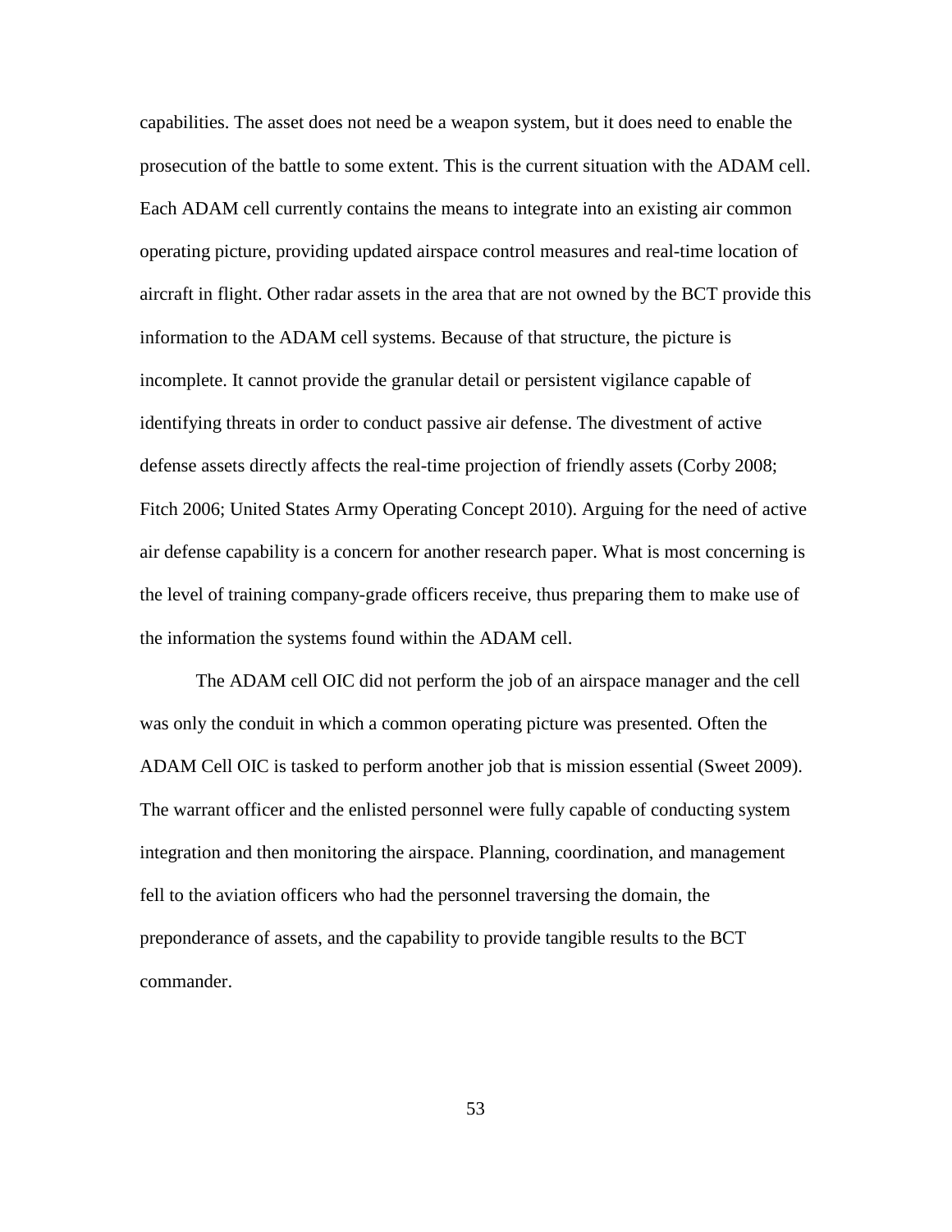capabilities. The asset does not need be a weapon system, but it does need to enable the prosecution of the battle to some extent. This is the current situation with the ADAM cell. Each ADAM cell currently contains the means to integrate into an existing air common operating picture, providing updated airspace control measures and real-time location of aircraft in flight. Other radar assets in the area that are not owned by the BCT provide this information to the ADAM cell systems. Because of that structure, the picture is incomplete. It cannot provide the granular detail or persistent vigilance capable of identifying threats in order to conduct passive air defense. The divestment of active defense assets directly affects the real-time projection of friendly assets (Corby 2008; Fitch 2006; United States Army Operating Concept 2010). Arguing for the need of active air defense capability is a concern for another research paper. What is most concerning is the level of training company-grade officers receive, thus preparing them to make use of the information the systems found within the ADAM cell.

The ADAM cell OIC did not perform the job of an airspace manager and the cell was only the conduit in which a common operating picture was presented. Often the ADAM Cell OIC is tasked to perform another job that is mission essential (Sweet 2009). The warrant officer and the enlisted personnel were fully capable of conducting system integration and then monitoring the airspace. Planning, coordination, and management fell to the aviation officers who had the personnel traversing the domain, the preponderance of assets, and the capability to provide tangible results to the BCT commander.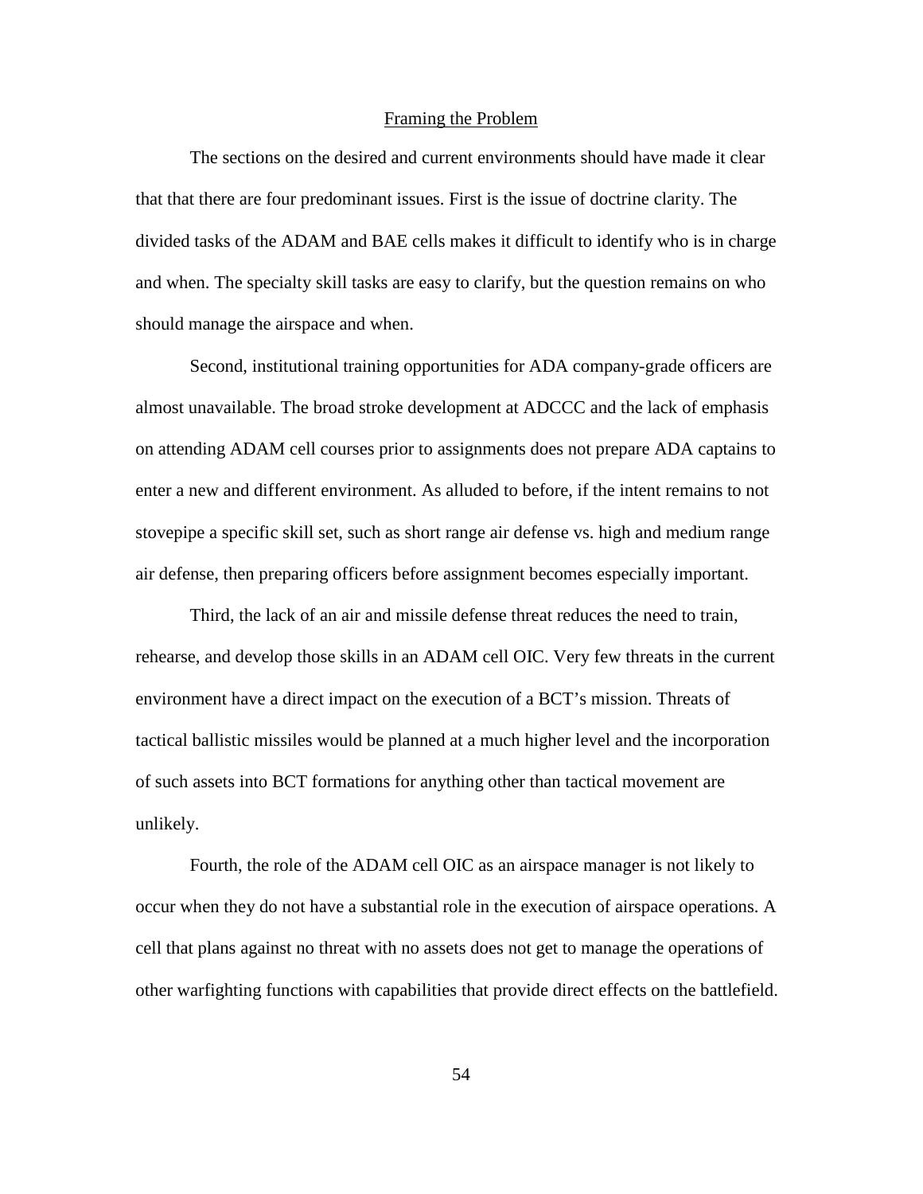## Framing the Problem

The sections on the desired and current environments should have made it clear that that there are four predominant issues. First is the issue of doctrine clarity. The divided tasks of the ADAM and BAE cells makes it difficult to identify who is in charge and when. The specialty skill tasks are easy to clarify, but the question remains on who should manage the airspace and when.

Second, institutional training opportunities for ADA company-grade officers are almost unavailable. The broad stroke development at ADCCC and the lack of emphasis on attending ADAM cell courses prior to assignments does not prepare ADA captains to enter a new and different environment. As alluded to before, if the intent remains to not stovepipe a specific skill set, such as short range air defense vs. high and medium range air defense, then preparing officers before assignment becomes especially important.

Third, the lack of an air and missile defense threat reduces the need to train, rehearse, and develop those skills in an ADAM cell OIC. Very few threats in the current environment have a direct impact on the execution of a BCT's mission. Threats of tactical ballistic missiles would be planned at a much higher level and the incorporation of such assets into BCT formations for anything other than tactical movement are unlikely.

Fourth, the role of the ADAM cell OIC as an airspace manager is not likely to occur when they do not have a substantial role in the execution of airspace operations. A cell that plans against no threat with no assets does not get to manage the operations of other warfighting functions with capabilities that provide direct effects on the battlefield.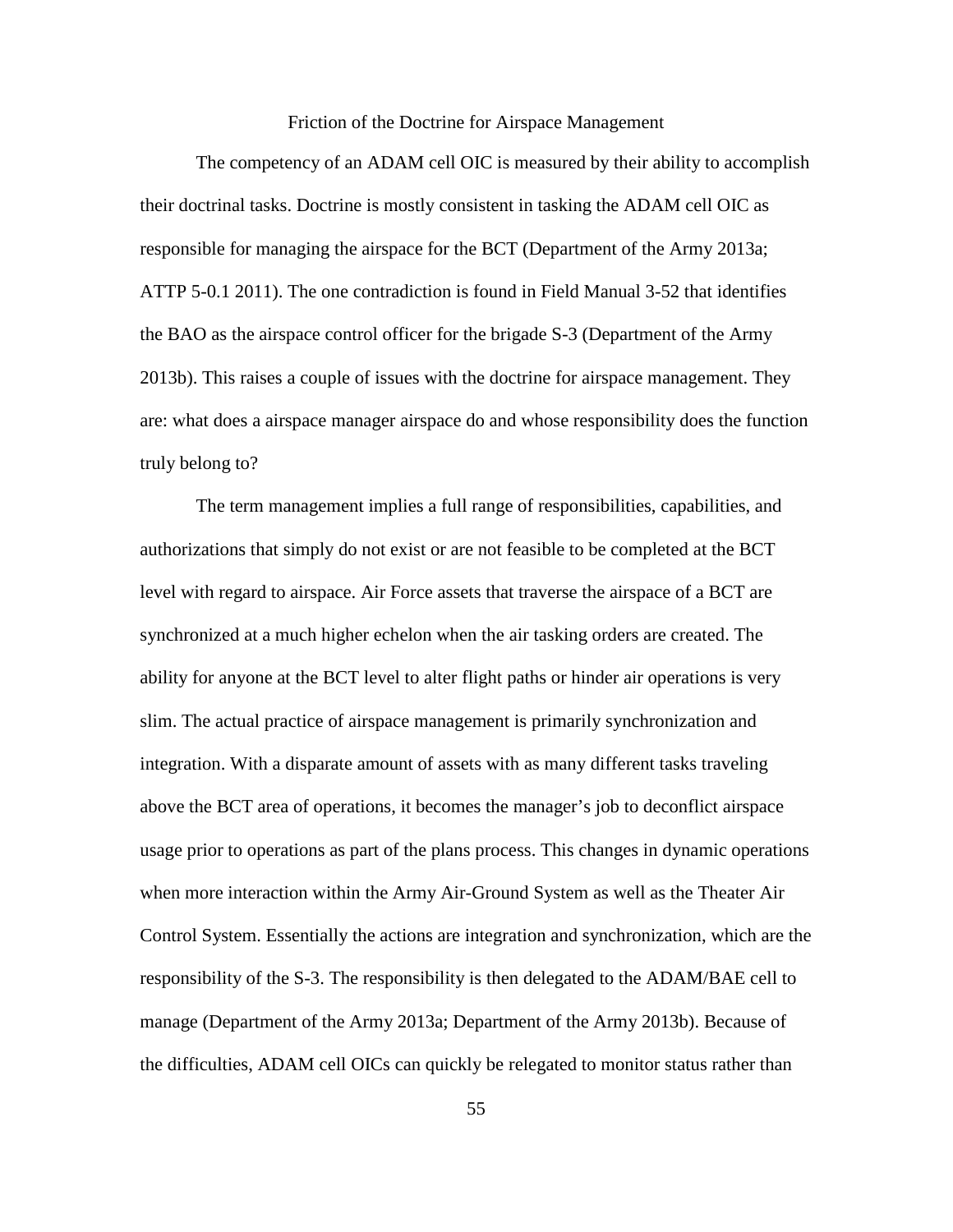## Friction of the Doctrine for Airspace Management

The competency of an ADAM cell OIC is measured by their ability to accomplish their doctrinal tasks. Doctrine is mostly consistent in tasking the ADAM cell OIC as responsible for managing the airspace for the BCT (Department of the Army 2013a; ATTP 5-0.1 2011). The one contradiction is found in Field Manual 3-52 that identifies the BAO as the airspace control officer for the brigade S-3 (Department of the Army 2013b). This raises a couple of issues with the doctrine for airspace management. They are: what does a airspace manager airspace do and whose responsibility does the function truly belong to?

The term management implies a full range of responsibilities, capabilities, and authorizations that simply do not exist or are not feasible to be completed at the BCT level with regard to airspace. Air Force assets that traverse the airspace of a BCT are synchronized at a much higher echelon when the air tasking orders are created. The ability for anyone at the BCT level to alter flight paths or hinder air operations is very slim. The actual practice of airspace management is primarily synchronization and integration. With a disparate amount of assets with as many different tasks traveling above the BCT area of operations, it becomes the manager's job to deconflict airspace usage prior to operations as part of the plans process. This changes in dynamic operations when more interaction within the Army Air-Ground System as well as the Theater Air Control System. Essentially the actions are integration and synchronization, which are the responsibility of the S-3. The responsibility is then delegated to the ADAM/BAE cell to manage (Department of the Army 2013a; Department of the Army 2013b). Because of the difficulties, ADAM cell OICs can quickly be relegated to monitor status rather than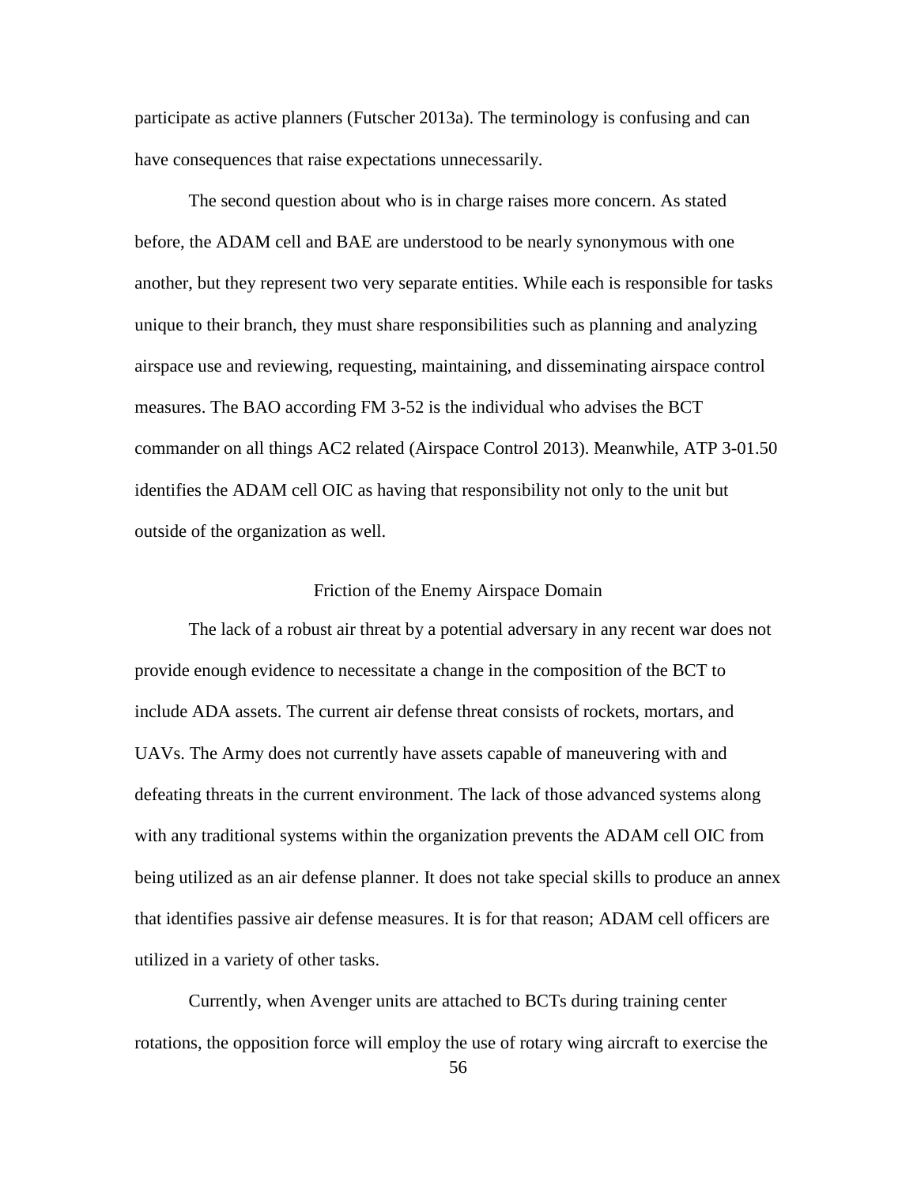participate as active planners (Futscher 2013a). The terminology is confusing and can have consequences that raise expectations unnecessarily.

The second question about who is in charge raises more concern. As stated before, the ADAM cell and BAE are understood to be nearly synonymous with one another, but they represent two very separate entities. While each is responsible for tasks unique to their branch, they must share responsibilities such as planning and analyzing airspace use and reviewing, requesting, maintaining, and disseminating airspace control measures. The BAO according FM 3-52 is the individual who advises the BCT commander on all things AC2 related (Airspace Control 2013). Meanwhile, ATP 3-01.50 identifies the ADAM cell OIC as having that responsibility not only to the unit but outside of the organization as well.

## Friction of the Enemy Airspace Domain

The lack of a robust air threat by a potential adversary in any recent war does not provide enough evidence to necessitate a change in the composition of the BCT to include ADA assets. The current air defense threat consists of rockets, mortars, and UAVs. The Army does not currently have assets capable of maneuvering with and defeating threats in the current environment. The lack of those advanced systems along with any traditional systems within the organization prevents the ADAM cell OIC from being utilized as an air defense planner. It does not take special skills to produce an annex that identifies passive air defense measures. It is for that reason; ADAM cell officers are utilized in a variety of other tasks.

Currently, when Avenger units are attached to BCTs during training center rotations, the opposition force will employ the use of rotary wing aircraft to exercise the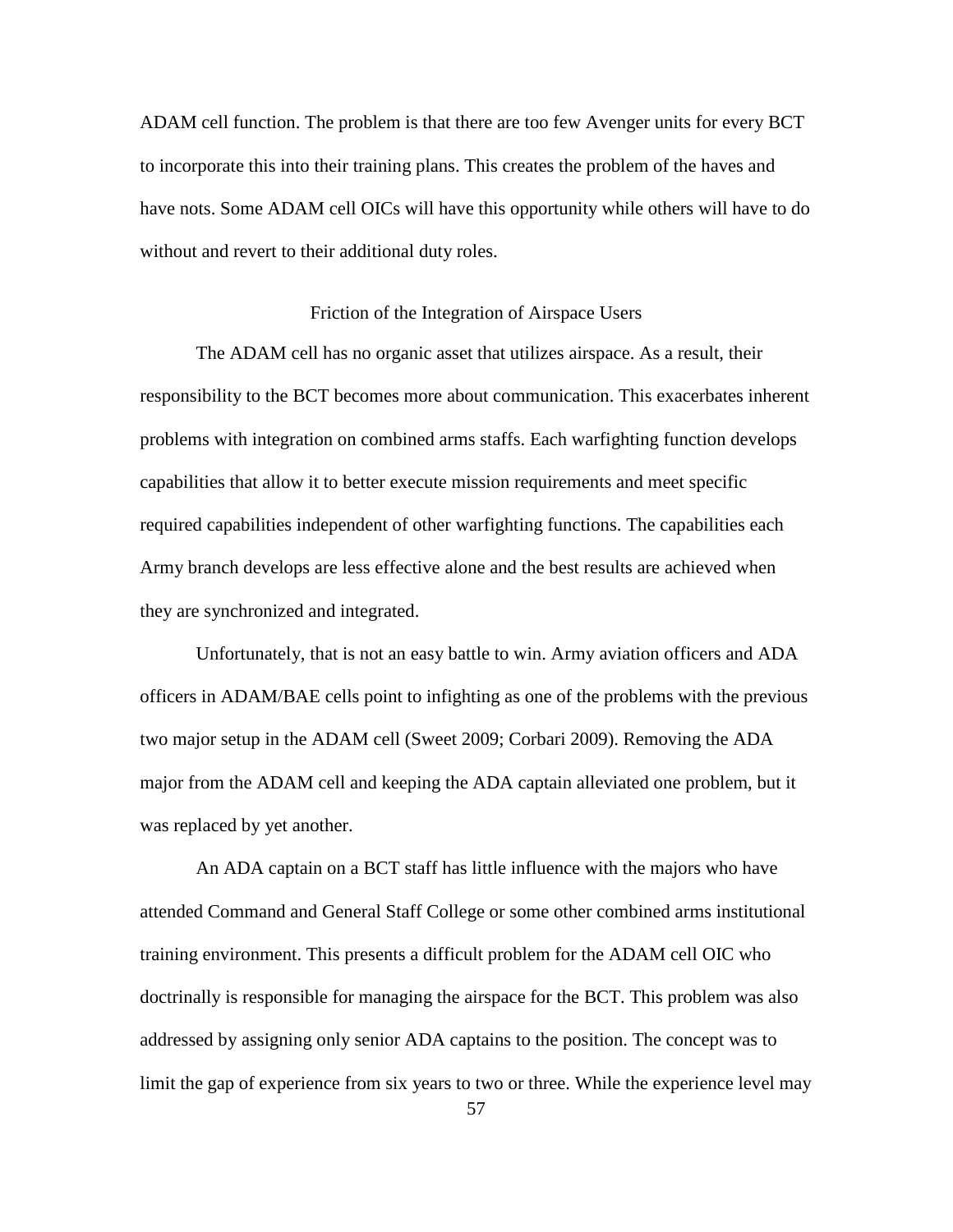ADAM cell function. The problem is that there are too few Avenger units for every BCT to incorporate this into their training plans. This creates the problem of the haves and have nots. Some ADAM cell OICs will have this opportunity while others will have to do without and revert to their additional duty roles.

## Friction of the Integration of Airspace Users

The ADAM cell has no organic asset that utilizes airspace. As a result, their responsibility to the BCT becomes more about communication. This exacerbates inherent problems with integration on combined arms staffs. Each warfighting function develops capabilities that allow it to better execute mission requirements and meet specific required capabilities independent of other warfighting functions. The capabilities each Army branch develops are less effective alone and the best results are achieved when they are synchronized and integrated.

Unfortunately, that is not an easy battle to win. Army aviation officers and ADA officers in ADAM/BAE cells point to infighting as one of the problems with the previous two major setup in the ADAM cell (Sweet 2009; Corbari 2009). Removing the ADA major from the ADAM cell and keeping the ADA captain alleviated one problem, but it was replaced by yet another.

An ADA captain on a BCT staff has little influence with the majors who have attended Command and General Staff College or some other combined arms institutional training environment. This presents a difficult problem for the ADAM cell OIC who doctrinally is responsible for managing the airspace for the BCT. This problem was also addressed by assigning only senior ADA captains to the position. The concept was to limit the gap of experience from six years to two or three. While the experience level may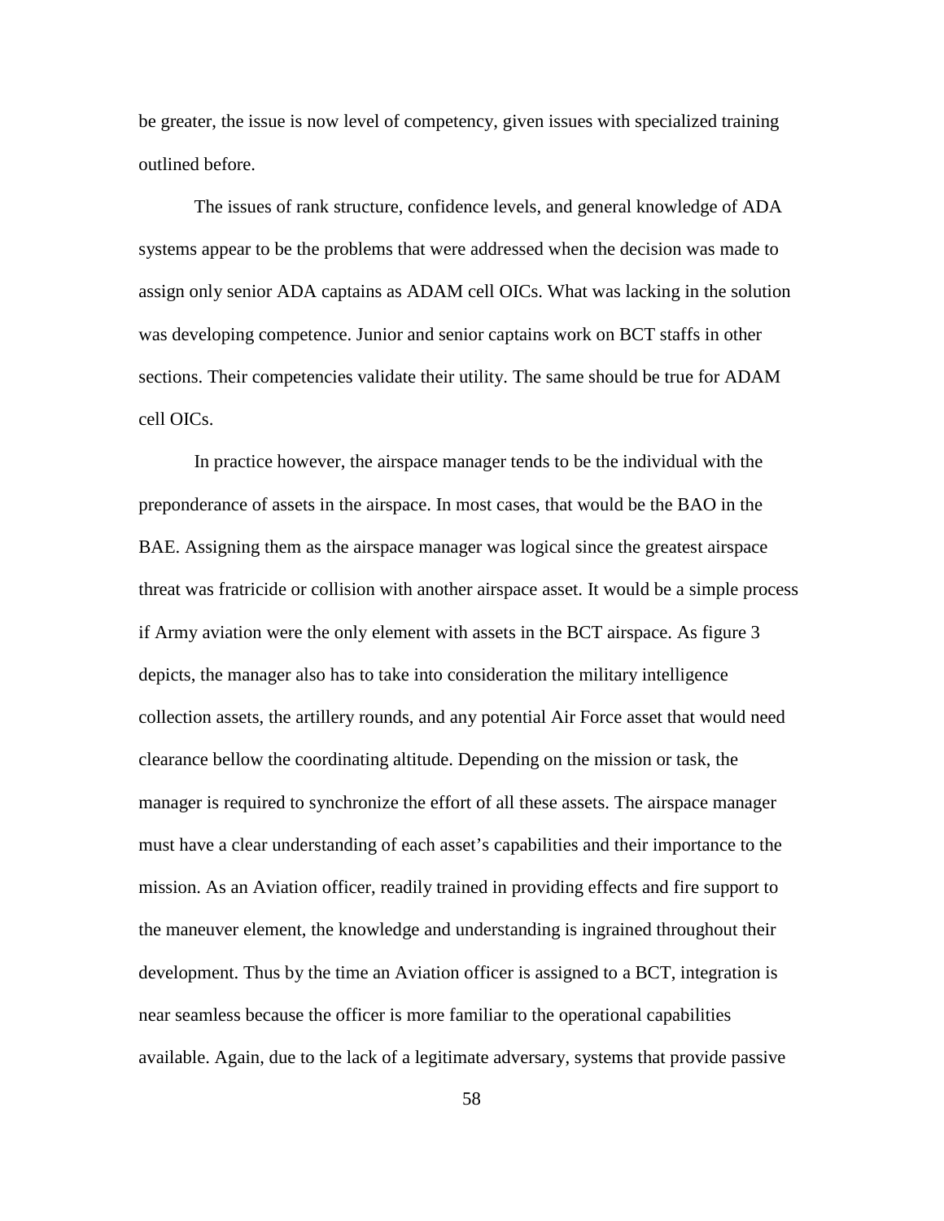be greater, the issue is now level of competency, given issues with specialized training outlined before.

The issues of rank structure, confidence levels, and general knowledge of ADA systems appear to be the problems that were addressed when the decision was made to assign only senior ADA captains as ADAM cell OICs. What was lacking in the solution was developing competence. Junior and senior captains work on BCT staffs in other sections. Their competencies validate their utility. The same should be true for ADAM cell OICs.

In practice however, the airspace manager tends to be the individual with the preponderance of assets in the airspace. In most cases, that would be the BAO in the BAE. Assigning them as the airspace manager was logical since the greatest airspace threat was fratricide or collision with another airspace asset. It would be a simple process if Army aviation were the only element with assets in the BCT airspace. As figure 3 depicts, the manager also has to take into consideration the military intelligence collection assets, the artillery rounds, and any potential Air Force asset that would need clearance bellow the coordinating altitude. Depending on the mission or task, the manager is required to synchronize the effort of all these assets. The airspace manager must have a clear understanding of each asset's capabilities and their importance to the mission. As an Aviation officer, readily trained in providing effects and fire support to the maneuver element, the knowledge and understanding is ingrained throughout their development. Thus by the time an Aviation officer is assigned to a BCT, integration is near seamless because the officer is more familiar to the operational capabilities available. Again, due to the lack of a legitimate adversary, systems that provide passive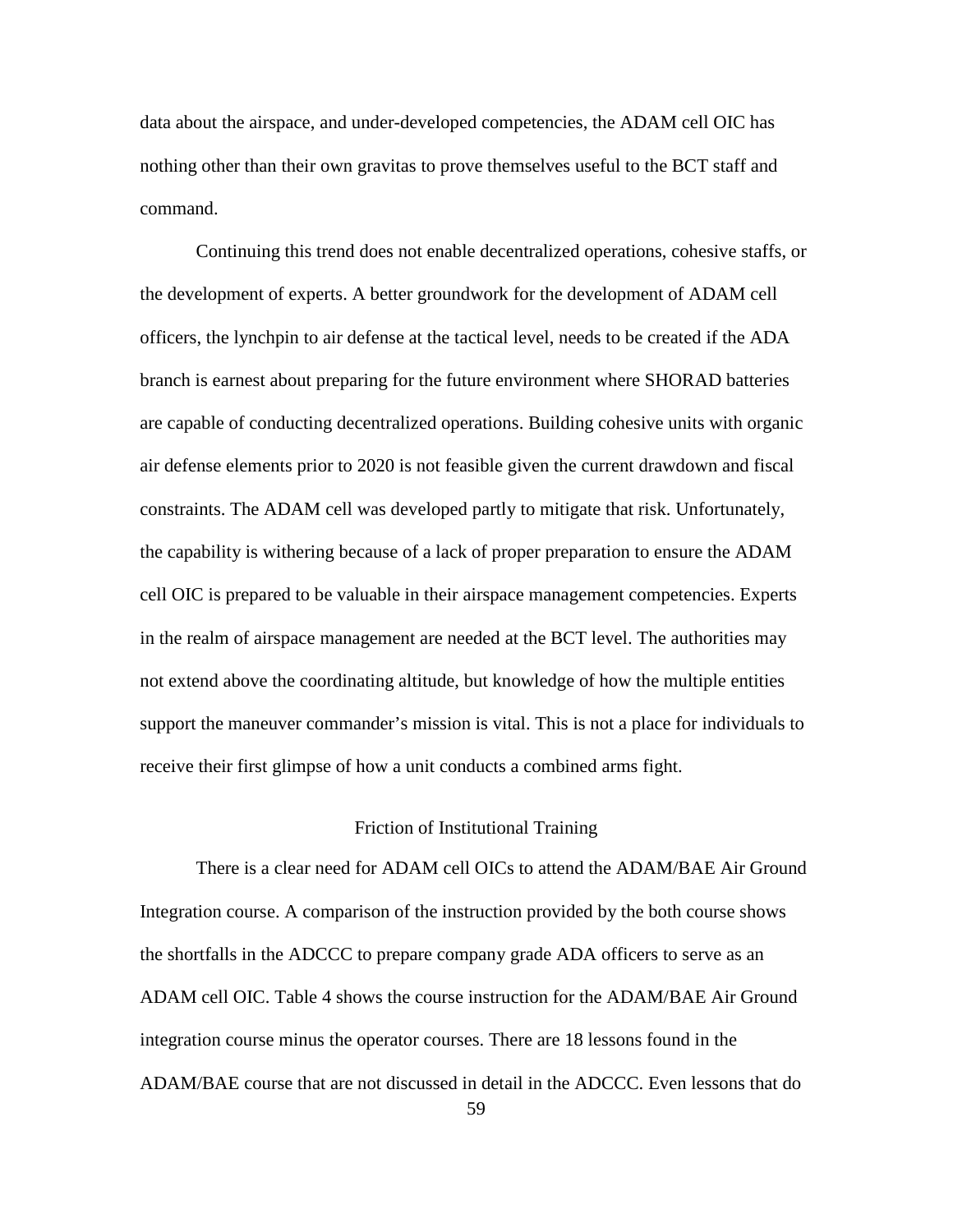data about the airspace, and under-developed competencies, the ADAM cell OIC has nothing other than their own gravitas to prove themselves useful to the BCT staff and command.

Continuing this trend does not enable decentralized operations, cohesive staffs, or the development of experts. A better groundwork for the development of ADAM cell officers, the lynchpin to air defense at the tactical level, needs to be created if the ADA branch is earnest about preparing for the future environment where SHORAD batteries are capable of conducting decentralized operations. Building cohesive units with organic air defense elements prior to 2020 is not feasible given the current drawdown and fiscal constraints. The ADAM cell was developed partly to mitigate that risk. Unfortunately, the capability is withering because of a lack of proper preparation to ensure the ADAM cell OIC is prepared to be valuable in their airspace management competencies. Experts in the realm of airspace management are needed at the BCT level. The authorities may not extend above the coordinating altitude, but knowledge of how the multiple entities support the maneuver commander's mission is vital. This is not a place for individuals to receive their first glimpse of how a unit conducts a combined arms fight.

## Friction of Institutional Training

There is a clear need for ADAM cell OICs to attend the ADAM/BAE Air Ground Integration course. A comparison of the instruction provided by the both course shows the shortfalls in the ADCCC to prepare company grade ADA officers to serve as an ADAM cell OIC. Table 4 shows the course instruction for the ADAM/BAE Air Ground integration course minus the operator courses. There are 18 lessons found in the ADAM/BAE course that are not discussed in detail in the ADCCC. Even lessons that do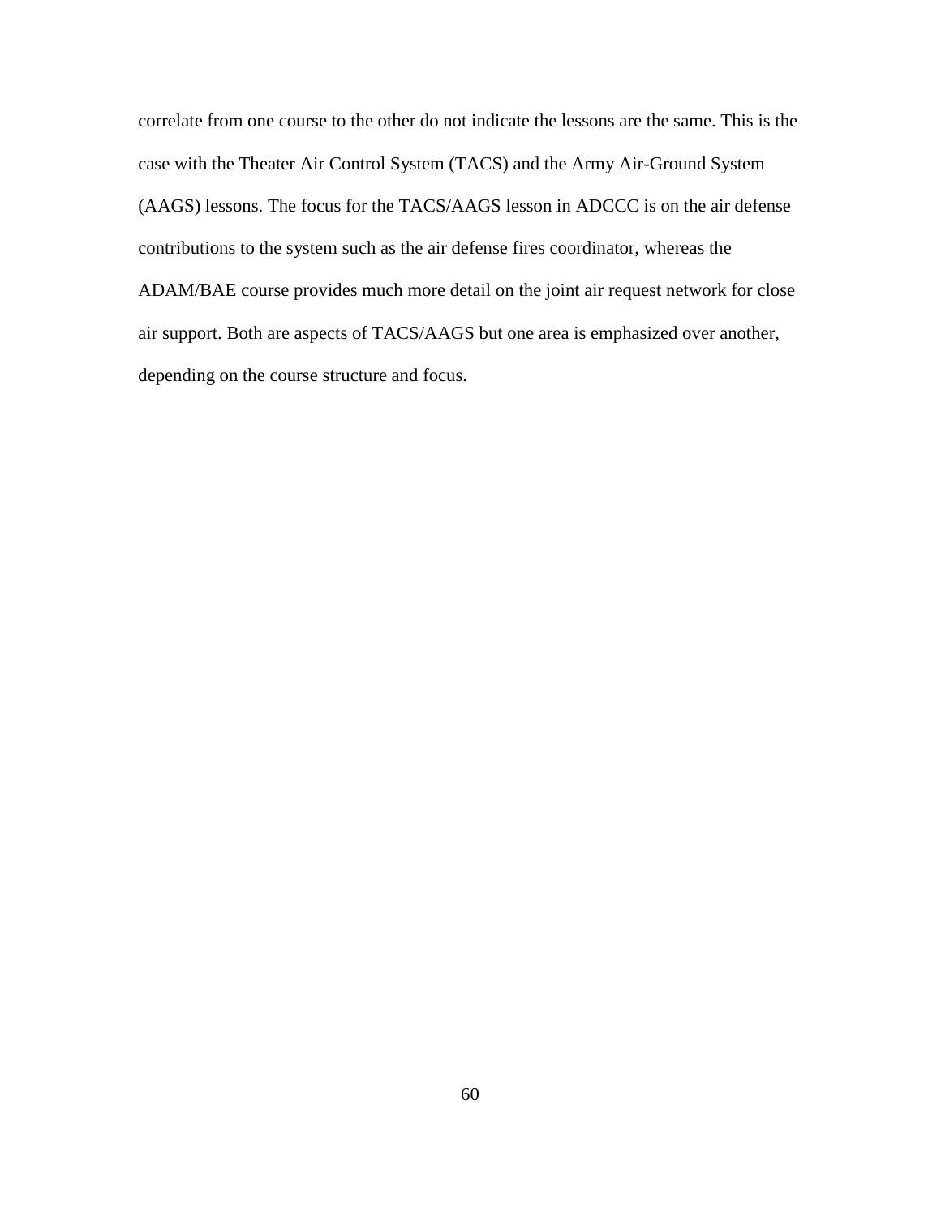correlate from one course to the other do not indicate the lessons are the same. This is the case with the Theater Air Control System (TACS) and the Army Air-Ground System (AAGS) lessons. The focus for the TACS/AAGS lesson in ADCCC is on the air defense contributions to the system such as the air defense fires coordinator, whereas the ADAM/BAE course provides much more detail on the joint air request network for close air support. Both are aspects of TACS/AAGS but one area is emphasized over another, depending on the course structure and focus.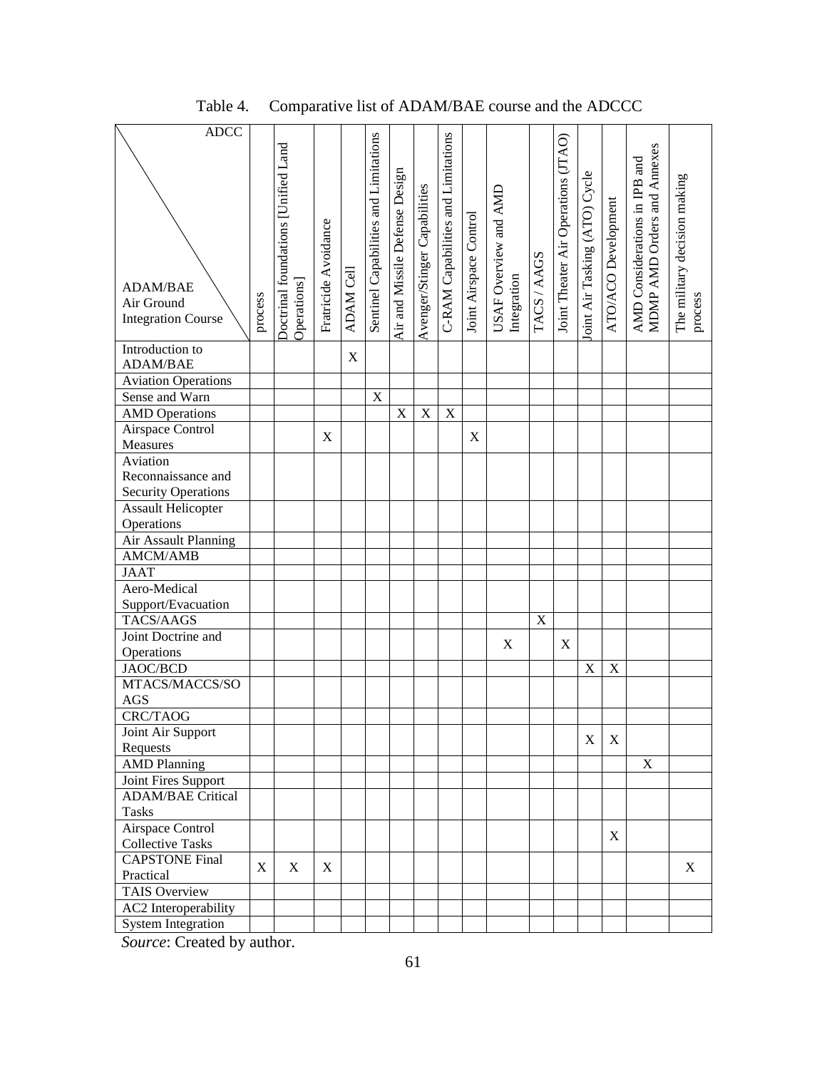Table 4. Comparative list of ADAM/BAE course and the ADCCC

| ADCC / ADAM/BAE Air Ground Integration Course | process | Doctrinal foundations [Unified Land Operations] | Fratricide Avoidance | ADAM Cell | Sentinel Capabilities and Limitations | Air and Missile Defense Design | Avenger/Stinger Capabilities | C-RAM Capabilities and Limitations | Joint Airspace Control | USAF Overview and AMD Integration | TACS / AAGS | Joint Theater Air Operations (JTAO) | Joint Air Tasking (ATO) Cycle | ATO/ACO Development | AMD Considerations in IPB and MDMP AMD Orders and Annexes | The military decision making process |
|---|---|---|---|---|---|---|---|---|---|---|---|---|---|---|---|---|
| Introduction to ADAM/BAE | | | | X | | | | | | | | | | | | |
| Aviation Operations | | | | | | | | | | | | | | | | |
| Sense and Warn | | | | | X | | | | | | | | | | | |
| AMD Operations | | | | | | X | X | X | | | | | | | | |
| Airspace Control Measures | | | X | | | | | | X | | | | | | | |
| Aviation Reconnaissance and Security Operations | | | | | | | | | | | | | | | | |
| Assault Helicopter Operations | | | | | | | | | | | | | | | | |
| Air Assault Planning | | | | | | | | | | | | | | | | |
| AMCM/AMB | | | | | | | | | | | | | | | | |
| JAAT | | | | | | | | | | | | | | | | |
| Aero-Medical Support/Evacuation | | | | | | | | | | | | | | | | |
| TACS/AAGS | | | | | | | | | | | X | | | | | |
| Joint Doctrine and Operations | | | | | | | | | | X | | X | | | | |
| JAOC/BCD | | | | | | | | | | | | | X | X | | |
| MTACS/MACCS/SOAGS | | | | | | | | | | | | | | | | |
| CRC/TAOG | | | | | | | | | | | | | | | | |
| Joint Air Support Requests | | | | | | | | | | | | | X | X | | |
| AMD Planning | | | | | | | | | | | | | | | X | |
| Joint Fires Support | | | | | | | | | | | | | | | | |
| ADAM/BAE Critical Tasks | | | | | | | | | | | | | | | | |
| Airspace Control Collective Tasks | | | | | | | | | | | | | | X | | |
| CAPSTONE Final Practical | X | X | X | | | | | | | | | | | | | X |
| TAIS Overview | | | | | | | | | | | | | | | | |
| AC2 Interoperability | | | | | | | | | | | | | | | | |
| System Integration | | | | | | | | | | | | | | | | |

*Source*: Created by author.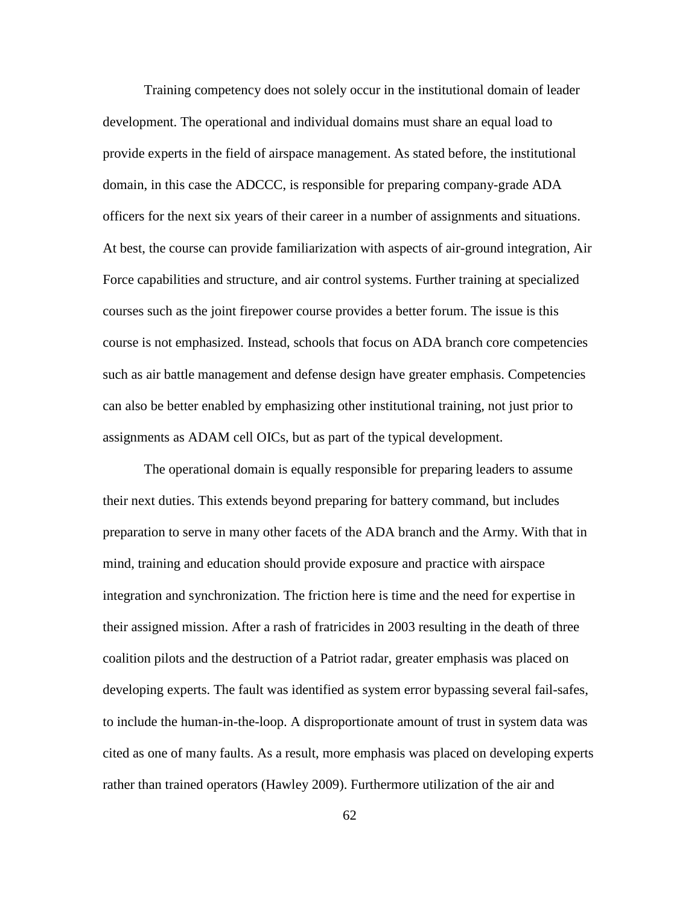Training competency does not solely occur in the institutional domain of leader development. The operational and individual domains must share an equal load to provide experts in the field of airspace management. As stated before, the institutional domain, in this case the ADCCC, is responsible for preparing company-grade ADA officers for the next six years of their career in a number of assignments and situations. At best, the course can provide familiarization with aspects of air-ground integration, Air Force capabilities and structure, and air control systems. Further training at specialized courses such as the joint firepower course provides a better forum. The issue is this course is not emphasized. Instead, schools that focus on ADA branch core competencies such as air battle management and defense design have greater emphasis. Competencies can also be better enabled by emphasizing other institutional training, not just prior to assignments as ADAM cell OICs, but as part of the typical development.

The operational domain is equally responsible for preparing leaders to assume their next duties. This extends beyond preparing for battery command, but includes preparation to serve in many other facets of the ADA branch and the Army. With that in mind, training and education should provide exposure and practice with airspace integration and synchronization. The friction here is time and the need for expertise in their assigned mission. After a rash of fratricides in 2003 resulting in the death of three coalition pilots and the destruction of a Patriot radar, greater emphasis was placed on developing experts. The fault was identified as system error bypassing several fail-safes, to include the human-in-the-loop. A disproportionate amount of trust in system data was cited as one of many faults. As a result, more emphasis was placed on developing experts rather than trained operators (Hawley 2009). Furthermore utilization of the air and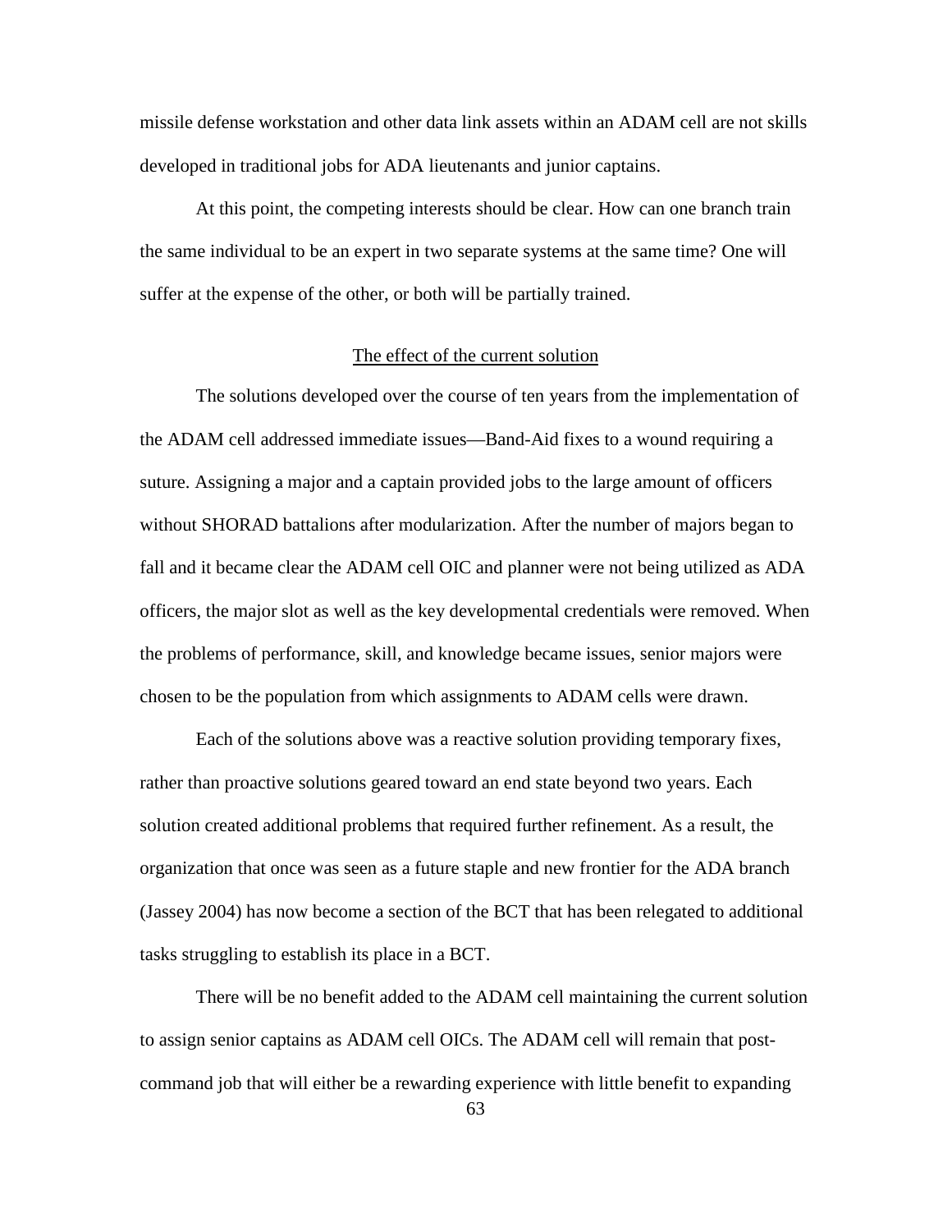missile defense workstation and other data link assets within an ADAM cell are not skills developed in traditional jobs for ADA lieutenants and junior captains.

At this point, the competing interests should be clear. How can one branch train the same individual to be an expert in two separate systems at the same time? One will suffer at the expense of the other, or both will be partially trained.

### The effect of the current solution

The solutions developed over the course of ten years from the implementation of the ADAM cell addressed immediate issues—Band-Aid fixes to a wound requiring a suture. Assigning a major and a captain provided jobs to the large amount of officers without SHORAD battalions after modularization. After the number of majors began to fall and it became clear the ADAM cell OIC and planner were not being utilized as ADA officers, the major slot as well as the key developmental credentials were removed. When the problems of performance, skill, and knowledge became issues, senior majors were chosen to be the population from which assignments to ADAM cells were drawn.

Each of the solutions above was a reactive solution providing temporary fixes, rather than proactive solutions geared toward an end state beyond two years. Each solution created additional problems that required further refinement. As a result, the organization that once was seen as a future staple and new frontier for the ADA branch (Jassey 2004) has now become a section of the BCT that has been relegated to additional tasks struggling to establish its place in a BCT.

There will be no benefit added to the ADAM cell maintaining the current solution to assign senior captains as ADAM cell OICs. The ADAM cell will remain that post-command job that will either be a rewarding experience with little benefit to expanding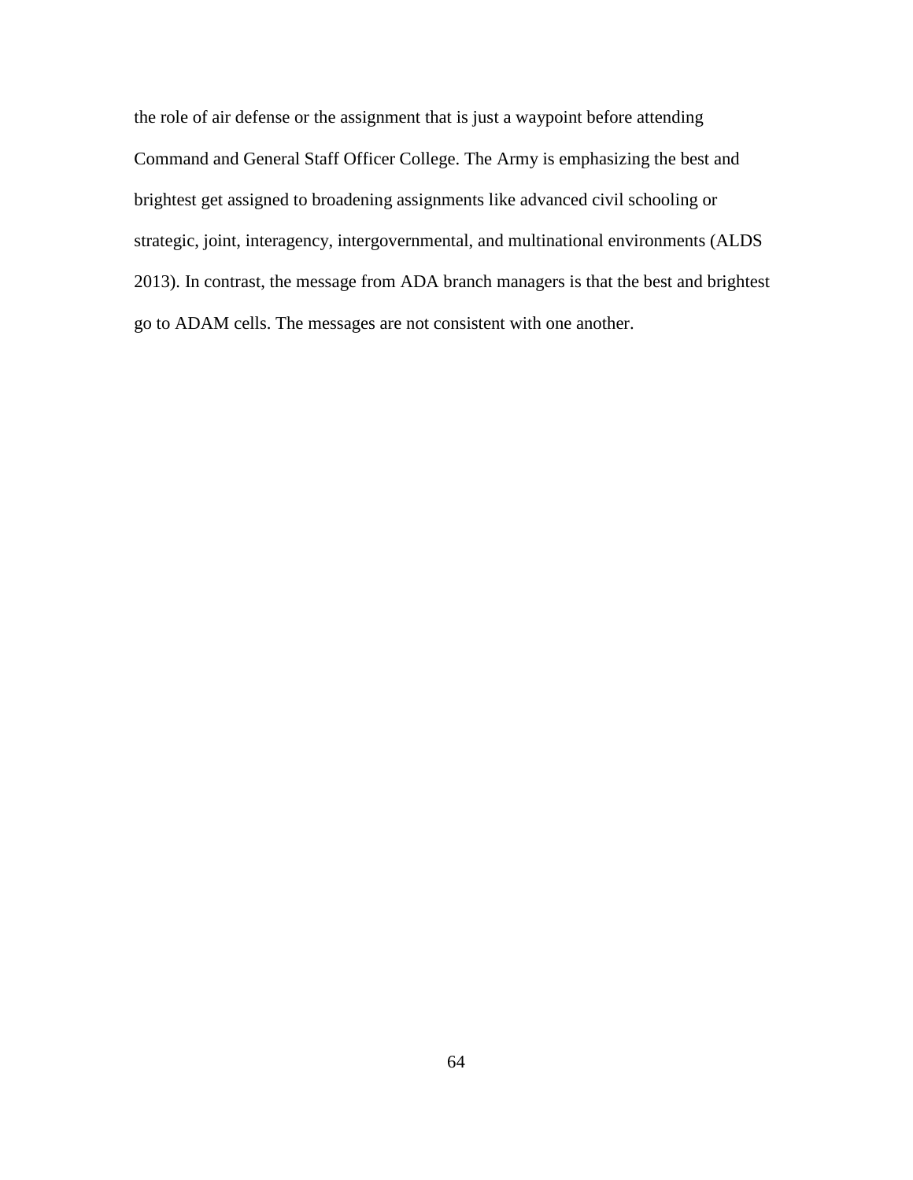the role of air defense or the assignment that is just a waypoint before attending Command and General Staff Officer College. The Army is emphasizing the best and brightest get assigned to broadening assignments like advanced civil schooling or strategic, joint, interagency, intergovernmental, and multinational environments (ALDS 2013). In contrast, the message from ADA branch managers is that the best and brightest go to ADAM cells. The messages are not consistent with one another.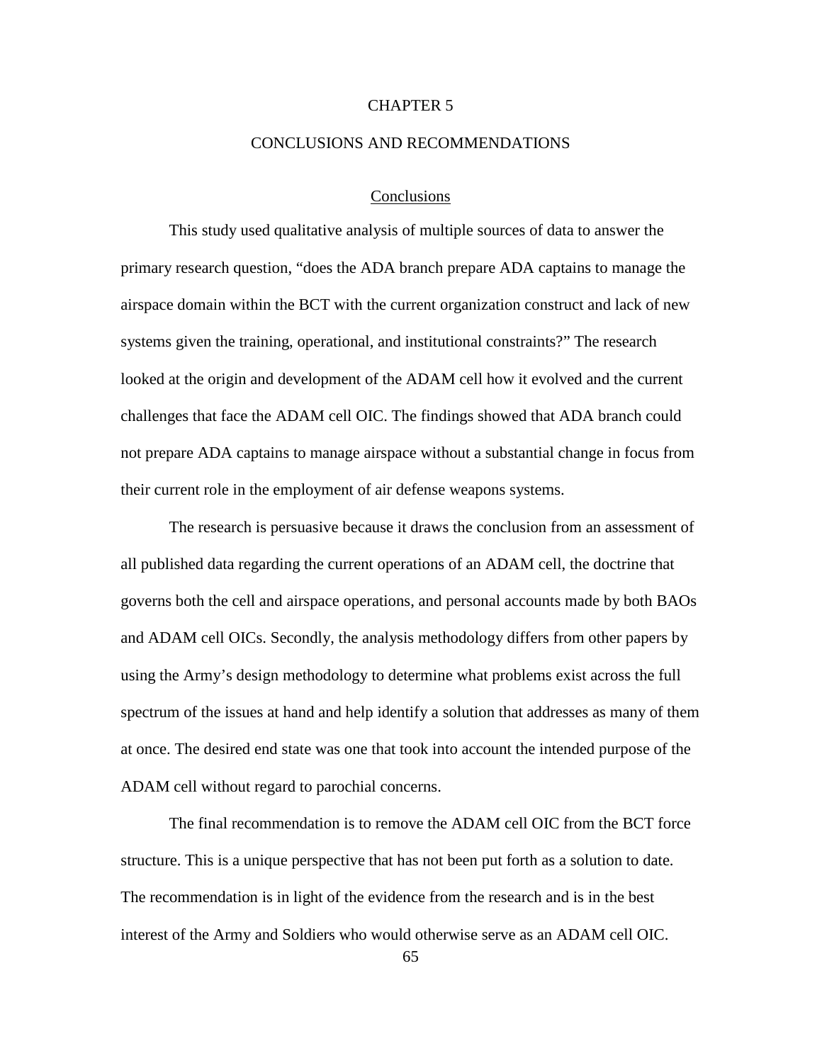# CHAPTER 5

# CONCLUSIONS AND RECOMMENDATIONS

## Conclusions

This study used qualitative analysis of multiple sources of data to answer the primary research question, "does the ADA branch prepare ADA captains to manage the airspace domain within the BCT with the current organization construct and lack of new systems given the training, operational, and institutional constraints?" The research looked at the origin and development of the ADAM cell how it evolved and the current challenges that face the ADAM cell OIC. The findings showed that ADA branch could not prepare ADA captains to manage airspace without a substantial change in focus from their current role in the employment of air defense weapons systems.

The research is persuasive because it draws the conclusion from an assessment of all published data regarding the current operations of an ADAM cell, the doctrine that governs both the cell and airspace operations, and personal accounts made by both BAOs and ADAM cell OICs. Secondly, the analysis methodology differs from other papers by using the Army's design methodology to determine what problems exist across the full spectrum of the issues at hand and help identify a solution that addresses as many of them at once. The desired end state was one that took into account the intended purpose of the ADAM cell without regard to parochial concerns.

The final recommendation is to remove the ADAM cell OIC from the BCT force structure. This is a unique perspective that has not been put forth as a solution to date. The recommendation is in light of the evidence from the research and is in the best interest of the Army and Soldiers who would otherwise serve as an ADAM cell OIC.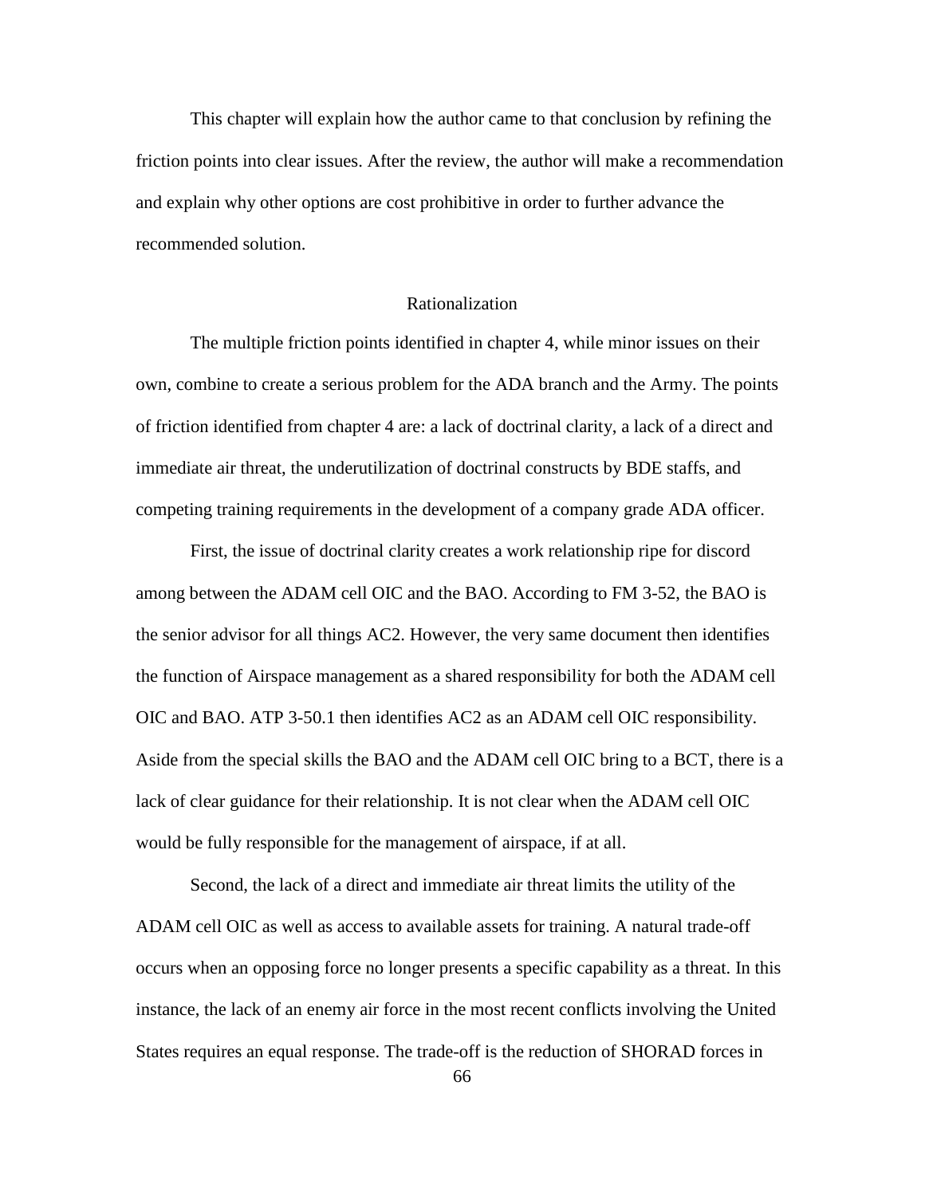This chapter will explain how the author came to that conclusion by refining the friction points into clear issues. After the review, the author will make a recommendation and explain why other options are cost prohibitive in order to further advance the recommended solution.

## Rationalization

The multiple friction points identified in chapter 4, while minor issues on their own, combine to create a serious problem for the ADA branch and the Army. The points of friction identified from chapter 4 are: a lack of doctrinal clarity, a lack of a direct and immediate air threat, the underutilization of doctrinal constructs by BDE staffs, and competing training requirements in the development of a company grade ADA officer.

First, the issue of doctrinal clarity creates a work relationship ripe for discord among between the ADAM cell OIC and the BAO. According to FM 3-52, the BAO is the senior advisor for all things AC2. However, the very same document then identifies the function of Airspace management as a shared responsibility for both the ADAM cell OIC and BAO. ATP 3-50.1 then identifies AC2 as an ADAM cell OIC responsibility. Aside from the special skills the BAO and the ADAM cell OIC bring to a BCT, there is a lack of clear guidance for their relationship. It is not clear when the ADAM cell OIC would be fully responsible for the management of airspace, if at all.

Second, the lack of a direct and immediate air threat limits the utility of the ADAM cell OIC as well as access to available assets for training. A natural trade-off occurs when an opposing force no longer presents a specific capability as a threat. In this instance, the lack of an enemy air force in the most recent conflicts involving the United States requires an equal response. The trade-off is the reduction of SHORAD forces in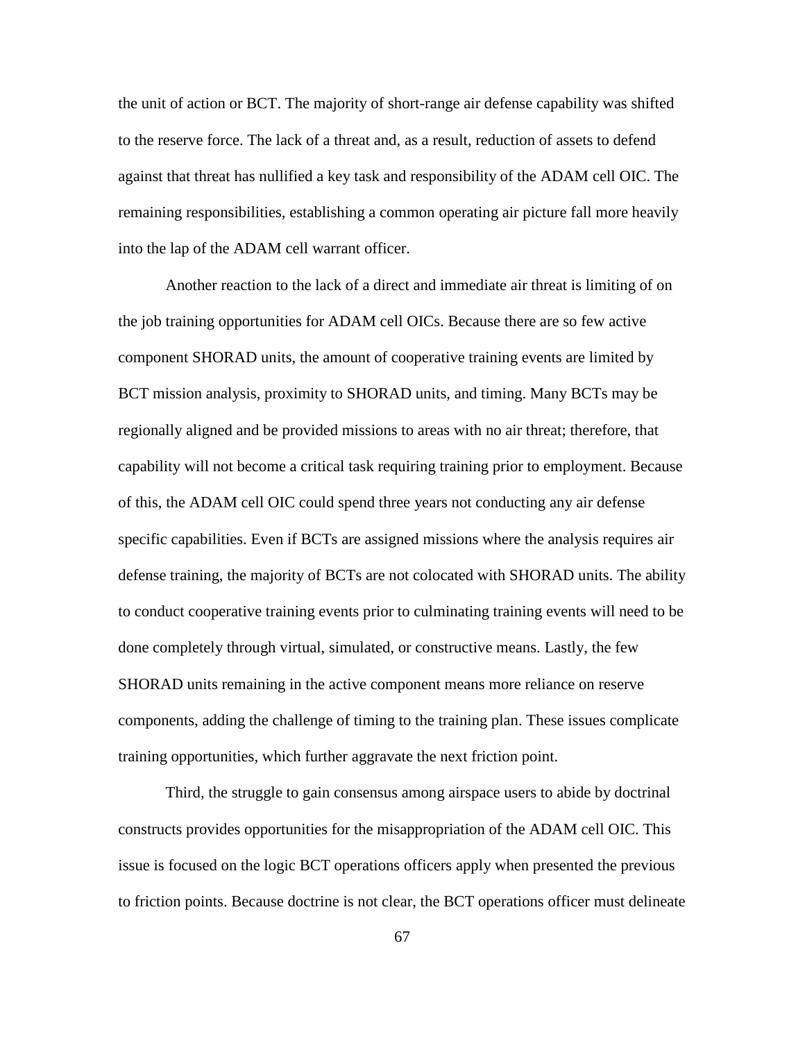the unit of action or BCT. The majority of short-range air defense capability was shifted to the reserve force. The lack of a threat and, as a result, reduction of assets to defend against that threat has nullified a key task and responsibility of the ADAM cell OIC. The remaining responsibilities, establishing a common operating air picture fall more heavily into the lap of the ADAM cell warrant officer.

Another reaction to the lack of a direct and immediate air threat is limiting of on the job training opportunities for ADAM cell OICs. Because there are so few active component SHORAD units, the amount of cooperative training events are limited by BCT mission analysis, proximity to SHORAD units, and timing. Many BCTs may be regionally aligned and be provided missions to areas with no air threat; therefore, that capability will not become a critical task requiring training prior to employment. Because of this, the ADAM cell OIC could spend three years not conducting any air defense specific capabilities. Even if BCTs are assigned missions where the analysis requires air defense training, the majority of BCTs are not colocated with SHORAD units. The ability to conduct cooperative training events prior to culminating training events will need to be done completely through virtual, simulated, or constructive means. Lastly, the few SHORAD units remaining in the active component means more reliance on reserve components, adding the challenge of timing to the training plan. These issues complicate training opportunities, which further aggravate the next friction point.

Third, the struggle to gain consensus among airspace users to abide by doctrinal constructs provides opportunities for the misappropriation of the ADAM cell OIC. This issue is focused on the logic BCT operations officers apply when presented the previous to friction points. Because doctrine is not clear, the BCT operations officer must delineate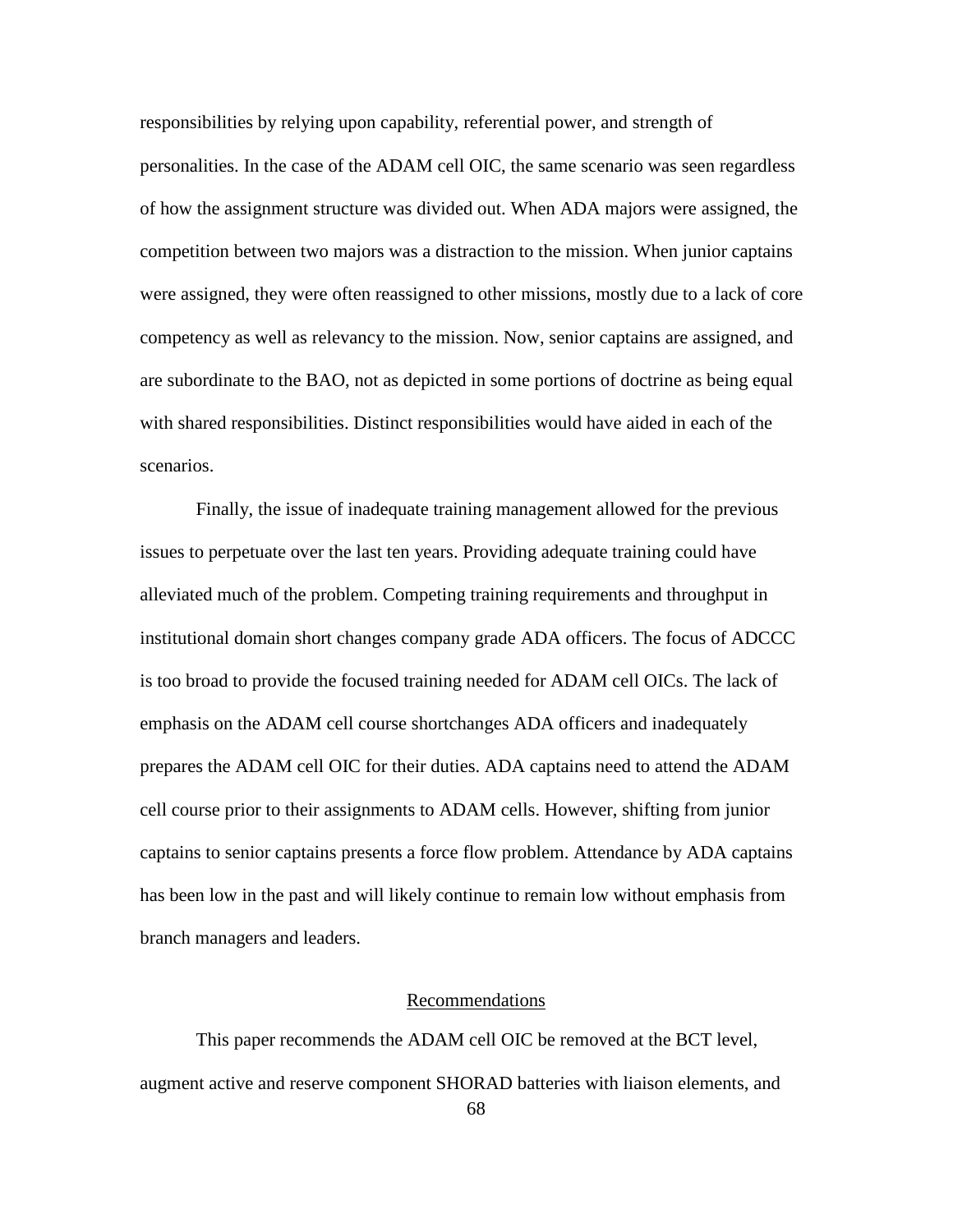responsibilities by relying upon capability, referential power, and strength of personalities. In the case of the ADAM cell OIC, the same scenario was seen regardless of how the assignment structure was divided out. When ADA majors were assigned, the competition between two majors was a distraction to the mission. When junior captains were assigned, they were often reassigned to other missions, mostly due to a lack of core competency as well as relevancy to the mission. Now, senior captains are assigned, and are subordinate to the BAO, not as depicted in some portions of doctrine as being equal with shared responsibilities. Distinct responsibilities would have aided in each of the scenarios.

Finally, the issue of inadequate training management allowed for the previous issues to perpetuate over the last ten years. Providing adequate training could have alleviated much of the problem. Competing training requirements and throughput in institutional domain short changes company grade ADA officers. The focus of ADCCC is too broad to provide the focused training needed for ADAM cell OICs. The lack of emphasis on the ADAM cell course shortchanges ADA officers and inadequately prepares the ADAM cell OIC for their duties. ADA captains need to attend the ADAM cell course prior to their assignments to ADAM cells. However, shifting from junior captains to senior captains presents a force flow problem. Attendance by ADA captains has been low in the past and will likely continue to remain low without emphasis from branch managers and leaders.

## Recommendations

This paper recommends the ADAM cell OIC be removed at the BCT level, augment active and reserve component SHORAD batteries with liaison elements, and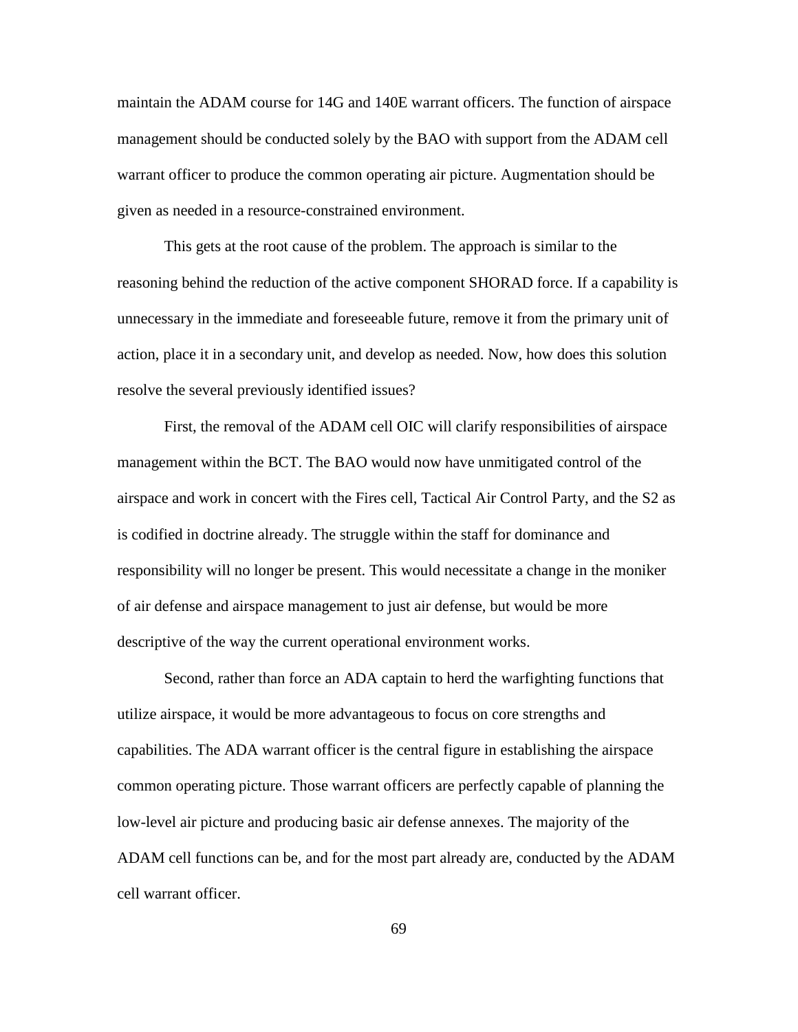maintain the ADAM course for 14G and 140E warrant officers. The function of airspace management should be conducted solely by the BAO with support from the ADAM cell warrant officer to produce the common operating air picture. Augmentation should be given as needed in a resource-constrained environment.

This gets at the root cause of the problem. The approach is similar to the reasoning behind the reduction of the active component SHORAD force. If a capability is unnecessary in the immediate and foreseeable future, remove it from the primary unit of action, place it in a secondary unit, and develop as needed. Now, how does this solution resolve the several previously identified issues?

First, the removal of the ADAM cell OIC will clarify responsibilities of airspace management within the BCT. The BAO would now have unmitigated control of the airspace and work in concert with the Fires cell, Tactical Air Control Party, and the S2 as is codified in doctrine already. The struggle within the staff for dominance and responsibility will no longer be present. This would necessitate a change in the moniker of air defense and airspace management to just air defense, but would be more descriptive of the way the current operational environment works.

Second, rather than force an ADA captain to herd the warfighting functions that utilize airspace, it would be more advantageous to focus on core strengths and capabilities. The ADA warrant officer is the central figure in establishing the airspace common operating picture. Those warrant officers are perfectly capable of planning the low-level air picture and producing basic air defense annexes. The majority of the ADAM cell functions can be, and for the most part already are, conducted by the ADAM cell warrant officer.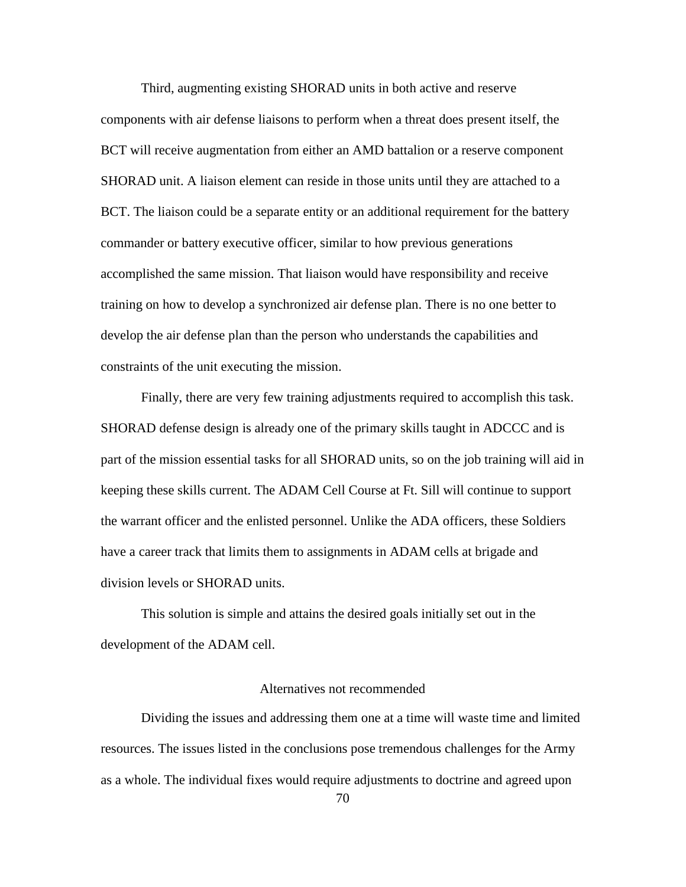Third, augmenting existing SHORAD units in both active and reserve components with air defense liaisons to perform when a threat does present itself, the BCT will receive augmentation from either an AMD battalion or a reserve component SHORAD unit. A liaison element can reside in those units until they are attached to a BCT. The liaison could be a separate entity or an additional requirement for the battery commander or battery executive officer, similar to how previous generations accomplished the same mission. That liaison would have responsibility and receive training on how to develop a synchronized air defense plan. There is no one better to develop the air defense plan than the person who understands the capabilities and constraints of the unit executing the mission.

Finally, there are very few training adjustments required to accomplish this task. SHORAD defense design is already one of the primary skills taught in ADCCC and is part of the mission essential tasks for all SHORAD units, so on the job training will aid in keeping these skills current. The ADAM Cell Course at Ft. Sill will continue to support the warrant officer and the enlisted personnel. Unlike the ADA officers, these Soldiers have a career track that limits them to assignments in ADAM cells at brigade and division levels or SHORAD units.

This solution is simple and attains the desired goals initially set out in the development of the ADAM cell.

## Alternatives not recommended

Dividing the issues and addressing them one at a time will waste time and limited resources. The issues listed in the conclusions pose tremendous challenges for the Army as a whole. The individual fixes would require adjustments to doctrine and agreed upon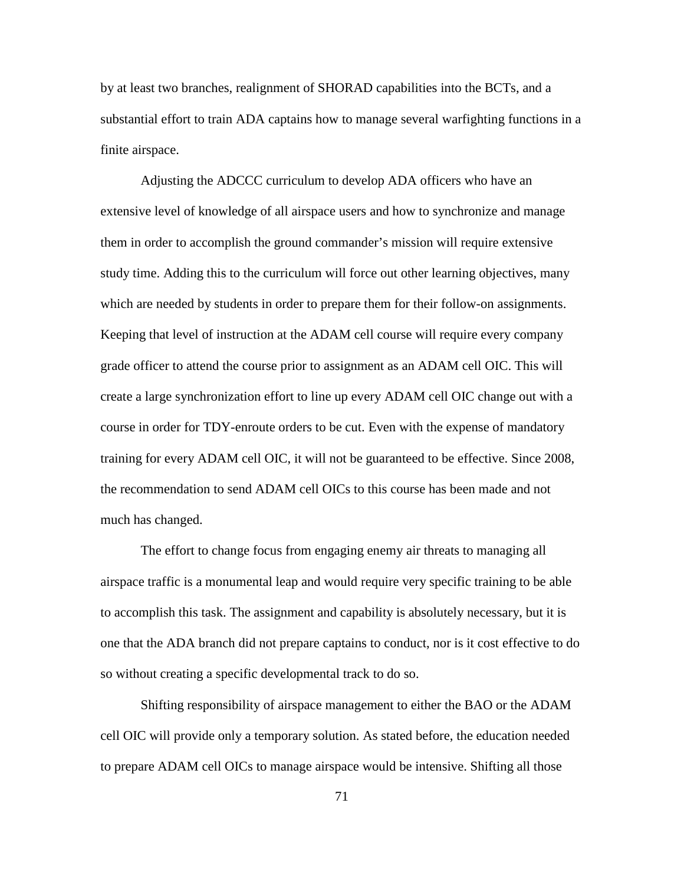by at least two branches, realignment of SHORAD capabilities into the BCTs, and a substantial effort to train ADA captains how to manage several warfighting functions in a finite airspace.

Adjusting the ADCCC curriculum to develop ADA officers who have an extensive level of knowledge of all airspace users and how to synchronize and manage them in order to accomplish the ground commander's mission will require extensive study time. Adding this to the curriculum will force out other learning objectives, many which are needed by students in order to prepare them for their follow-on assignments. Keeping that level of instruction at the ADAM cell course will require every company grade officer to attend the course prior to assignment as an ADAM cell OIC. This will create a large synchronization effort to line up every ADAM cell OIC change out with a course in order for TDY-enroute orders to be cut. Even with the expense of mandatory training for every ADAM cell OIC, it will not be guaranteed to be effective. Since 2008, the recommendation to send ADAM cell OICs to this course has been made and not much has changed.

The effort to change focus from engaging enemy air threats to managing all airspace traffic is a monumental leap and would require very specific training to be able to accomplish this task. The assignment and capability is absolutely necessary, but it is one that the ADA branch did not prepare captains to conduct, nor is it cost effective to do so without creating a specific developmental track to do so.

Shifting responsibility of airspace management to either the BAO or the ADAM cell OIC will provide only a temporary solution. As stated before, the education needed to prepare ADAM cell OICs to manage airspace would be intensive. Shifting all those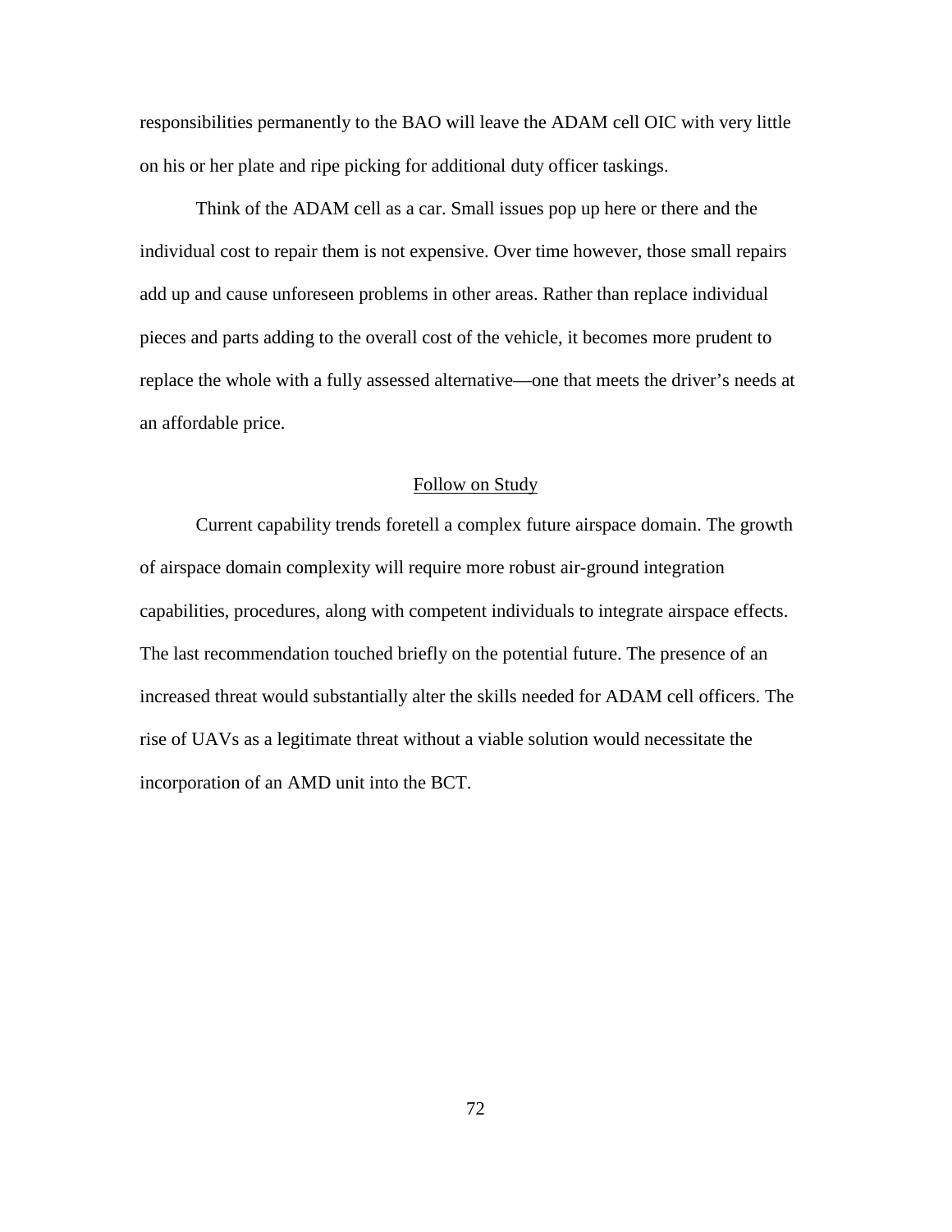responsibilities permanently to the BAO will leave the ADAM cell OIC with very little on his or her plate and ripe picking for additional duty officer taskings.

Think of the ADAM cell as a car. Small issues pop up here or there and the individual cost to repair them is not expensive. Over time however, those small repairs add up and cause unforeseen problems in other areas. Rather than replace individual pieces and parts adding to the overall cost of the vehicle, it becomes more prudent to replace the whole with a fully assessed alternative—one that meets the driver's needs at an affordable price.

## Follow on Study

Current capability trends foretell a complex future airspace domain. The growth of airspace domain complexity will require more robust air-ground integration capabilities, procedures, along with competent individuals to integrate airspace effects. The last recommendation touched briefly on the potential future. The presence of an increased threat would substantially alter the skills needed for ADAM cell officers. The rise of UAVs as a legitimate threat without a viable solution would necessitate the incorporation of an AMD unit into the BCT.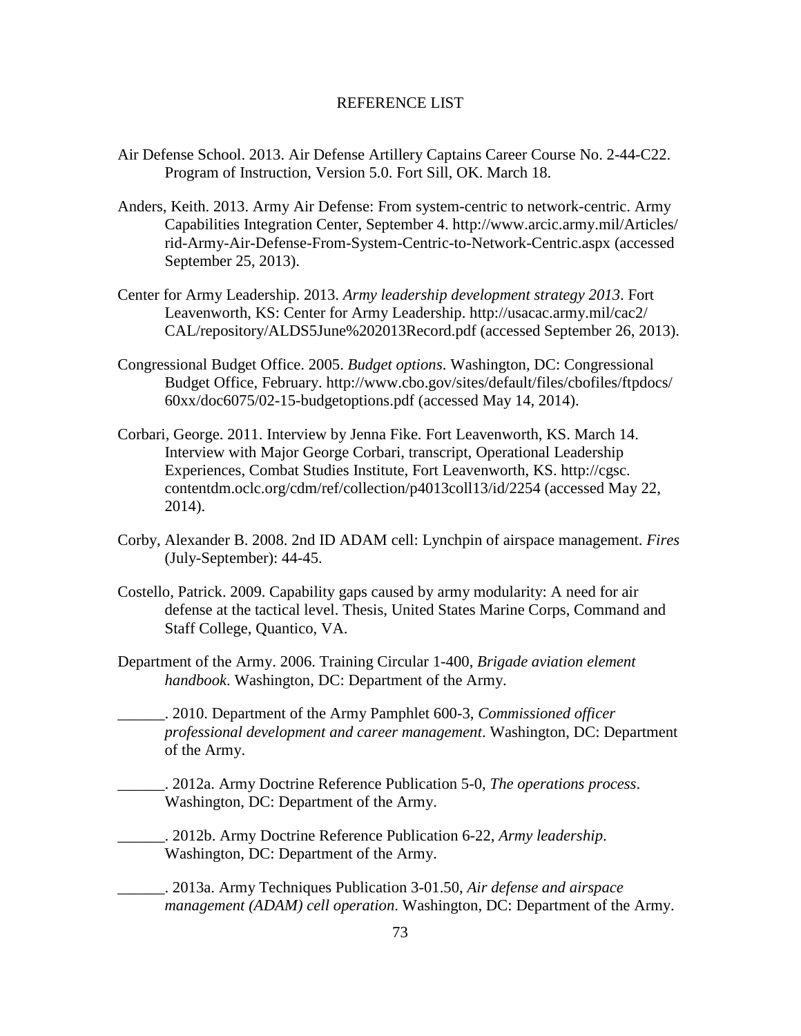# REFERENCE LIST

Air Defense School. 2013. Air Defense Artillery Captains Career Course No. 2-44-C22. Program of Instruction, Version 5.0. Fort Sill, OK. March 18.

Anders, Keith. 2013. Army Air Defense: From system-centric to network-centric. Army Capabilities Integration Center, September 4. http://www.arcic.army.mil/Articles/rid-Army-Air-Defense-From-System-Centric-to-Network-Centric.aspx (accessed September 25, 2013).

Center for Army Leadership. 2013. *Army leadership development strategy 2013*. Fort Leavenworth, KS: Center for Army Leadership. http://usacac.army.mil/cac2/CAL/repository/ALDS5June%202013Record.pdf (accessed September 26, 2013).

Congressional Budget Office. 2005. *Budget options*. Washington, DC: Congressional Budget Office, February. http://www.cbo.gov/sites/default/files/cbofiles/ftpdocs/60xx/doc6075/02-15-budgetoptions.pdf (accessed May 14, 2014).

Corbari, George. 2011. Interview by Jenna Fike. Fort Leavenworth, KS. March 14. Interview with Major George Corbari, transcript, Operational Leadership Experiences, Combat Studies Institute, Fort Leavenworth, KS. http://cgsc.contentdm.oclc.org/cdm/ref/collection/p4013coll13/id/2254 (accessed May 22, 2014).

Corby, Alexander B. 2008. 2nd ID ADAM cell: Lynchpin of airspace management. *Fires* (July-September): 44-45.

Costello, Patrick. 2009. Capability gaps caused by army modularity: A need for air defense at the tactical level. Thesis, United States Marine Corps, Command and Staff College, Quantico, VA.

Department of the Army. 2006. Training Circular 1-400, *Brigade aviation element handbook*. Washington, DC: Department of the Army.

______. 2010. Department of the Army Pamphlet 600-3, *Commissioned officer professional development and career management*. Washington, DC: Department of the Army.

______. 2012a. Army Doctrine Reference Publication 5-0, *The operations process*. Washington, DC: Department of the Army.

______. 2012b. Army Doctrine Reference Publication 6-22, *Army leadership*. Washington, DC: Department of the Army.

______. 2013a. Army Techniques Publication 3-01.50, *Air defense and airspace management (ADAM) cell operation*. Washington, DC: Department of the Army.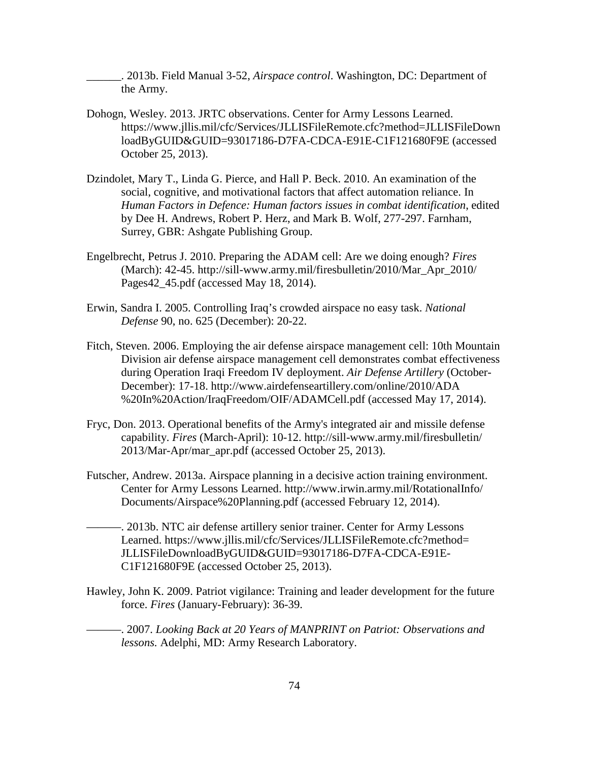______. 2013b. Field Manual 3-52, *Airspace control*. Washington, DC: Department of the Army.

Dohogn, Wesley. 2013. JRTC observations. Center for Army Lessons Learned. https://www.jllis.mil/cfc/Services/JLLISFileRemote.cfc?method=JLLISFileDownloadByGUID&GUID=93017186-D7FA-CDCA-E91E-C1F121680F9E (accessed October 25, 2013).

Dzindolet, Mary T., Linda G. Pierce, and Hall P. Beck. 2010. An examination of the social, cognitive, and motivational factors that affect automation reliance. In *Human Factors in Defence: Human factors issues in combat identification*, edited by Dee H. Andrews, Robert P. Herz, and Mark B. Wolf, 277-297. Farnham, Surrey, GBR: Ashgate Publishing Group.

Engelbrecht, Petrus J. 2010. Preparing the ADAM cell: Are we doing enough? *Fires* (March): 42-45. http://sill-www.army.mil/firesbulletin/2010/Mar_Apr_2010/Pages42_45.pdf (accessed May 18, 2014).

Erwin, Sandra I. 2005. Controlling Iraq's crowded airspace no easy task. *National Defense* 90, no. 625 (December): 20-22.

Fitch, Steven. 2006. Employing the air defense airspace management cell: 10th Mountain Division air defense airspace management cell demonstrates combat effectiveness during Operation Iraqi Freedom IV deployment. *Air Defense Artillery* (October-December): 17-18. http://www.airdefenseartillery.com/online/2010/ADA%20In%20Action/IraqFreedom/OIF/ADAMCell.pdf (accessed May 17, 2014).

Fryc, Don. 2013. Operational benefits of the Army's integrated air and missile defense capability. *Fires* (March-April): 10-12. http://sill-www.army.mil/firesbulletin/2013/Mar-Apr/mar_apr.pdf (accessed October 25, 2013).

Futscher, Andrew. 2013a. Airspace planning in a decisive action training environment. Center for Army Lessons Learned. http://www.irwin.army.mil/RotationalInfo/Documents/Airspace%20Planning.pdf (accessed February 12, 2014).

———. 2013b. NTC air defense artillery senior trainer. Center for Army Lessons Learned. https://www.jllis.mil/cfc/Services/JLLISFileRemote.cfc?method=JLLISFileDownloadByGUID&GUID=93017186-D7FA-CDCA-E91E-C1F121680F9E (accessed October 25, 2013).

Hawley, John K. 2009. Patriot vigilance: Training and leader development for the future force. *Fires* (January-February): 36-39.

———. 2007. *Looking Back at 20 Years of MANPRINT on Patriot: Observations and lessons.* Adelphi, MD: Army Research Laboratory.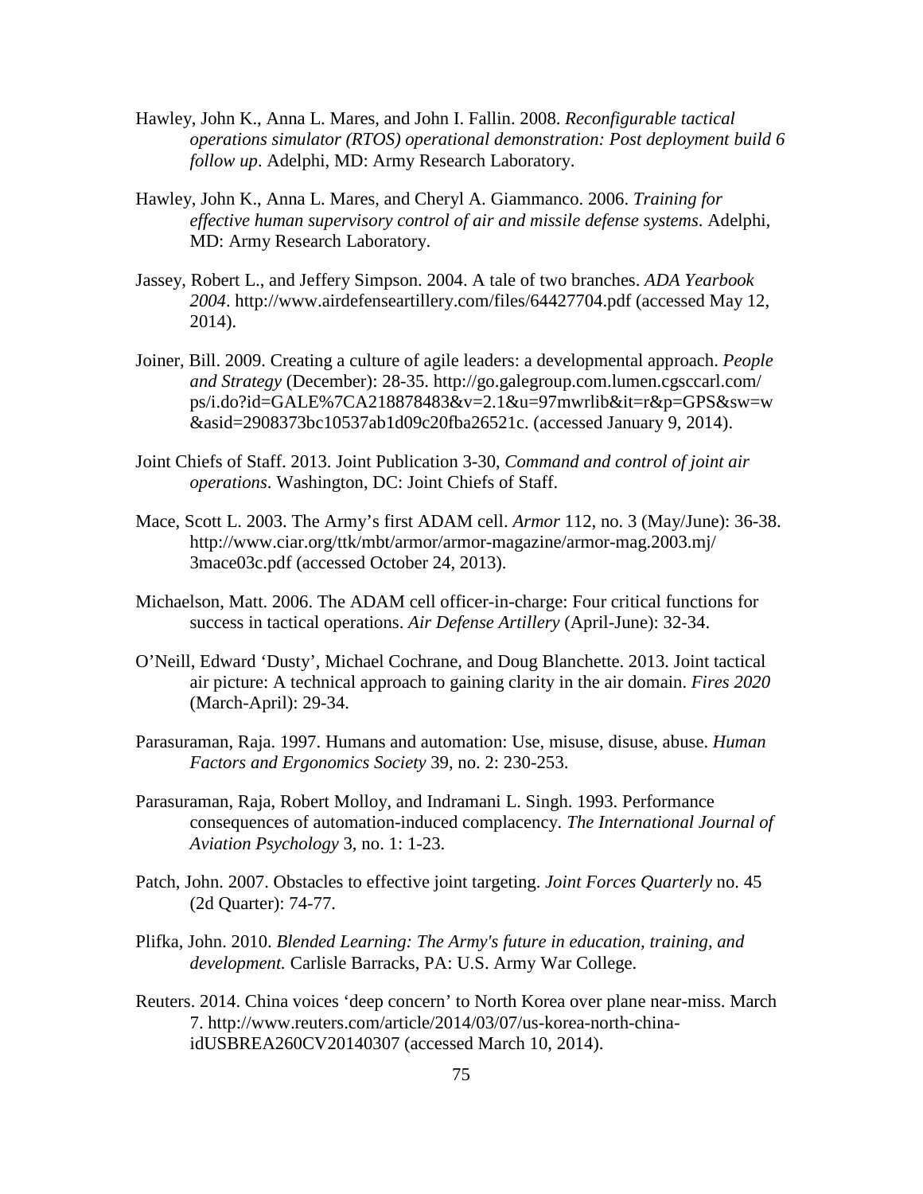Hawley, John K., Anna L. Mares, and John I. Fallin. 2008. *Reconfigurable tactical operations simulator (RTOS) operational demonstration: Post deployment build 6 follow up*. Adelphi, MD: Army Research Laboratory.

Hawley, John K., Anna L. Mares, and Cheryl A. Giammanco. 2006. *Training for effective human supervisory control of air and missile defense systems*. Adelphi, MD: Army Research Laboratory.

Jassey, Robert L., and Jeffery Simpson. 2004. A tale of two branches. *ADA Yearbook 2004*. http://www.airdefenseartillery.com/files/64427704.pdf (accessed May 12, 2014).

Joiner, Bill. 2009. Creating a culture of agile leaders: a developmental approach. *People and Strategy* (December): 28-35. http://go.galegroup.com.lumen.cgsccarl.com/ps/i.do?id=GALE%7CA218878483&v=2.1&u=97mwrlib&it=r&p=GPS&sw=w&asid=2908373bc10537ab1d09c20fba26521c. (accessed January 9, 2014).

Joint Chiefs of Staff. 2013. Joint Publication 3-30, *Command and control of joint air operations*. Washington, DC: Joint Chiefs of Staff.

Mace, Scott L. 2003. The Army's first ADAM cell. *Armor* 112, no. 3 (May/June): 36-38. http://www.ciar.org/ttk/mbt/armor/armor-magazine/armor-mag.2003.mj/3mace03c.pdf (accessed October 24, 2013).

Michaelson, Matt. 2006. The ADAM cell officer-in-charge: Four critical functions for success in tactical operations. *Air Defense Artillery* (April-June): 32-34.

O'Neill, Edward 'Dusty', Michael Cochrane, and Doug Blanchette. 2013. Joint tactical air picture: A technical approach to gaining clarity in the air domain. *Fires 2020* (March-April): 29-34.

Parasuraman, Raja. 1997. Humans and automation: Use, misuse, disuse, abuse. *Human Factors and Ergonomics Society* 39, no. 2: 230-253.

Parasuraman, Raja, Robert Molloy, and Indramani L. Singh. 1993. Performance consequences of automation-induced complacency. *The International Journal of Aviation Psychology* 3, no. 1: 1-23.

Patch, John. 2007. Obstacles to effective joint targeting. *Joint Forces Quarterly* no. 45 (2d Quarter): 74-77.

Plifka, John. 2010. *Blended Learning: The Army's future in education, training, and development.* Carlisle Barracks, PA: U.S. Army War College.

Reuters. 2014. China voices 'deep concern' to North Korea over plane near-miss. March 7. http://www.reuters.com/article/2014/03/07/us-korea-north-china-idUSBREA260CV20140307 (accessed March 10, 2014).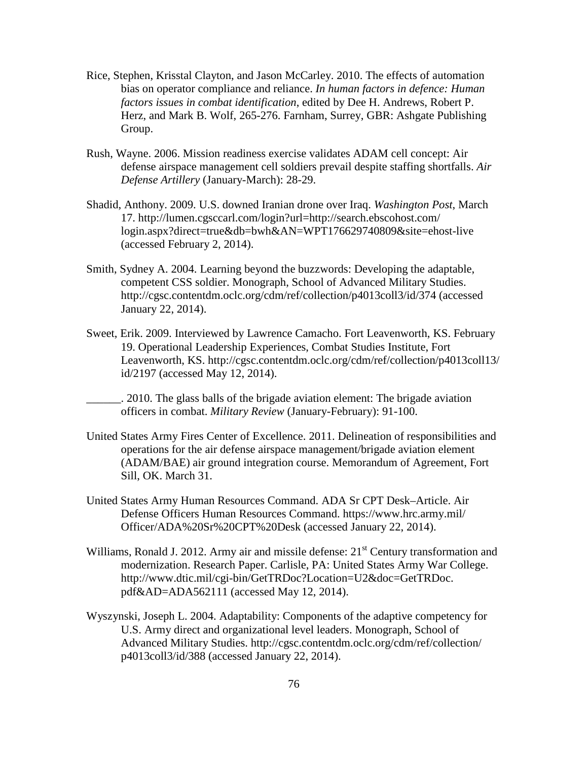Rice, Stephen, Krisstal Clayton, and Jason McCarley. 2010. The effects of automation bias on operator compliance and reliance. *In human factors in defence: Human factors issues in combat identification*, edited by Dee H. Andrews, Robert P. Herz, and Mark B. Wolf, 265-276. Farnham, Surrey, GBR: Ashgate Publishing Group.

Rush, Wayne. 2006. Mission readiness exercise validates ADAM cell concept: Air defense airspace management cell soldiers prevail despite staffing shortfalls. *Air Defense Artillery* (January-March): 28-29.

Shadid, Anthony. 2009. U.S. downed Iranian drone over Iraq. *Washington Post*, March 17. http://lumen.cgsccarl.com/login?url=http://search.ebscohost.com/login.aspx?direct=true&db=bwh&AN=WPT176629740809&site=ehost-live (accessed February 2, 2014).

Smith, Sydney A. 2004. Learning beyond the buzzwords: Developing the adaptable, competent CSS soldier. Monograph, School of Advanced Military Studies. http://cgsc.contentdm.oclc.org/cdm/ref/collection/p4013coll3/id/374 (accessed January 22, 2014).

Sweet, Erik. 2009. Interviewed by Lawrence Camacho. Fort Leavenworth, KS. February 19. Operational Leadership Experiences, Combat Studies Institute, Fort Leavenworth, KS. http://cgsc.contentdm.oclc.org/cdm/ref/collection/p4013coll13/id/2197 (accessed May 12, 2014).

______. 2010. The glass balls of the brigade aviation element: The brigade aviation officers in combat. *Military Review* (January-February): 91-100.

United States Army Fires Center of Excellence. 2011. Delineation of responsibilities and operations for the air defense airspace management/brigade aviation element (ADAM/BAE) air ground integration course. Memorandum of Agreement, Fort Sill, OK. March 31.

United States Army Human Resources Command. ADA Sr CPT Desk–Article. Air Defense Officers Human Resources Command. https://www.hrc.army.mil/Officer/ADA%20Sr%20CPT%20Desk (accessed January 22, 2014).

Williams, Ronald J. 2012. Army air and missile defense: 21st Century transformation and modernization. Research Paper. Carlisle, PA: United States Army War College. http://www.dtic.mil/cgi-bin/GetTRDoc?Location=U2&doc=GetTRDoc.pdf&AD=ADA562111 (accessed May 12, 2014).

Wyszynski, Joseph L. 2004. Adaptability: Components of the adaptive competency for U.S. Army direct and organizational level leaders. Monograph, School of Advanced Military Studies. http://cgsc.contentdm.oclc.org/cdm/ref/collection/p4013coll3/id/388 (accessed January 22, 2014).